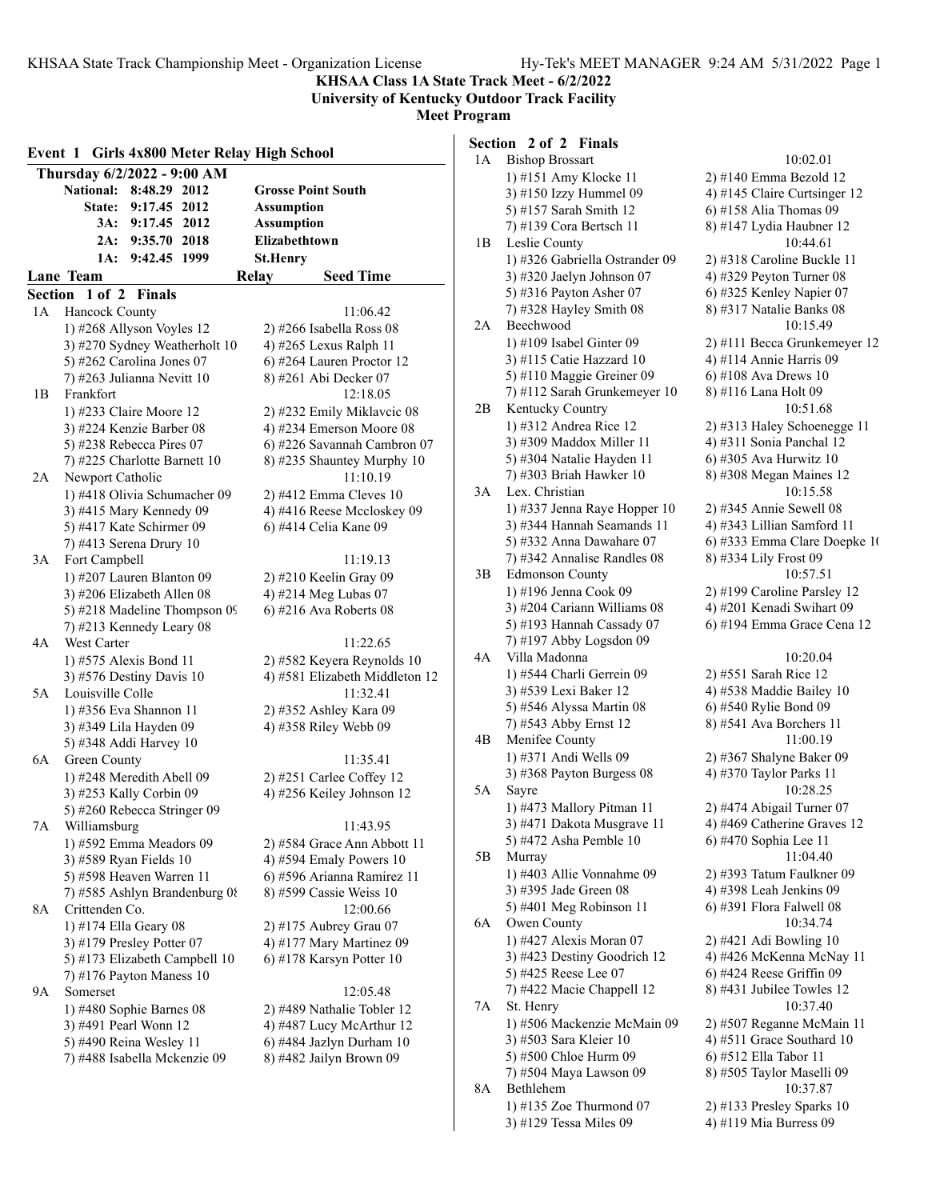# KHSAA Class 1A State Track Meet - 6/2/2022

**University of Kentucky Outdoor Track Facility**

**Meet Program**

## Event 1 Girls 4x800 Meter Relay High School

**Thursday 6/2/2022 - 9:00 AM**

| | | | |
|---|---|---|---|
| National: | 8:48.29 | 2012 | Grosse Point South |
| State: | 9:17.45 | 2012 | Assumption |
| 3A: | 9:17.45 | 2012 | Assumption |
| 2A: | 9:35.70 | 2018 | Elizabethtown |
| 1A: | 9:42.45 | 1999 | St.Henry |

| Lane | Team | Relay | Seed Time |
|---|---|---|---|

### Section 1 of 2 Finals

**1A Hancock County** — 11:06.42
1) #268 Allyson Voyles 12; 2) #266 Isabella Ross 08; 3) #270 Sydney Weatherholt 10; 4) #265 Lexus Ralph 11; 5) #262 Carolina Jones 07; 6) #264 Lauren Proctor 12; 7) #263 Julianna Nevitt 10; 8) #261 Abi Decker 07

**1B Frankfort** — 12:18.05
1) #233 Claire Moore 12; 2) #232 Emily Miklavcic 08; 3) #224 Kenzie Barber 08; 4) #234 Emerson Moore 08; 5) #238 Rebecca Pires 07; 6) #226 Savannah Cambron 07; 7) #225 Charlotte Barnett 10; 8) #235 Shauntey Murphy 10

**2A Newport Catholic** — 11:10.19
1) #418 Olivia Schumacher 09; 2) #412 Emma Cleves 10; 3) #415 Mary Kennedy 09; 4) #416 Reese Mccloskey 09; 5) #417 Kate Schirmer 09; 6) #414 Celia Kane 09; 7) #413 Serena Drury 10

**3A Fort Campbell** — 11:19.13
1) #207 Lauren Blanton 09; 2) #210 Keelin Gray 09; 3) #206 Elizabeth Allen 08; 4) #214 Meg Lubas 07; 5) #218 Madeline Thompson 09; 6) #216 Ava Roberts 08; 7) #213 Kennedy Leary 08

**4A West Carter** — 11:22.65
1) #575 Alexis Bond 11; 2) #582 Keyera Reynolds 10; 3) #576 Destiny Davis 10; 4) #581 Elizabeth Middleton 12

**5A Louisville Colle** — 11:32.41
1) #356 Eva Shannon 11; 2) #352 Ashley Kara 09; 3) #349 Lila Hayden 09; 4) #358 Riley Webb 09; 5) #348 Addi Harvey 10

**6A Green County** — 11:35.41
1) #248 Meredith Abell 09; 2) #251 Carlee Coffey 12; 3) #253 Kally Corbin 09; 4) #256 Keiley Johnson 12; 5) #260 Rebecca Stringer 09

**7A Williamsburg** — 11:43.95
1) #592 Emma Meadors 09; 2) #584 Grace Ann Abbott 11; 3) #589 Ryan Fields 10; 4) #594 Emaly Powers 10; 5) #598 Heaven Warren 11; 6) #596 Arianna Ramirez 11; 7) #585 Ashlyn Brandenburg 08; 8) #599 Cassie Weiss 10

**8A Crittenden Co.** — 12:00.66
1) #174 Ella Geary 08; 2) #175 Aubrey Grau 07; 3) #179 Presley Potter 07; 4) #177 Mary Martinez 09; 5) #173 Elizabeth Campbell 10; 6) #178 Karsyn Potter 10; 7) #176 Payton Maness 10

**9A Somerset** — 12:05.48
1) #480 Sophie Barnes 08; 2) #489 Nathalie Tobler 12; 3) #491 Pearl Wonn 12; 4) #487 Lucy McArthur 12; 5) #490 Reina Wesley 11; 6) #484 Jazlyn Durham 10; 7) #488 Isabella Mckenzie 09; 8) #482 Jailyn Brown 09

### Section 2 of 2 Finals

**1A Bishop Brossart** — 10:02.01
1) #151 Amy Klocke 11; 2) #140 Emma Bezold 12; 3) #150 Izzy Hummel 09; 4) #145 Claire Curtsinger 12; 5) #157 Sarah Smith 12; 6) #158 Alia Thomas 09; 7) #139 Cora Bertsch 11; 8) #147 Lydia Haubner 12

**1B Leslie County** — 10:44.61
1) #326 Gabriella Ostrander 09; 2) #318 Caroline Buckle 11; 3) #320 Jaelyn Johnson 07; 4) #329 Peyton Turner 08; 5) #316 Payton Asher 07; 6) #325 Kenley Napier 07; 7) #328 Hayley Smith 08; 8) #317 Natalie Banks 08

**2A Beechwood** — 10:15.49
1) #109 Isabel Ginter 09; 2) #111 Becca Grunkemeyer 12; 3) #115 Catie Hazzard 10; 4) #114 Annie Harris 09; 5) #110 Maggie Greiner 09; 6) #108 Ava Drews 10; 7) #112 Sarah Grunkemeyer 10; 8) #116 Lana Holt 09

**2B Kentucky Country** — 10:51.68
1) #312 Andrea Rice 12; 2) #313 Haley Schoenegge 11; 3) #309 Maddox Miller 11; 4) #311 Sonia Panchal 12; 5) #304 Natalie Hayden 11; 6) #305 Ava Hurwitz 10; 7) #303 Briah Hawker 10; 8) #308 Megan Maines 12

**3A Lex. Christian** — 10:15.58
1) #337 Jenna Raye Hopper 10; 2) #345 Annie Sewell 08; 3) #344 Hannah Seamands 11; 4) #343 Lillian Samford 11; 5) #332 Anna Dawahare 07; 6) #333 Emma Clare Doepke 10; 7) #342 Annalise Randles 08; 8) #334 Lily Frost 09

**3B Edmonson County** — 10:57.51
1) #196 Jenna Cook 09; 2) #199 Caroline Parsley 12; 3) #204 Cariann Williams 08; 4) #201 Kenadi Swihart 09; 5) #193 Hannah Cassady 07; 6) #194 Emma Grace Cena 12; 7) #197 Abby Logsdon 09

**4A Villa Madonna** — 10:20.04
1) #544 Charli Gerrein 09; 2) #551 Sarah Rice 12; 3) #539 Lexi Baker 12; 4) #538 Maddie Bailey 10; 5) #546 Alyssa Martin 08; 6) #540 Rylie Bond 09; 7) #543 Abby Ernst 12; 8) #541 Ava Borchers 11

**4B Menifee County** — 11:00.19
1) #371 Andi Wells 09; 2) #367 Shalyne Baker 09; 3) #368 Payton Burgess 08; 4) #370 Taylor Parks 11

**5A Sayre** — 10:28.25
1) #473 Mallory Pitman 11; 2) #474 Abigail Turner 07; 3) #471 Dakota Musgrave 11; 4) #469 Catherine Graves 12; 5) #472 Asha Pemble 10; 6) #470 Sophia Lee 11

**5B Murray** — 11:04.40
1) #403 Allie Vonnahme 09; 2) #393 Tatum Faulkner 09; 3) #395 Jade Green 08; 4) #398 Leah Jenkins 09; 5) #401 Meg Robinson 11; 6) #391 Flora Falwell 08

**6A Owen County** — 10:34.74
1) #427 Alexis Moran 07; 2) #421 Adi Bowling 10; 3) #423 Destiny Goodrich 12; 4) #426 McKenna McNay 11; 5) #425 Reese Lee 07; 6) #424 Reese Griffin 09; 7) #422 Macie Chappell 12; 8) #431 Jubilee Towles 12

**7A St. Henry** — 10:37.40
1) #506 Mackenzie McMain 09; 2) #507 Reganne McMain 11; 3) #503 Sara Kleier 10; 4) #511 Grace Southard 10; 5) #500 Chloe Hurm 09; 6) #512 Ella Tabor 11; 7) #504 Maya Lawson 09; 8) #505 Taylor Maselli 09

**8A Bethlehem** — 10:37.87
1) #135 Zoe Thurmond 07; 2) #133 Presley Sparks 10; 3) #129 Tessa Miles 09; 4) #119 Mia Burress 09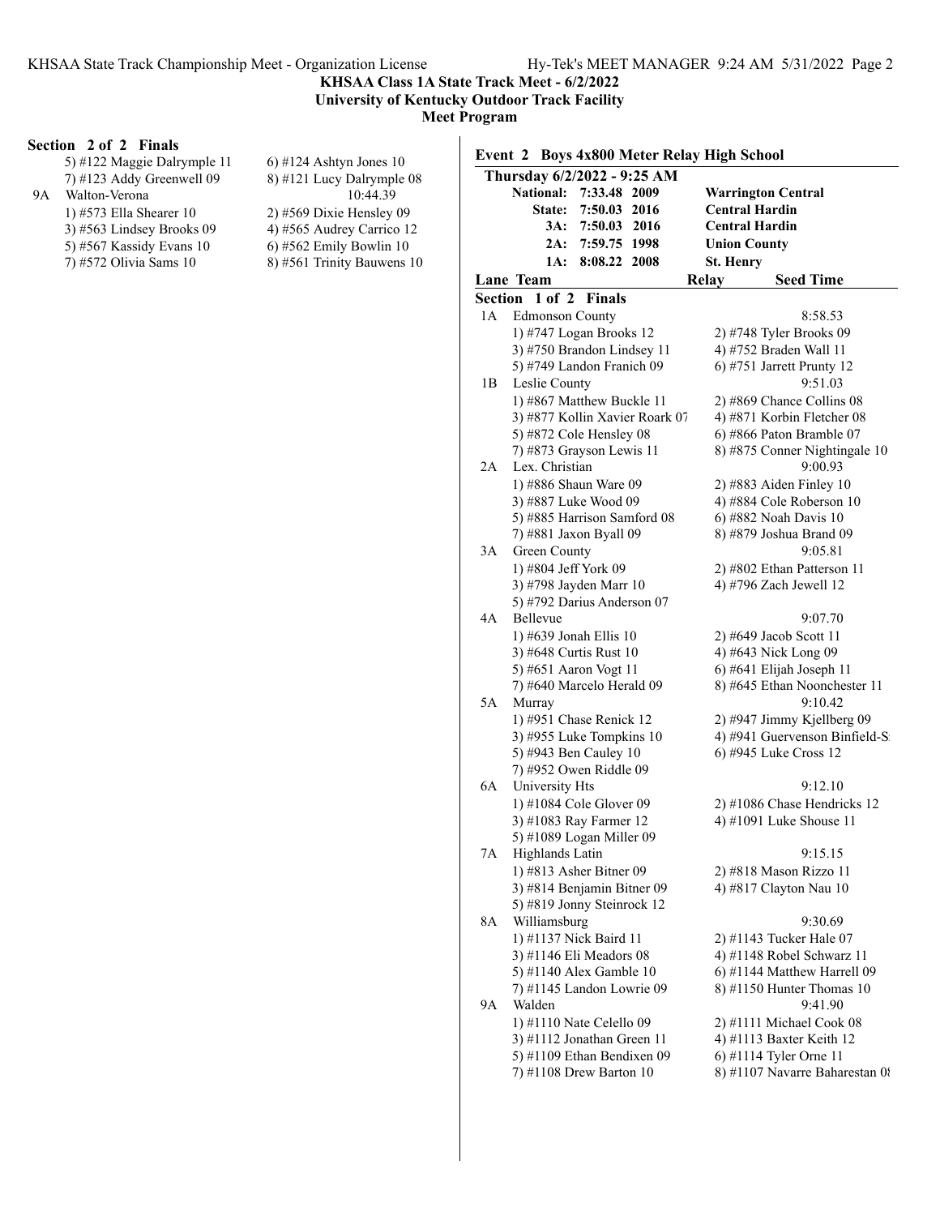KHSAA Class 1A State Track Meet - 6/2/2022
University of Kentucky Outdoor Track Facility
Meet Program

**Section 2 of 2 Finals**

5) #122 Maggie Dalrymple 11 6) #124 Ashtyn Jones 10
7) #123 Addy Greenwell 09 8) #121 Lucy Dalrymple 08

9A Walton-Verona 10:44.39
1) #573 Ella Shearer 10 2) #569 Dixie Hensley 09
3) #563 Lindsey Brooks 09 4) #565 Audrey Carrico 12
5) #567 Kassidy Evans 10 6) #562 Emily Bowlin 10
7) #572 Olivia Sams 10 8) #561 Trinity Bauwens 10

## Event 2 Boys 4x800 Meter Relay High School

**Thursday 6/2/2022 - 9:25 AM**

| | | | |
|---|---|---|---|
| National: | 7:33.48 | 2009 | Warrington Central |
| State: | 7:50.03 | 2016 | Central Hardin |
| 3A: | 7:50.03 | 2016 | Central Hardin |
| 2A: | 7:59.75 | 1998 | Union County |
| 1A: | 8:08.22 | 2008 | St. Henry |

**Lane Team Relay Seed Time**

**Section 1 of 2 Finals**

1A Edmonson County 8:58.53
1) #747 Logan Brooks 12 2) #748 Tyler Brooks 09
3) #750 Brandon Lindsey 11 4) #752 Braden Wall 11
5) #749 Landon Franich 09 6) #751 Jarrett Prunty 12

1B Leslie County 9:51.03
1) #867 Matthew Buckle 11 2) #869 Chance Collins 08
3) #877 Kollin Xavier Roark 07 4) #871 Korbin Fletcher 08
5) #872 Cole Hensley 08 6) #866 Paton Bramble 07
7) #873 Grayson Lewis 11 8) #875 Conner Nightingale 10

2A Lex. Christian 9:00.93
1) #886 Shaun Ware 09 2) #883 Aiden Finley 10
3) #887 Luke Wood 09 4) #884 Cole Roberson 10
5) #885 Harrison Samford 08 6) #882 Noah Davis 10
7) #881 Jaxon Byall 09 8) #879 Joshua Brand 09

3A Green County 9:05.81
1) #804 Jeff York 09 2) #802 Ethan Patterson 11
3) #798 Jayden Marr 10 4) #796 Zach Jewell 12
5) #792 Darius Anderson 07

4A Bellevue 9:07.70
1) #639 Jonah Ellis 10 2) #649 Jacob Scott 11
3) #648 Curtis Rust 10 4) #643 Nick Long 09
5) #651 Aaron Vogt 11 6) #641 Elijah Joseph 11
7) #640 Marcelo Herald 09 8) #645 Ethan Noonchester 11

5A Murray 9:10.42
1) #951 Chase Renick 12 2) #947 Jimmy Kjellberg 09
3) #955 Luke Tompkins 10 4) #941 Guervenson Binfield-S
5) #943 Ben Cauley 10 6) #945 Luke Cross 12
7) #952 Owen Riddle 09

6A University Hts 9:12.10
1) #1084 Cole Glover 09 2) #1086 Chase Hendricks 12
3) #1083 Ray Farmer 12 4) #1091 Luke Shouse 11
5) #1089 Logan Miller 09

7A Highlands Latin 9:15.15
1) #813 Asher Bitner 09 2) #818 Mason Rizzo 11
3) #814 Benjamin Bitner 09 4) #817 Clayton Nau 10
5) #819 Jonny Steinrock 12

8A Williamsburg 9:30.69
1) #1137 Nick Baird 11 2) #1143 Tucker Hale 07
3) #1146 Eli Meadors 08 4) #1148 Robel Schwarz 11
5) #1140 Alex Gamble 10 6) #1144 Matthew Harrell 09
7) #1145 Landon Lowrie 09 8) #1150 Hunter Thomas 10

9A Walden 9:41.90
1) #1110 Nate Celello 09 2) #1111 Michael Cook 08
3) #1112 Jonathan Green 11 4) #1113 Baxter Keith 12
5) #1109 Ethan Bendixen 09 6) #1114 Tyler Orne 11
7) #1108 Drew Barton 10 8) #1107 Navarre Baharestan 0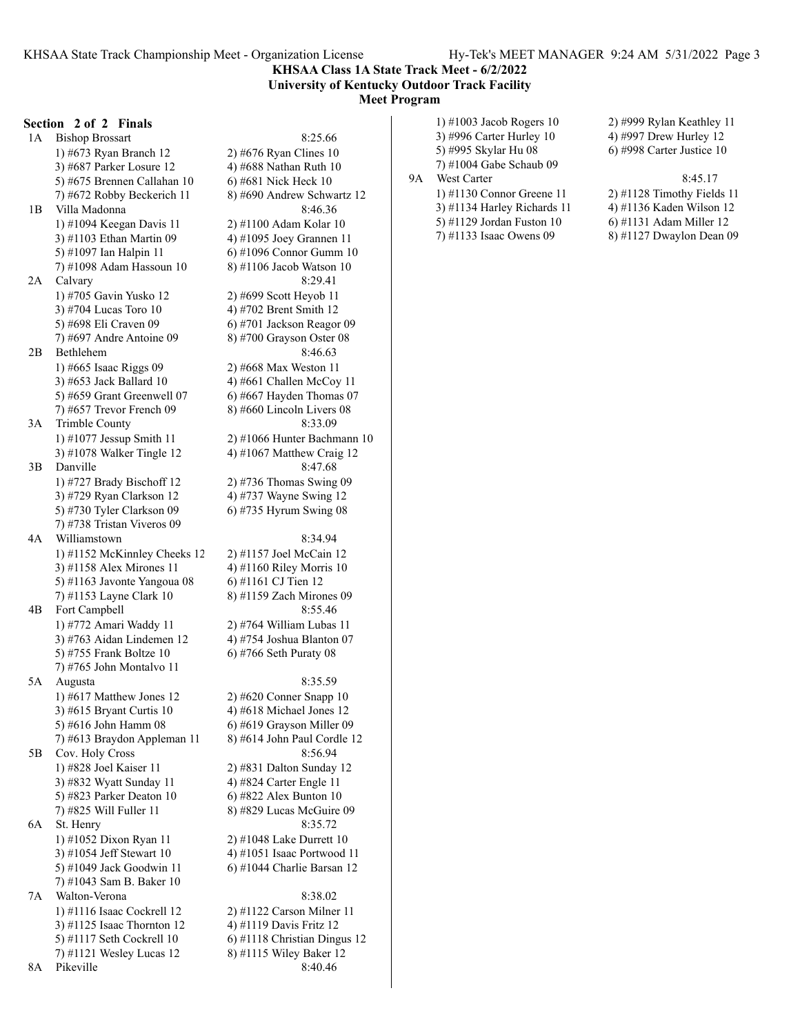**KHSAA Class 1A State Track Meet - 6/2/2022**
**University of Kentucky Outdoor Track Facility**
**Meet Program**

**Section 2 of 2 Finals**

1A Bishop Brossart 8:25.66
1) #673 Ryan Branch 12  2) #676 Ryan Clines 10
3) #687 Parker Losure 12  4) #688 Nathan Ruth 10
5) #675 Brennen Callahan 10  6) #681 Nick Heck 10
7) #672 Robby Beckerich 11  8) #690 Andrew Schwartz 12

1B Villa Madonna 8:46.36
1) #1094 Keegan Davis 11  2) #1100 Adam Kolar 10
3) #1103 Ethan Martin 09  4) #1095 Joey Grannen 11
5) #1097 Ian Halpin 11  6) #1096 Connor Gumm 10
7) #1098 Adam Hassoun 10  8) #1106 Jacob Watson 10

2A Calvary 8:29.41
1) #705 Gavin Yusko 12  2) #699 Scott Heyob 11
3) #704 Lucas Toro 10  4) #702 Brent Smith 12
5) #698 Eli Craven 09  6) #701 Jackson Reagor 09
7) #697 Andre Antoine 09  8) #700 Grayson Oster 08

2B Bethlehem 8:46.63
1) #665 Isaac Riggs 09  2) #668 Max Weston 11
3) #653 Jack Ballard 10  4) #661 Challen McCoy 11
5) #659 Grant Greenwell 07  6) #667 Hayden Thomas 07
7) #657 Trevor French 09  8) #660 Lincoln Livers 08

3A Trimble County 8:33.09
1) #1077 Jessup Smith 11  2) #1066 Hunter Bachmann 10
3) #1078 Walker Tingle 12  4) #1067 Matthew Craig 12

3B Danville 8:47.68
1) #727 Brady Bischoff 12  2) #736 Thomas Swing 09
3) #729 Ryan Clarkson 12  4) #737 Wayne Swing 12
5) #730 Tyler Clarkson 09  6) #735 Hyrum Swing 08
7) #738 Tristan Viveros 09

4A Williamstown 8:34.94
1) #1152 McKinnley Cheeks 12  2) #1157 Joel McCain 12
3) #1158 Alex Mirones 11  4) #1160 Riley Morris 10
5) #1163 Javonte Yangoua 08  6) #1161 CJ Tien 12
7) #1153 Layne Clark 10  8) #1159 Zach Mirones 09

4B Fort Campbell 8:55.46
1) #772 Amari Waddy 11  2) #764 William Lubas 11
3) #763 Aidan Lindemen 12  4) #754 Joshua Blanton 07
5) #755 Frank Boltze 10  6) #766 Seth Puraty 08
7) #765 John Montalvo 11

5A Augusta 8:35.59
1) #617 Matthew Jones 12  2) #620 Conner Snapp 10
3) #615 Bryant Curtis 10  4) #618 Michael Jones 12
5) #616 John Hamm 08  6) #619 Grayson Miller 09
7) #613 Braydon Appleman 11  8) #614 John Paul Cordle 12

5B Cov. Holy Cross 8:56.94
1) #828 Joel Kaiser 11  2) #831 Dalton Sunday 12
3) #832 Wyatt Sunday 11  4) #824 Carter Engle 11
5) #823 Parker Deaton 10  6) #822 Alex Bunton 10
7) #825 Will Fuller 11  8) #829 Lucas McGuire 09

6A St. Henry 8:35.72
1) #1052 Dixon Ryan 11  2) #1048 Lake Durrett 10
3) #1054 Jeff Stewart 10  4) #1051 Isaac Portwood 11
5) #1049 Jack Goodwin 11  6) #1044 Charlie Barsan 12
7) #1043 Sam B. Baker 10

7A Walton-Verona 8:38.02
1) #1116 Isaac Cockrell 12  2) #1122 Carson Milner 11
3) #1125 Isaac Thornton 12  4) #1119 Davis Fritz 12
5) #1117 Seth Cockrell 10  6) #1118 Christian Dingus 12
7) #1121 Wesley Lucas 12  8) #1115 Wiley Baker 12

8A Pikeville 8:40.46
1) #1003 Jacob Rogers 10  2) #999 Rylan Keathley 11
3) #996 Carter Hurley 10  4) #997 Drew Hurley 12
5) #995 Skylar Hu 08  6) #998 Carter Justice 10
7) #1004 Gabe Schaub 09

9A West Carter 8:45.17
1) #1130 Connor Greene 11  2) #1128 Timothy Fields 11
3) #1134 Harley Richards 11  4) #1136 Kaden Wilson 12
5) #1129 Jordan Fuston 10  6) #1131 Adam Miller 12
7) #1133 Isaac Owens 09  8) #1127 Dwaylon Dean 09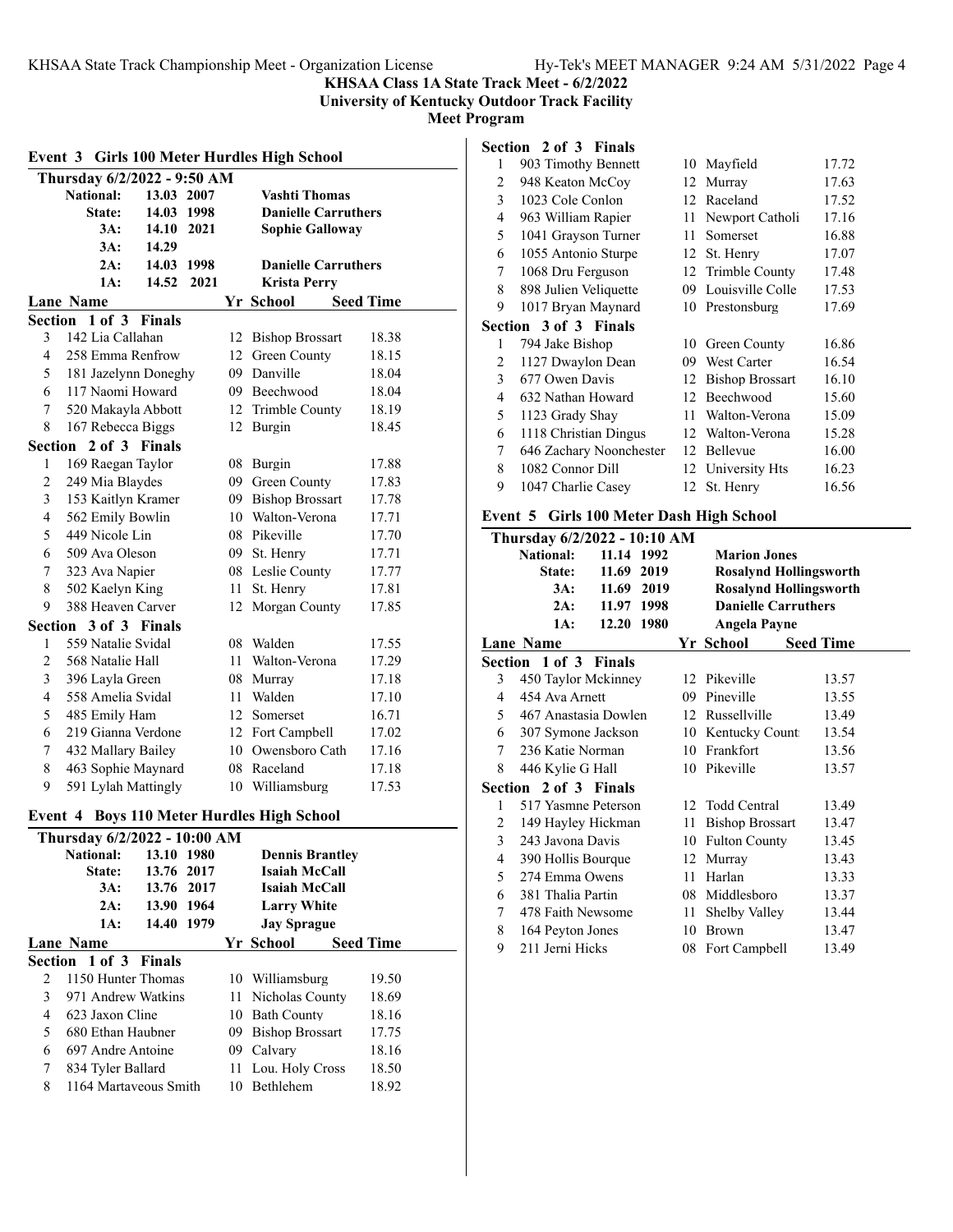## KHSAA Class 1A State Track Meet - 6/2/2022

**University of Kentucky Outdoor Track Facility**

**Meet Program**

### Event 3 Girls 100 Meter Hurdles High School

**Thursday 6/2/2022 - 9:50 AM**

| Record | Time | Year | Name |
|---|---|---|---|
| National: | 13.03 | 2007 | Vashti Thomas |
| State: | 14.03 | 1998 | Danielle Carruthers |
| 3A: | 14.10 | 2021 | Sophie Galloway |
| 3A: | 14.29 | | |
| 2A: | 14.03 | 1998 | Danielle Carruthers |
| 1A: | 14.52 | 2021 | Krista Perry |

| Lane | Name | Yr | School | Seed Time |
|---|---|---|---|---|
| **Section 1 of 3 Finals** | | | | |
| 3 | 142 Lia Callahan | 12 | Bishop Brossart | 18.38 |
| 4 | 258 Emma Renfrow | 12 | Green County | 18.15 |
| 5 | 181 Jazelynn Doneghy | 09 | Danville | 18.04 |
| 6 | 117 Naomi Howard | 09 | Beechwood | 18.04 |
| 7 | 520 Makayla Abbott | 12 | Trimble County | 18.19 |
| 8 | 167 Rebecca Biggs | 12 | Burgin | 18.45 |
| **Section 2 of 3 Finals** | | | | |
| 1 | 169 Raegan Taylor | 08 | Burgin | 17.88 |
| 2 | 249 Mia Blaydes | 09 | Green County | 17.83 |
| 3 | 153 Kaitlyn Kramer | 09 | Bishop Brossart | 17.78 |
| 4 | 562 Emily Bowlin | 10 | Walton-Verona | 17.71 |
| 5 | 449 Nicole Lin | 08 | Pikeville | 17.70 |
| 6 | 509 Ava Oleson | 09 | St. Henry | 17.71 |
| 7 | 323 Ava Napier | 08 | Leslie County | 17.77 |
| 8 | 502 Kaelyn King | 11 | St. Henry | 17.81 |
| 9 | 388 Heaven Carver | 12 | Morgan County | 17.85 |
| **Section 3 of 3 Finals** | | | | |
| 1 | 559 Natalie Svidal | 08 | Walden | 17.55 |
| 2 | 568 Natalie Hall | 11 | Walton-Verona | 17.29 |
| 3 | 396 Layla Green | 08 | Murray | 17.18 |
| 4 | 558 Amelia Svidal | 11 | Walden | 17.10 |
| 5 | 485 Emily Ham | 12 | Somerset | 16.71 |
| 6 | 219 Gianna Verdone | 12 | Fort Campbell | 17.02 |
| 7 | 432 Mallary Bailey | 10 | Owensboro Cath | 17.16 |
| 8 | 463 Sophie Maynard | 08 | Raceland | 17.18 |
| 9 | 591 Lylah Mattingly | 10 | Williamsburg | 17.53 |

### Event 4 Boys 110 Meter Hurdles High School

**Thursday 6/2/2022 - 10:00 AM**

| Record | Time | Year | Name |
|---|---|---|---|
| National: | 13.10 | 1980 | Dennis Brantley |
| State: | 13.76 | 2017 | Isaiah McCall |
| 3A: | 13.76 | 2017 | Isaiah McCall |
| 2A: | 13.90 | 1964 | Larry White |
| 1A: | 14.40 | 1979 | Jay Sprague |

| Lane | Name | Yr | School | Seed Time |
|---|---|---|---|---|
| **Section 1 of 3 Finals** | | | | |
| 2 | 1150 Hunter Thomas | 10 | Williamsburg | 19.50 |
| 3 | 971 Andrew Watkins | 11 | Nicholas County | 18.69 |
| 4 | 623 Jaxon Cline | 10 | Bath County | 18.16 |
| 5 | 680 Ethan Haubner | 09 | Bishop Brossart | 17.75 |
| 6 | 697 Andre Antoine | 09 | Calvary | 18.16 |
| 7 | 834 Tyler Ballard | 11 | Lou. Holy Cross | 18.50 |
| 8 | 1164 Martaveous Smith | 10 | Bethlehem | 18.92 |
| **Section 2 of 3 Finals** | | | | |
| 1 | 903 Timothy Bennett | 10 | Mayfield | 17.72 |
| 2 | 948 Keaton McCoy | 12 | Murray | 17.63 |
| 3 | 1023 Cole Conlon | 12 | Raceland | 17.52 |
| 4 | 963 William Rapier | 11 | Newport Catholi | 17.16 |
| 5 | 1041 Grayson Turner | 11 | Somerset | 16.88 |
| 6 | 1055 Antonio Sturpe | 12 | St. Henry | 17.07 |
| 7 | 1068 Dru Ferguson | 12 | Trimble County | 17.48 |
| 8 | 898 Julien Veliquette | 09 | Louisville Colle | 17.53 |
| 9 | 1017 Bryan Maynard | 10 | Prestonsburg | 17.69 |
| **Section 3 of 3 Finals** | | | | |
| 1 | 794 Jake Bishop | 10 | Green County | 16.86 |
| 2 | 1127 Dwaylon Dean | 09 | West Carter | 16.54 |
| 3 | 677 Owen Davis | 12 | Bishop Brossart | 16.10 |
| 4 | 632 Nathan Howard | 12 | Beechwood | 15.60 |
| 5 | 1123 Grady Shay | 11 | Walton-Verona | 15.09 |
| 6 | 1118 Christian Dingus | 12 | Walton-Verona | 15.28 |
| 7 | 646 Zachary Noonchester | 12 | Bellevue | 16.00 |
| 8 | 1082 Connor Dill | 12 | University Hts | 16.23 |
| 9 | 1047 Charlie Casey | 12 | St. Henry | 16.56 |

### Event 5 Girls 100 Meter Dash High School

**Thursday 6/2/2022 - 10:10 AM**

| Record | Time | Year | Name |
|---|---|---|---|
| National: | 11.14 | 1992 | Marion Jones |
| State: | 11.69 | 2019 | Rosalynd Hollingsworth |
| 3A: | 11.69 | 2019 | Rosalynd Hollingsworth |
| 2A: | 11.97 | 1998 | Danielle Carruthers |
| 1A: | 12.20 | 1980 | Angela Payne |

| Lane | Name | Yr | School | Seed Time |
|---|---|---|---|---|
| **Section 1 of 3 Finals** | | | | |
| 3 | 450 Taylor Mckinney | 12 | Pikeville | 13.57 |
| 4 | 454 Ava Arnett | 09 | Pineville | 13.55 |
| 5 | 467 Anastasia Dowlen | 12 | Russellville | 13.49 |
| 6 | 307 Symone Jackson | 10 | Kentucky Count | 13.54 |
| 7 | 236 Katie Norman | 10 | Frankfort | 13.56 |
| 8 | 446 Kylie G Hall | 10 | Pikeville | 13.57 |
| **Section 2 of 3 Finals** | | | | |
| 1 | 517 Yasmne Peterson | 12 | Todd Central | 13.49 |
| 2 | 149 Hayley Hickman | 11 | Bishop Brossart | 13.47 |
| 3 | 243 Javona Davis | 10 | Fulton County | 13.45 |
| 4 | 390 Hollis Bourque | 12 | Murray | 13.43 |
| 5 | 274 Emma Owens | 11 | Harlan | 13.33 |
| 6 | 381 Thalia Partin | 08 | Middlesboro | 13.37 |
| 7 | 478 Faith Newsome | 11 | Shelby Valley | 13.44 |
| 8 | 164 Peyton Jones | 10 | Brown | 13.47 |
| 9 | 211 Jerni Hicks | 08 | Fort Campbell | 13.49 |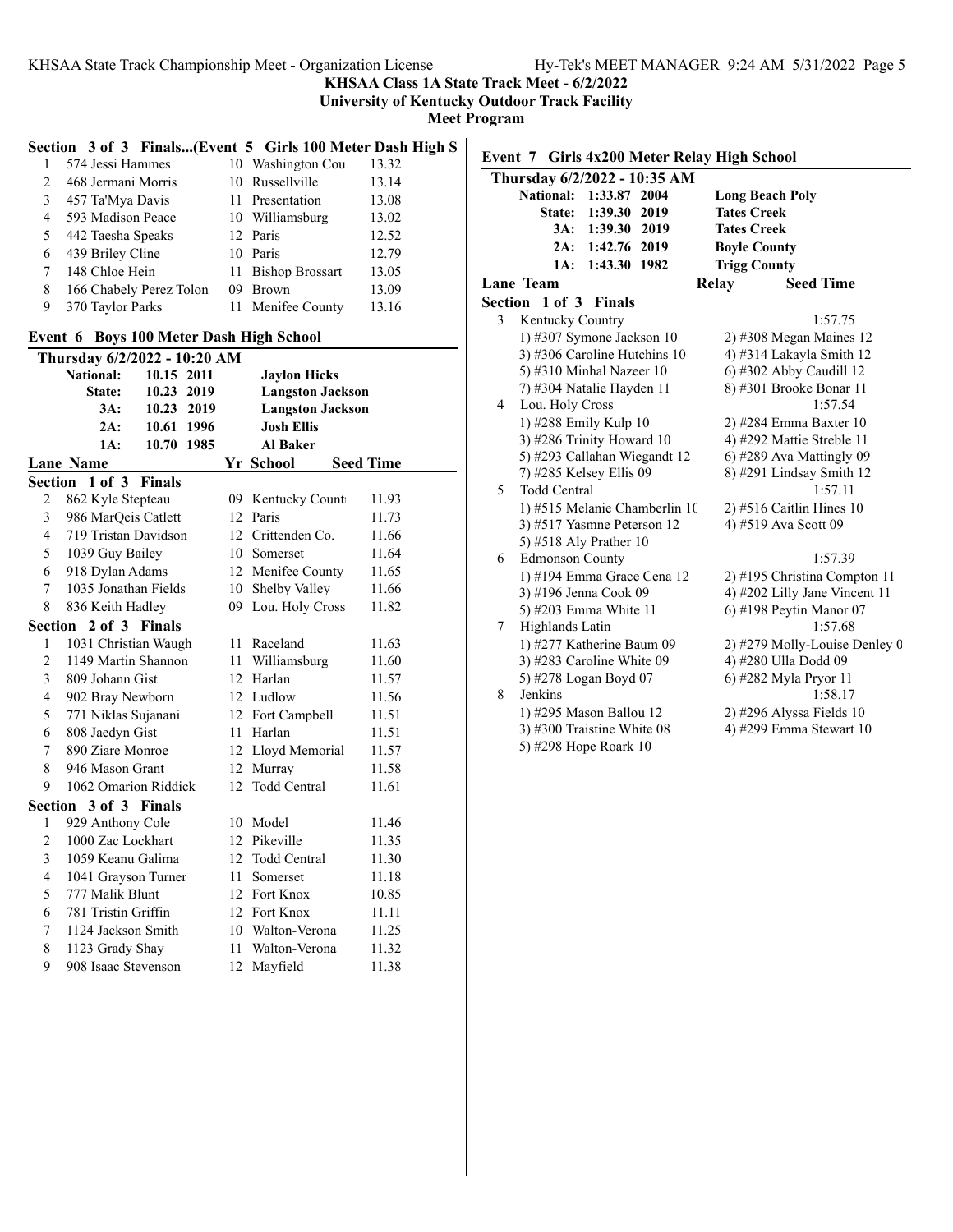### Section 3 of 3 Finals...(Event 5 Girls 100 Meter Dash High S

| Lane | Name | Yr | School | Seed Time |
|---|---|---|---|---|
| 1 | 574 Jessi Hammes | 10 | Washington Cou | 13.32 |
| 2 | 468 Jermani Morris | 10 | Russellville | 13.14 |
| 3 | 457 Ta'Mya Davis | 11 | Presentation | 13.08 |
| 4 | 593 Madison Peace | 10 | Williamsburg | 13.02 |
| 5 | 442 Taesha Speaks | 12 | Paris | 12.52 |
| 6 | 439 Briley Cline | 10 | Paris | 12.79 |
| 7 | 148 Chloe Hein | 11 | Bishop Brossart | 13.05 |
| 8 | 166 Chabely Perez Tolon | 09 | Brown | 13.09 |
| 9 | 370 Taylor Parks | 11 | Menifee County | 13.16 |

## Event 6 Boys 100 Meter Dash High School

**Thursday 6/2/2022 - 10:20 AM**

| | | | |
|---|---|---|---|
| **National:** | 10.15 | 2011 | **Jaylon Hicks** |
| **State:** | 10.23 | 2019 | **Langston Jackson** |
| **3A:** | 10.23 | 2019 | **Langston Jackson** |
| **2A:** | 10.61 | 1996 | **Josh Ellis** |
| **1A:** | 10.70 | 1985 | **Al Baker** |

### Section 1 of 3 Finals

| Lane | Name | Yr | School | Seed Time |
|---|---|---|---|---|
| 2 | 862 Kyle Stepteau | 09 | Kentucky Count | 11.93 |
| 3 | 986 MarQeis Catlett | 12 | Paris | 11.73 |
| 4 | 719 Tristan Davidson | 12 | Crittenden Co. | 11.66 |
| 5 | 1039 Guy Bailey | 10 | Somerset | 11.64 |
| 6 | 918 Dylan Adams | 12 | Menifee County | 11.65 |
| 7 | 1035 Jonathan Fields | 10 | Shelby Valley | 11.66 |
| 8 | 836 Keith Hadley | 09 | Lou. Holy Cross | 11.82 |

### Section 2 of 3 Finals

| Lane | Name | Yr | School | Seed Time |
|---|---|---|---|---|
| 1 | 1031 Christian Waugh | 11 | Raceland | 11.63 |
| 2 | 1149 Martin Shannon | 11 | Williamsburg | 11.60 |
| 3 | 809 Johann Gist | 12 | Harlan | 11.57 |
| 4 | 902 Bray Newborn | 12 | Ludlow | 11.56 |
| 5 | 771 Niklas Sujanani | 12 | Fort Campbell | 11.51 |
| 6 | 808 Jaedyn Gist | 11 | Harlan | 11.51 |
| 7 | 890 Ziare Monroe | 12 | Lloyd Memorial | 11.57 |
| 8 | 946 Mason Grant | 12 | Murray | 11.58 |
| 9 | 1062 Omarion Riddick | 12 | Todd Central | 11.61 |

### Section 3 of 3 Finals

| Lane | Name | Yr | School | Seed Time |
|---|---|---|---|---|
| 1 | 929 Anthony Cole | 10 | Model | 11.46 |
| 2 | 1000 Zac Lockhart | 12 | Pikeville | 11.35 |
| 3 | 1059 Keanu Galima | 12 | Todd Central | 11.30 |
| 4 | 1041 Grayson Turner | 11 | Somerset | 11.18 |
| 5 | 777 Malik Blunt | 12 | Fort Knox | 10.85 |
| 6 | 781 Tristin Griffin | 12 | Fort Knox | 11.11 |
| 7 | 1124 Jackson Smith | 10 | Walton-Verona | 11.25 |
| 8 | 1123 Grady Shay | 11 | Walton-Verona | 11.32 |
| 9 | 908 Isaac Stevenson | 12 | Mayfield | 11.38 |

## Event 7 Girls 4x200 Meter Relay High School

**Thursday 6/2/2022 - 10:35 AM**

| | | | |
|---|---|---|---|
| **National:** | 1:33.87 | 2004 | **Long Beach Poly** |
| **State:** | 1:39.30 | 2019 | **Tates Creek** |
| **3A:** | 1:39.30 | 2019 | **Tates Creek** |
| **2A:** | 1:42.76 | 2019 | **Boyle County** |
| **1A:** | 1:43.30 | 1982 | **Trigg County** |

### Section 1 of 3 Finals

| Lane | Team | Relay | Seed Time |
|---|---|---|---|
| 3 | Kentucky Country | | 1:57.75 |
| | 1) #307 Symone Jackson 10 | 2) #308 Megan Maines 12 | |
| | 3) #306 Caroline Hutchins 10 | 4) #314 Lakayla Smith 12 | |
| | 5) #310 Minhal Nazeer 10 | 6) #302 Abby Caudill 12 | |
| | 7) #304 Natalie Hayden 11 | 8) #301 Brooke Bonar 11 | |
| 4 | Lou. Holy Cross | | 1:57.54 |
| | 1) #288 Emily Kulp 10 | 2) #284 Emma Baxter 10 | |
| | 3) #286 Trinity Howard 10 | 4) #292 Mattie Streble 11 | |
| | 5) #293 Callahan Wiegandt 12 | 6) #289 Ava Mattingly 09 | |
| | 7) #285 Kelsey Ellis 09 | 8) #291 Lindsay Smith 12 | |
| 5 | Todd Central | | 1:57.11 |
| | 1) #515 Melanie Chamberlin 1( | 2) #516 Caitlin Hines 10 | |
| | 3) #517 Yasmne Peterson 12 | 4) #519 Ava Scott 09 | |
| | 5) #518 Aly Prather 10 | | |
| 6 | Edmonson County | | 1:57.39 |
| | 1) #194 Emma Grace Cena 12 | 2) #195 Christina Compton 11 | |
| | 3) #196 Jenna Cook 09 | 4) #202 Lilly Jane Vincent 11 | |
| | 5) #203 Emma White 11 | 6) #198 Peytin Manor 07 | |
| 7 | Highlands Latin | | 1:57.68 |
| | 1) #277 Katherine Baum 09 | 2) #279 Molly-Louise Denley 0 | |
| | 3) #283 Caroline White 09 | 4) #280 Ulla Dodd 09 | |
| | 5) #278 Logan Boyd 07 | 6) #282 Myla Pryor 11 | |
| 8 | Jenkins | | 1:58.17 |
| | 1) #295 Mason Ballou 12 | 2) #296 Alyssa Fields 10 | |
| | 3) #300 Traistine White 08 | 4) #299 Emma Stewart 10 | |
| | 5) #298 Hope Roark 10 | | |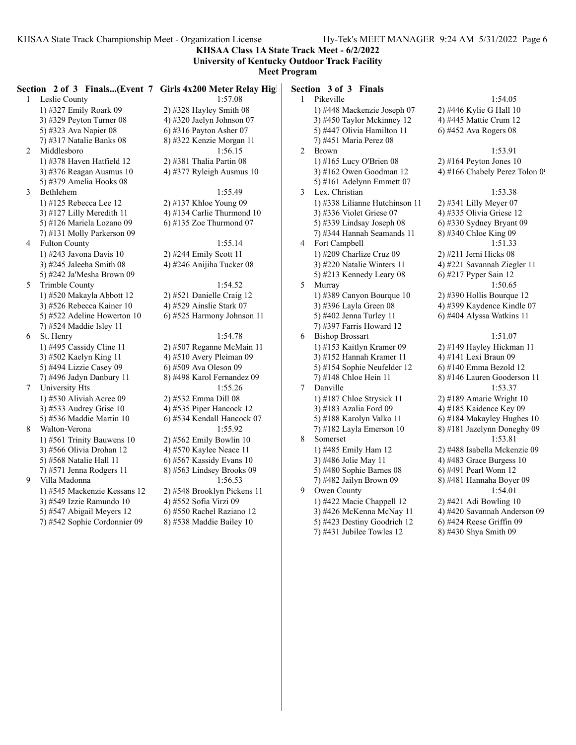**KHSAA Class 1A State Track Meet - 6/2/2022**
**University of Kentucky Outdoor Track Facility**
**Meet Program**

### Section 2 of 3 Finals...(Event 7 Girls 4x200 Meter Relay Hig

1 Leslie County — 1:57.08
- 1) #327 Emily Roark 09
- 2) #328 Hayley Smith 08
- 3) #329 Peyton Turner 08
- 4) #320 Jaelyn Johnson 07
- 5) #323 Ava Napier 08
- 6) #316 Payton Asher 07
- 7) #317 Natalie Banks 08
- 8) #322 Kenzie Morgan 11

2 Middlesboro — 1:56.15
- 1) #378 Haven Hatfield 12
- 2) #381 Thalia Partin 08
- 3) #376 Reagan Ausmus 10
- 4) #377 Ryleigh Ausmus 10
- 5) #379 Amelia Hooks 08

3 Bethlehem — 1:55.49
- 1) #125 Rebecca Lee 12
- 2) #137 Khloe Young 09
- 3) #127 Lilly Meredith 11
- 4) #134 Carlie Thurmond 10
- 5) #126 Mariela Lozano 09
- 6) #135 Zoe Thurmond 07
- 7) #131 Molly Parkerson 09

4 Fulton County — 1:55.14
- 1) #243 Javona Davis 10
- 2) #244 Emily Scott 11
- 3) #245 Jaleeha Smith 08
- 4) #246 Anijiha Tucker 08
- 5) #242 Ja'Mesha Brown 09

5 Trimble County — 1:54.52
- 1) #520 Makayla Abbott 12
- 2) #521 Danielle Craig 12
- 3) #526 Rebecca Kainer 10
- 4) #529 Ainslie Stark 07
- 5) #522 Adeline Howerton 10
- 6) #525 Harmony Johnson 11
- 7) #524 Maddie Isley 11

6 St. Henry — 1:54.78
- 1) #495 Cassidy Cline 11
- 2) #507 Reganne McMain 11
- 3) #502 Kaelyn King 11
- 4) #510 Avery Pleiman 09
- 5) #494 Lizzie Casey 09
- 6) #509 Ava Oleson 09
- 7) #496 Jadyn Danbury 11
- 8) #498 Karol Fernandez 09

7 University Hts — 1:55.26
- 1) #530 Aliviah Acree 09
- 2) #532 Emma Dill 08
- 3) #533 Audrey Grise 10
- 4) #535 Piper Hancock 12
- 5) #536 Maddie Martin 10
- 6) #534 Kendall Hancock 07

8 Walton-Verona — 1:55.92
- 1) #561 Trinity Bauwens 10
- 2) #562 Emily Bowlin 10
- 3) #566 Olivia Drohan 12
- 4) #570 Kaylee Neace 11
- 5) #568 Natalie Hall 11
- 6) #567 Kassidy Evans 10
- 7) #571 Jenna Rodgers 11
- 8) #563 Lindsey Brooks 09

9 Villa Madonna — 1:56.53
- 1) #545 Mackenzie Kessans 12
- 2) #548 Brooklyn Pickens 11
- 3) #549 Izzie Ramundo 10
- 4) #552 Sofia Virzi 09
- 5) #547 Abigail Meyers 12
- 6) #550 Rachel Raziano 12
- 7) #542 Sophie Cordonnier 09
- 8) #538 Maddie Bailey 10

### Section 3 of 3 Finals

1 Pikeville — 1:54.05
- 1) #448 Mackenzie Joseph 07
- 2) #446 Kylie G Hall 10
- 3) #450 Taylor Mckinney 12
- 4) #445 Mattie Crum 12
- 5) #447 Olivia Hamilton 11
- 6) #452 Ava Rogers 08
- 7) #451 Maria Perez 08

2 Brown — 1:53.91
- 1) #165 Lucy O'Brien 08
- 2) #164 Peyton Jones 10
- 3) #162 Owen Goodman 12
- 4) #166 Chabely Perez Tolon 09
- 5) #161 Adelynn Emmett 07

3 Lex. Christian — 1:53.38
- 1) #338 Lilianne Hutchinson 11
- 2) #341 Lilly Meyer 07
- 3) #336 Violet Griese 07
- 4) #335 Olivia Griese 12
- 5) #339 Lindsay Joseph 08
- 6) #330 Sydney Bryant 09
- 7) #344 Hannah Seamands 11
- 8) #340 Chloe King 09

4 Fort Campbell — 1:51.33
- 1) #209 Charlize Cruz 09
- 2) #211 Jerni Hicks 08
- 3) #220 Natalie Winters 11
- 4) #221 Savannah Ziegler 11
- 5) #213 Kennedy Leary 08
- 6) #217 Pyper Sain 12

5 Murray — 1:50.65
- 1) #389 Canyon Bourque 10
- 2) #390 Hollis Bourque 12
- 3) #396 Layla Green 08
- 4) #399 Kaydence Kindle 07
- 5) #402 Jenna Turley 11
- 6) #404 Alyssa Watkins 11
- 7) #397 Farris Howard 12

6 Bishop Brossart — 1:51.07
- 1) #153 Kaitlyn Kramer 09
- 2) #149 Hayley Hickman 11
- 3) #152 Hannah Kramer 11
- 4) #141 Lexi Braun 09
- 5) #154 Sophie Neufelder 12
- 6) #140 Emma Bezold 12
- 7) #148 Chloe Hein 11
- 8) #146 Lauren Gooderson 11

7 Danville — 1:53.37
- 1) #187 Chloe Strysick 11
- 2) #189 Amarie Wright 10
- 3) #183 Azalia Ford 09
- 4) #185 Kaidence Key 09
- 5) #188 Karolyn Valko 11
- 6) #184 Makayley Hughes 10
- 7) #182 Layla Emerson 10
- 8) #181 Jazelynn Doneghy 09

8 Somerset — 1:53.81
- 1) #485 Emily Ham 12
- 2) #488 Isabella Mckenzie 09
- 3) #486 Jolie May 11
- 4) #483 Grace Burgess 10
- 5) #480 Sophie Barnes 08
- 6) #491 Pearl Wonn 12
- 7) #482 Jailyn Brown 09
- 8) #481 Hannaha Boyer 09

9 Owen County — 1:54.01
- 1) #422 Macie Chappell 12
- 2) #421 Adi Bowling 10
- 3) #426 McKenna McNay 11
- 4) #420 Savannah Anderson 09
- 5) #423 Destiny Goodrich 12
- 6) #424 Reese Griffin 09
- 7) #431 Jubilee Towles 12
- 8) #430 Shya Smith 09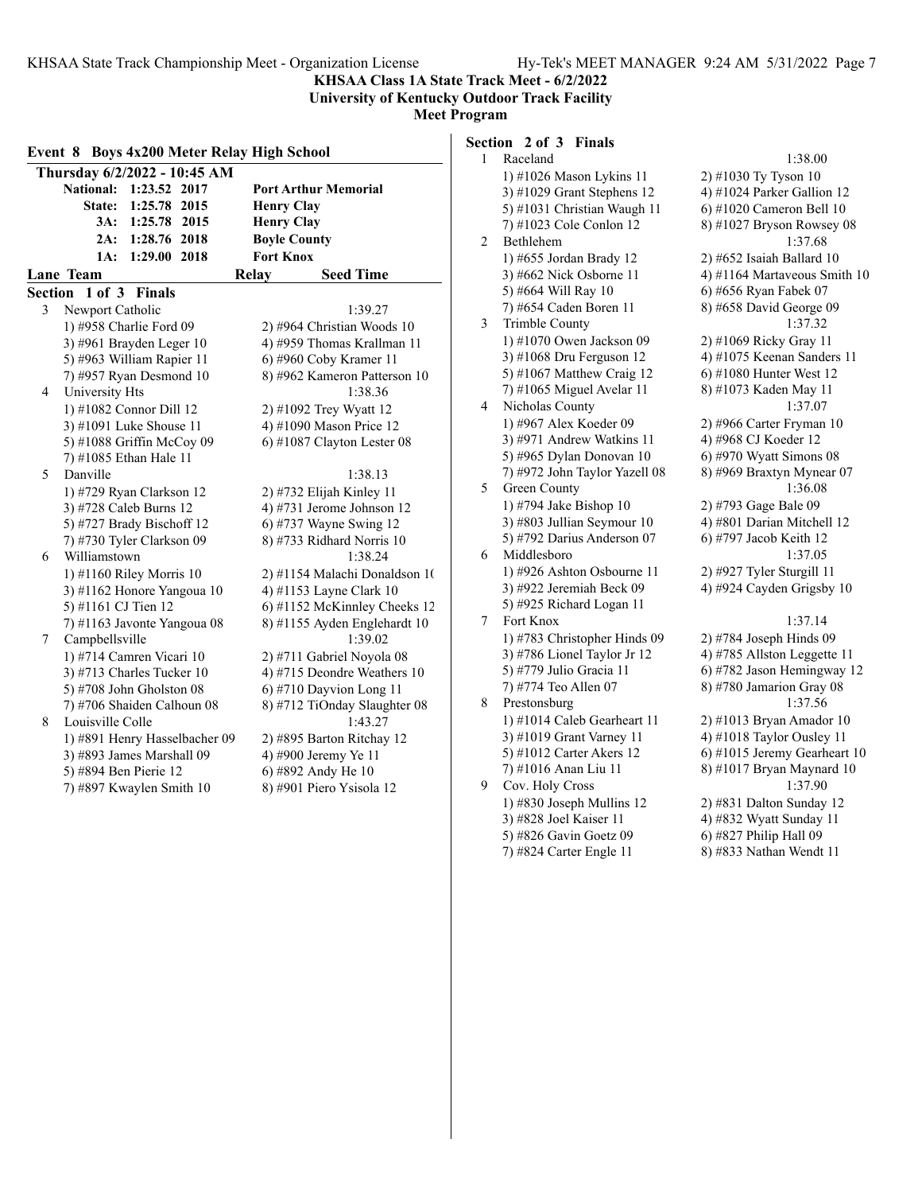**KHSAA Class 1A State Track Meet - 6/2/2022**
**University of Kentucky Outdoor Track Facility**
**Meet Program**

## Event 8 Boys 4x200 Meter Relay High School

**Thursday 6/2/2022 - 10:45 AM**

| | | | |
|---|---|---|---|
| National: | 1:23.52 | 2017 | Port Arthur Memorial |
| State: | 1:25.78 | 2015 | Henry Clay |
| 3A: | 1:25.78 | 2015 | Henry Clay |
| 2A: | 1:28.76 | 2018 | Boyle County |
| 1A: | 1:29.00 | 2018 | Fort Knox |

| Lane | Team | Relay | Seed Time |
|---|---|---|---|

### Section 1 of 3 Finals

| Lane | Team | | Seed Time |
|---|---|---|---|
| 3 | Newport Catholic | | 1:39.27 |
| | 1) #958 Charlie Ford 09 | 2) #964 Christian Woods 10 | |
| | 3) #961 Brayden Leger 10 | 4) #959 Thomas Krallman 11 | |
| | 5) #963 William Rapier 11 | 6) #960 Coby Kramer 11 | |
| | 7) #957 Ryan Desmond 10 | 8) #962 Kameron Patterson 10 | |
| 4 | University Hts | | 1:38.36 |
| | 1) #1082 Connor Dill 12 | 2) #1092 Trey Wyatt 12 | |
| | 3) #1091 Luke Shouse 11 | 4) #1090 Mason Price 12 | |
| | 5) #1088 Griffin McCoy 09 | 6) #1087 Clayton Lester 08 | |
| | 7) #1085 Ethan Hale 11 | | |
| 5 | Danville | | 1:38.13 |
| | 1) #729 Ryan Clarkson 12 | 2) #732 Elijah Kinley 11 | |
| | 3) #728 Caleb Burns 12 | 4) #731 Jerome Johnson 12 | |
| | 5) #727 Brady Bischoff 12 | 6) #737 Wayne Swing 12 | |
| | 7) #730 Tyler Clarkson 09 | 8) #733 Ridhard Norris 10 | |
| 6 | Williamstown | | 1:38.24 |
| | 1) #1160 Riley Morris 10 | 2) #1154 Malachi Donaldson 1( | |
| | 3) #1162 Honore Yangoua 10 | 4) #1153 Layne Clark 10 | |
| | 5) #1161 CJ Tien 12 | 6) #1152 McKinnley Cheeks 12 | |
| | 7) #1163 Javonte Yangoua 08 | 8) #1155 Ayden Englehardt 10 | |
| 7 | Campbellsville | | 1:39.02 |
| | 1) #714 Camren Vicari 10 | 2) #711 Gabriel Noyola 08 | |
| | 3) #713 Charles Tucker 10 | 4) #715 Deondre Weathers 10 | |
| | 5) #708 John Gholston 08 | 6) #710 Dayvion Long 11 | |
| | 7) #706 Shaiden Calhoun 08 | 8) #712 TiOnday Slaughter 08 | |
| 8 | Louisville Colle | | 1:43.27 |
| | 1) #891 Henry Hasselbacher 09 | 2) #895 Barton Ritchay 12 | |
| | 3) #893 James Marshall 09 | 4) #900 Jeremy Ye 11 | |
| | 5) #894 Ben Pierie 12 | 6) #892 Andy He 10 | |
| | 7) #897 Kwaylen Smith 10 | 8) #901 Piero Ysisola 12 | |

### Section 2 of 3 Finals

| Lane | Team | | Seed Time |
|---|---|---|---|
| 1 | Raceland | | 1:38.00 |
| | 1) #1026 Mason Lykins 11 | 2) #1030 Ty Tyson 10 | |
| | 3) #1029 Grant Stephens 12 | 4) #1024 Parker Gallion 12 | |
| | 5) #1031 Christian Waugh 11 | 6) #1020 Cameron Bell 10 | |
| | 7) #1023 Cole Conlon 12 | 8) #1027 Bryson Rowsey 08 | |
| 2 | Bethlehem | | 1:37.68 |
| | 1) #655 Jordan Brady 12 | 2) #652 Isaiah Ballard 10 | |
| | 3) #662 Nick Osborne 11 | 4) #1164 Martaveous Smith 10 | |
| | 5) #664 Will Ray 10 | 6) #656 Ryan Fabek 07 | |
| | 7) #654 Caden Boren 11 | 8) #658 David George 09 | |
| 3 | Trimble County | | 1:37.32 |
| | 1) #1070 Owen Jackson 09 | 2) #1069 Ricky Gray 11 | |
| | 3) #1068 Dru Ferguson 12 | 4) #1075 Keenan Sanders 11 | |
| | 5) #1067 Matthew Craig 12 | 6) #1080 Hunter West 12 | |
| | 7) #1065 Miguel Avelar 11 | 8) #1073 Kaden May 11 | |
| 4 | Nicholas County | | 1:37.07 |
| | 1) #967 Alex Koeder 09 | 2) #966 Carter Fryman 10 | |
| | 3) #971 Andrew Watkins 11 | 4) #968 CJ Koeder 12 | |
| | 5) #965 Dylan Donovan 10 | 6) #970 Wyatt Simons 08 | |
| | 7) #972 John Taylor Yazell 08 | 8) #969 Braxtyn Mynear 07 | |
| 5 | Green County | | 1:36.08 |
| | 1) #794 Jake Bishop 10 | 2) #793 Gage Bale 09 | |
| | 3) #803 Jullian Seymour 10 | 4) #801 Darian Mitchell 12 | |
| | 5) #792 Darius Anderson 07 | 6) #797 Jacob Keith 12 | |
| 6 | Middlesboro | | 1:37.05 |
| | 1) #926 Ashton Osbourne 11 | 2) #927 Tyler Sturgill 11 | |
| | 3) #922 Jeremiah Beck 09 | 4) #924 Cayden Grigsby 10 | |
| | 5) #925 Richard Logan 11 | | |
| 7 | Fort Knox | | 1:37.14 |
| | 1) #783 Christopher Hinds 09 | 2) #784 Joseph Hinds 09 | |
| | 3) #786 Lionel Taylor Jr 12 | 4) #785 Allston Leggette 11 | |
| | 5) #779 Julio Gracia 11 | 6) #782 Jason Hemingway 12 | |
| | 7) #774 Teo Allen 07 | 8) #780 Jamarion Gray 08 | |
| 8 | Prestonsburg | | 1:37.56 |
| | 1) #1014 Caleb Gearheart 11 | 2) #1013 Bryan Amador 10 | |
| | 3) #1019 Grant Varney 11 | 4) #1018 Taylor Ousley 11 | |
| | 5) #1012 Carter Akers 12 | 6) #1015 Jeremy Gearheart 10 | |
| | 7) #1016 Anan Liu 11 | 8) #1017 Bryan Maynard 10 | |
| 9 | Cov. Holy Cross | | 1:37.90 |
| | 1) #830 Joseph Mullins 12 | 2) #831 Dalton Sunday 12 | |
| | 3) #828 Joel Kaiser 11 | 4) #832 Wyatt Sunday 11 | |
| | 5) #826 Gavin Goetz 09 | 6) #827 Philip Hall 09 | |
| | 7) #824 Carter Engle 11 | 8) #833 Nathan Wendt 11 | |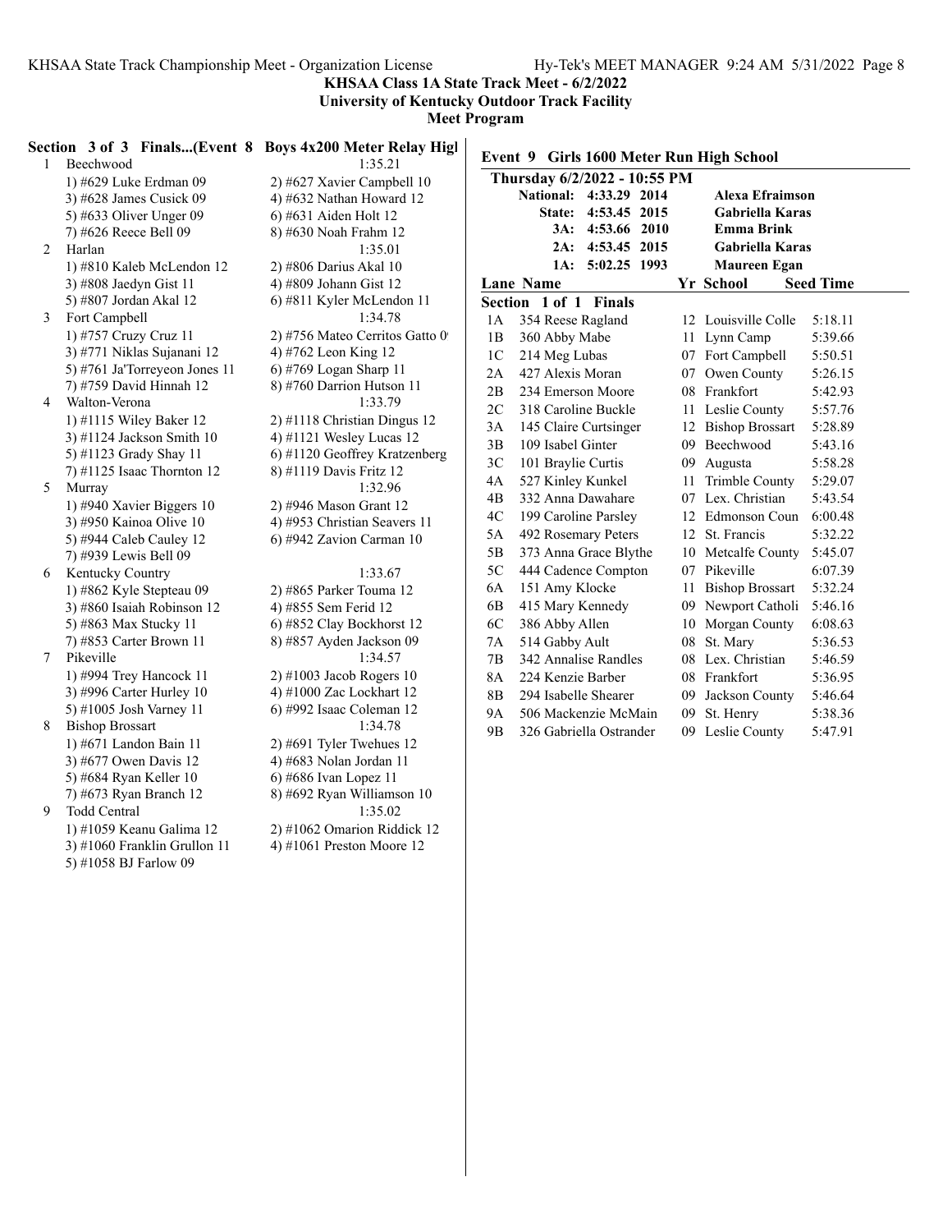**KHSAA Class 1A State Track Meet - 6/2/2022**
**University of Kentucky Outdoor Track Facility**
**Meet Program**

### Section 3 of 3 Finals...(Event 8 Boys 4x200 Meter Relay High

1 Beechwood — 1:35.21
- 1) #629 Luke Erdman 09
- 2) #627 Xavier Campbell 10
- 3) #628 James Cusick 09
- 4) #632 Nathan Howard 12
- 5) #633 Oliver Unger 09
- 6) #631 Aiden Holt 12
- 7) #626 Reece Bell 09
- 8) #630 Noah Frahm 12

2 Harlan — 1:35.01
- 1) #810 Kaleb McLendon 12
- 2) #806 Darius Akal 10
- 3) #808 Jaedyn Gist 11
- 4) #809 Johann Gist 12
- 5) #807 Jordan Akal 12
- 6) #811 Kyler McLendon 11

3 Fort Campbell — 1:34.78
- 1) #757 Cruzy Cruz 11
- 2) #756 Mateo Cerritos Gatto 0
- 3) #771 Niklas Sujanani 12
- 4) #762 Leon King 12
- 5) #761 Ja'Torreyeon Jones 11
- 6) #769 Logan Sharp 11
- 7) #759 David Hinnah 12
- 8) #760 Darrion Hutson 11

4 Walton-Verona — 1:33.79
- 1) #1115 Wiley Baker 12
- 2) #1118 Christian Dingus 12
- 3) #1124 Jackson Smith 10
- 4) #1121 Wesley Lucas 12
- 5) #1123 Grady Shay 11
- 6) #1120 Geoffrey Kratzenberg
- 7) #1125 Isaac Thornton 12
- 8) #1119 Davis Fritz 12

5 Murray — 1:32.96
- 1) #940 Xavier Biggers 10
- 2) #946 Mason Grant 12
- 3) #950 Kainoa Olive 10
- 4) #953 Christian Seavers 11
- 5) #944 Caleb Cauley 12
- 6) #942 Zavion Carman 10
- 7) #939 Lewis Bell 09

6 Kentucky Country — 1:33.67
- 1) #862 Kyle Stepteau 09
- 2) #865 Parker Touma 12
- 3) #860 Isaiah Robinson 12
- 4) #855 Sem Ferid 12
- 5) #863 Max Stucky 11
- 6) #852 Clay Bockhorst 12
- 7) #853 Carter Brown 11
- 8) #857 Ayden Jackson 09

7 Pikeville — 1:34.57
- 1) #994 Trey Hancock 11
- 2) #1003 Jacob Rogers 10
- 3) #996 Carter Hurley 10
- 4) #1000 Zac Lockhart 12
- 5) #1005 Josh Varney 11
- 6) #992 Isaac Coleman 12

8 Bishop Brossart — 1:34.78
- 1) #671 Landon Bain 11
- 2) #691 Tyler Twehues 12
- 3) #677 Owen Davis 12
- 4) #683 Nolan Jordan 11
- 5) #684 Ryan Keller 10
- 6) #686 Ivan Lopez 11
- 7) #673 Ryan Branch 12
- 8) #692 Ryan Williamson 10

9 Todd Central — 1:35.02
- 1) #1059 Keanu Galima 12
- 2) #1062 Omarion Riddick 12
- 3) #1060 Franklin Grullon 11
- 4) #1061 Preston Moore 12
- 5) #1058 BJ Farlow 09

### Event 9 Girls 1600 Meter Run High School

**Thursday 6/2/2022 - 10:55 PM**

| | | | |
|---|---|---|---|
| National: | 4:33.29 | 2014 | Alexa Efraimson |
| State: | 4:53.45 | 2015 | Gabriella Karas |
| 3A: | 4:53.66 | 2010 | Emma Brink |
| 2A: | 4:53.45 | 2015 | Gabriella Karas |
| 1A: | 5:02.25 | 1993 | Maureen Egan |

**Section 1 of 1 Finals**

| Lane | Name | Yr | School | Seed Time |
|---|---|---|---|---|
| 1A | 354 Reese Ragland | 12 | Louisville Colle | 5:18.11 |
| 1B | 360 Abby Mabe | 11 | Lynn Camp | 5:39.66 |
| 1C | 214 Meg Lubas | 07 | Fort Campbell | 5:50.51 |
| 2A | 427 Alexis Moran | 07 | Owen County | 5:26.15 |
| 2B | 234 Emerson Moore | 08 | Frankfort | 5:42.93 |
| 2C | 318 Caroline Buckle | 11 | Leslie County | 5:57.76 |
| 3A | 145 Claire Curtsinger | 12 | Bishop Brossart | 5:28.89 |
| 3B | 109 Isabel Ginter | 09 | Beechwood | 5:43.16 |
| 3C | 101 Braylie Curtis | 09 | Augusta | 5:58.28 |
| 4A | 527 Kinley Kunkel | 11 | Trimble County | 5:29.07 |
| 4B | 332 Anna Dawahare | 07 | Lex. Christian | 5:43.54 |
| 4C | 199 Caroline Parsley | 12 | Edmonson Coun | 6:00.48 |
| 5A | 492 Rosemary Peters | 12 | St. Francis | 5:32.22 |
| 5B | 373 Anna Grace Blythe | 10 | Metcalfe County | 5:45.07 |
| 5C | 444 Cadence Compton | 07 | Pikeville | 6:07.39 |
| 6A | 151 Amy Klocke | 11 | Bishop Brossart | 5:32.24 |
| 6B | 415 Mary Kennedy | 09 | Newport Catholi | 5:46.16 |
| 6C | 386 Abby Allen | 10 | Morgan County | 6:08.63 |
| 7A | 514 Gabby Ault | 08 | St. Mary | 5:36.53 |
| 7B | 342 Annalise Randles | 08 | Lex. Christian | 5:46.59 |
| 8A | 224 Kenzie Barber | 08 | Frankfort | 5:36.95 |
| 8B | 294 Isabelle Shearer | 09 | Jackson County | 5:46.64 |
| 9A | 506 Mackenzie McMain | 09 | St. Henry | 5:38.36 |
| 9B | 326 Gabriella Ostrander | 09 | Leslie County | 5:47.91 |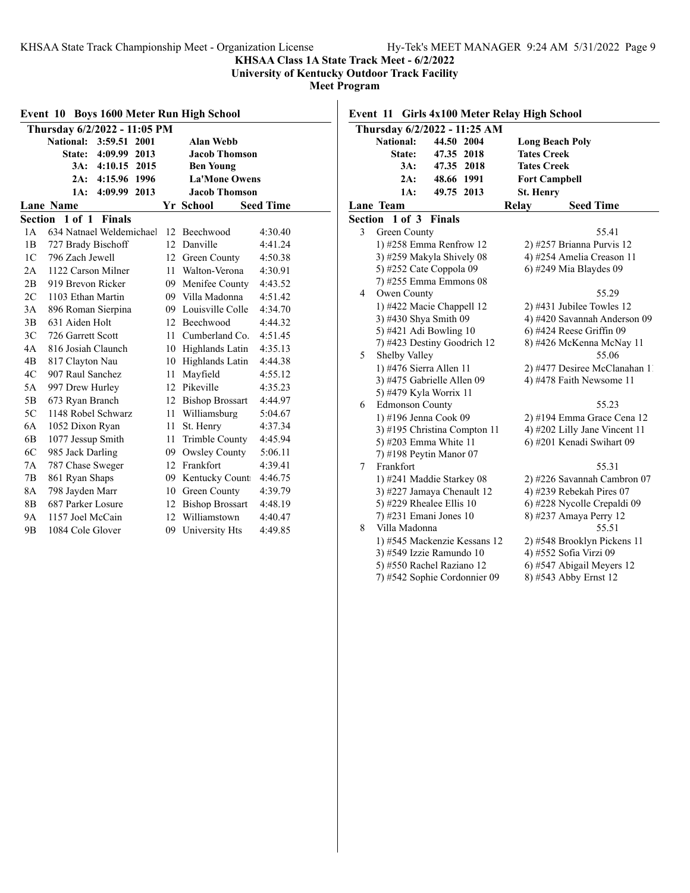**KHSAA Class 1A State Track Meet - 6/2/2022**
**University of Kentucky Outdoor Track Facility**
**Meet Program**

## Event 10 Boys 1600 Meter Run High School

**Thursday 6/2/2022 - 11:05 PM**

| | | | |
|---|---|---|---|
| National: | 3:59.51 | 2001 | Alan Webb |
| State: | 4:09.99 | 2013 | Jacob Thomson |
| 3A: | 4:10.15 | 2015 | Ben Young |
| 2A: | 4:15.96 | 1996 | La'Mone Owens |
| 1A: | 4:09.99 | 2013 | Jacob Thomson |

**Section 1 of 1 Finals**

| Lane | Name | Yr | School | Seed Time |
|---|---|---|---|---|
| 1A | 634 Natnael Weldemichael | 12 | Beechwood | 4:30.40 |
| 1B | 727 Brady Bischoff | 12 | Danville | 4:41.24 |
| 1C | 796 Zach Jewell | 12 | Green County | 4:50.38 |
| 2A | 1122 Carson Milner | 11 | Walton-Verona | 4:30.91 |
| 2B | 919 Brevon Ricker | 09 | Menifee County | 4:43.52 |
| 2C | 1103 Ethan Martin | 09 | Villa Madonna | 4:51.42 |
| 3A | 896 Roman Sierpina | 09 | Louisville Colle | 4:34.70 |
| 3B | 631 Aiden Holt | 12 | Beechwood | 4:44.32 |
| 3C | 726 Garrett Scott | 11 | Cumberland Co. | 4:51.45 |
| 4A | 816 Josiah Claunch | 10 | Highlands Latin | 4:35.13 |
| 4B | 817 Clayton Nau | 10 | Highlands Latin | 4:44.38 |
| 4C | 907 Raul Sanchez | 11 | Mayfield | 4:55.12 |
| 5A | 997 Drew Hurley | 12 | Pikeville | 4:35.23 |
| 5B | 673 Ryan Branch | 12 | Bishop Brossart | 4:44.97 |
| 5C | 1148 Robel Schwarz | 11 | Williamsburg | 5:04.67 |
| 6A | 1052 Dixon Ryan | 11 | St. Henry | 4:37.34 |
| 6B | 1077 Jessup Smith | 11 | Trimble County | 4:45.94 |
| 6C | 985 Jack Darling | 09 | Owsley County | 5:06.11 |
| 7A | 787 Chase Sweger | 12 | Frankfort | 4:39.41 |
| 7B | 861 Ryan Shaps | 09 | Kentucky Count | 4:46.75 |
| 8A | 798 Jayden Marr | 10 | Green County | 4:39.79 |
| 8B | 687 Parker Losure | 12 | Bishop Brossart | 4:48.19 |
| 9A | 1157 Joel McCain | 12 | Williamstown | 4:40.47 |
| 9B | 1084 Cole Glover | 09 | University Hts | 4:49.85 |

## Event 11 Girls 4x100 Meter Relay High School

**Thursday 6/2/2022 - 11:25 AM**

| | | | |
|---|---|---|---|
| National: | 44.50 | 2004 | Long Beach Poly |
| State: | 47.35 | 2018 | Tates Creek |
| 3A: | 47.35 | 2018 | Tates Creek |
| 2A: | 48.66 | 1991 | Fort Campbell |
| 1A: | 49.75 | 2013 | St. Henry |

**Section 1 of 3 Finals**

| Lane | Team | Relay | Seed Time |
|---|---|---|---|
| 3 | Green County | | 55.41 |
| | 1) #258 Emma Renfrow 12 | 2) #257 Brianna Purvis 12 | |
| | 3) #259 Makyla Shively 08 | 4) #254 Amelia Creason 11 | |
| | 5) #252 Cate Coppola 09 | 6) #249 Mia Blaydes 09 | |
| | 7) #255 Emma Emmons 08 | | |
| 4 | Owen County | | 55.29 |
| | 1) #422 Macie Chappell 12 | 2) #431 Jubilee Towles 12 | |
| | 3) #430 Shya Smith 09 | 4) #420 Savannah Anderson 09 | |
| | 5) #421 Adi Bowling 10 | 6) #424 Reese Griffin 09 | |
| | 7) #423 Destiny Goodrich 12 | 8) #426 McKenna McNay 11 | |
| 5 | Shelby Valley | | 55.06 |
| | 1) #476 Sierra Allen 11 | 2) #477 Desiree McClanahan 1 | |
| | 3) #475 Gabrielle Allen 09 | 4) #478 Faith Newsome 11 | |
| | 5) #479 Kyla Worrix 11 | | |
| 6 | Edmonson County | | 55.23 |
| | 1) #196 Jenna Cook 09 | 2) #194 Emma Grace Cena 12 | |
| | 3) #195 Christina Compton 11 | 4) #202 Lilly Jane Vincent 11 | |
| | 5) #203 Emma White 11 | 6) #201 Kenadi Swihart 09 | |
| | 7) #198 Peytin Manor 07 | | |
| 7 | Frankfort | | 55.31 |
| | 1) #241 Maddie Starkey 08 | 2) #226 Savannah Cambron 07 | |
| | 3) #227 Jamaya Chenault 12 | 4) #239 Rebekah Pires 07 | |
| | 5) #229 Rhealee Ellis 10 | 6) #228 Nycolle Crepaldi 09 | |
| | 7) #231 Emani Jones 10 | 8) #237 Amaya Perry 12 | |
| 8 | Villa Madonna | | 55.51 |
| | 1) #545 Mackenzie Kessans 12 | 2) #548 Brooklyn Pickens 11 | |
| | 3) #549 Izzie Ramundo 10 | 4) #552 Sofia Virzi 09 | |
| | 5) #550 Rachel Raziano 12 | 6) #547 Abigail Meyers 12 | |
| | 7) #542 Sophie Cordonnier 09 | 8) #543 Abby Ernst 12 | |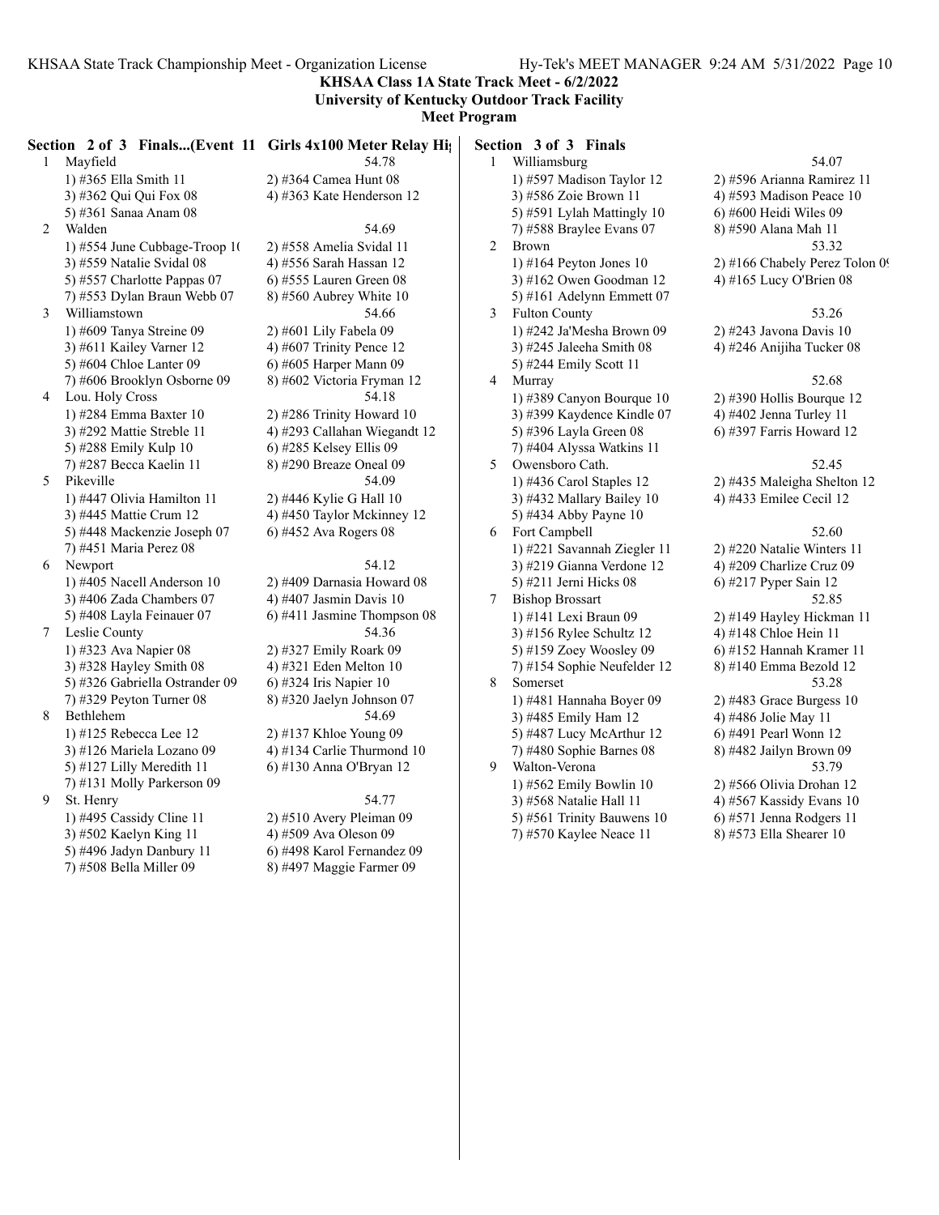**KHSAA Class 1A State Track Meet - 6/2/2022**
**University of Kentucky Outdoor Track Facility**
**Meet Program**

### Section 2 of 3 Finals...(Event 11 Girls 4x100 Meter Relay Hi

1 Mayfield — 54.78
1) #365 Ella Smith 11 2) #364 Camea Hunt 08
3) #362 Qui Qui Fox 08 4) #363 Kate Henderson 12
5) #361 Sanaa Anam 08

2 Walden — 54.69
1) #554 June Cubbage-Troop 1( 2) #558 Amelia Svidal 11
3) #559 Natalie Svidal 08 4) #556 Sarah Hassan 12
5) #557 Charlotte Pappas 07 6) #555 Lauren Green 08
7) #553 Dylan Braun Webb 07 8) #560 Aubrey White 10

3 Williamstown — 54.66
1) #609 Tanya Streine 09 2) #601 Lily Fabela 09
3) #611 Kailey Varner 12 4) #607 Trinity Pence 12
5) #604 Chloe Lanter 09 6) #605 Harper Mann 09
7) #606 Brooklyn Osborne 09 8) #602 Victoria Fryman 12

4 Lou. Holy Cross — 54.18
1) #284 Emma Baxter 10 2) #286 Trinity Howard 10
3) #292 Mattie Streble 11 4) #293 Callahan Wiegandt 12
5) #288 Emily Kulp 10 6) #285 Kelsey Ellis 09
7) #287 Becca Kaelin 11 8) #290 Breaze Oneal 09

5 Pikeville — 54.09
1) #447 Olivia Hamilton 11 2) #446 Kylie G Hall 10
3) #445 Mattie Crum 12 4) #450 Taylor Mckinney 12
5) #448 Mackenzie Joseph 07 6) #452 Ava Rogers 08
7) #451 Maria Perez 08

6 Newport — 54.12
1) #405 Nacell Anderson 10 2) #409 Darnasia Howard 08
3) #406 Zada Chambers 07 4) #407 Jasmin Davis 10
5) #408 Layla Feinauer 07 6) #411 Jasmine Thompson 08

7 Leslie County — 54.36
1) #323 Ava Napier 08 2) #327 Emily Roark 09
3) #328 Hayley Smith 08 4) #321 Eden Melton 10
5) #326 Gabriella Ostrander 09 6) #324 Iris Napier 10
7) #329 Peyton Turner 08 8) #320 Jaelyn Johnson 07

8 Bethlehem — 54.69
1) #125 Rebecca Lee 12 2) #137 Khloe Young 09
3) #126 Mariela Lozano 09 4) #134 Carlie Thurmond 10
5) #127 Lilly Meredith 11 6) #130 Anna O'Bryan 12
7) #131 Molly Parkerson 09

9 St. Henry — 54.77
1) #495 Cassidy Cline 11 2) #510 Avery Pleiman 09
3) #502 Kaelyn King 11 4) #509 Ava Oleson 09
5) #496 Jadyn Danbury 11 6) #498 Karol Fernandez 09
7) #508 Bella Miller 09 8) #497 Maggie Farmer 09

### Section 3 of 3 Finals

1 Williamsburg — 54.07
1) #597 Madison Taylor 12 2) #596 Arianna Ramirez 11
3) #586 Zoie Brown 11 4) #593 Madison Peace 10
5) #591 Lylah Mattingly 10 6) #600 Heidi Wiles 09
7) #588 Braylee Evans 07 8) #590 Alana Mah 11

2 Brown — 53.32
1) #164 Peyton Jones 10 2) #166 Chabely Perez Tolon 0
3) #162 Owen Goodman 12 4) #165 Lucy O'Brien 08
5) #161 Adelynn Emmett 07

3 Fulton County — 53.26
1) #242 Ja'Mesha Brown 09 2) #243 Javona Davis 10
3) #245 Jaleeha Smith 08 4) #246 Anijiha Tucker 08
5) #244 Emily Scott 11

4 Murray — 52.68
1) #389 Canyon Bourque 10 2) #390 Hollis Bourque 12
3) #399 Kaydence Kindle 07 4) #402 Jenna Turley 11
5) #396 Layla Green 08 6) #397 Farris Howard 12
7) #404 Alyssa Watkins 11

5 Owensboro Cath. — 52.45
1) #436 Carol Staples 12 2) #435 Maleigha Shelton 12
3) #432 Mallary Bailey 10 4) #433 Emilee Cecil 12
5) #434 Abby Payne 10

6 Fort Campbell — 52.60
1) #221 Savannah Ziegler 11 2) #220 Natalie Winters 11
3) #219 Gianna Verdone 12 4) #209 Charlize Cruz 09
5) #211 Jerni Hicks 08 6) #217 Pyper Sain 12

7 Bishop Brossart — 52.85
1) #141 Lexi Braun 09 2) #149 Hayley Hickman 11
3) #156 Rylee Schultz 12 4) #148 Chloe Hein 11
5) #159 Zoey Woosley 09 6) #152 Hannah Kramer 11
7) #154 Sophie Neufelder 12 8) #140 Emma Bezold 12

8 Somerset — 53.28
1) #481 Hannaha Boyer 09 2) #483 Grace Burgess 10
3) #485 Emily Ham 12 4) #486 Jolie May 11
5) #487 Lucy McArthur 12 6) #491 Pearl Wonn 12
7) #480 Sophie Barnes 08 8) #482 Jailyn Brown 09

9 Walton-Verona — 53.79
1) #562 Emily Bowlin 10 2) #566 Olivia Drohan 12
3) #568 Natalie Hall 11 4) #567 Kassidy Evans 10
5) #561 Trinity Bauwens 10 6) #571 Jenna Rodgers 11
7) #570 Kaylee Neace 11 8) #573 Ella Shearer 10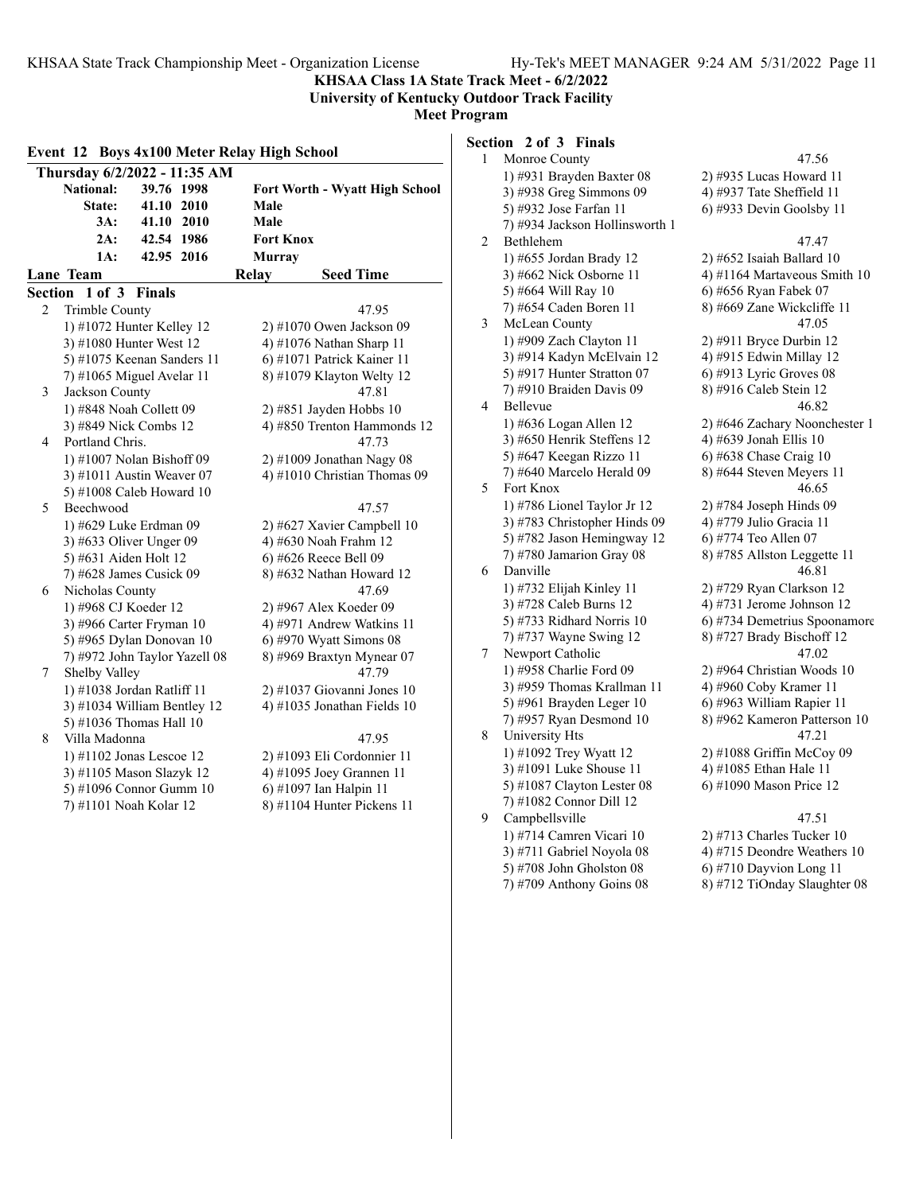**KHSAA Class 1A State Track Meet - 6/2/2022**
**University of Kentucky Outdoor Track Facility**
**Meet Program**

## Event 12 Boys 4x100 Meter Relay High School

**Thursday 6/2/2022 - 11:35 AM**

| | | | |
|---|---|---|---|
| **National:** | 39.76 | 1998 | **Fort Worth - Wyatt High School** |
| **State:** | 41.10 | 2010 | **Male** |
| **3A:** | 41.10 | 2010 | **Male** |
| **2A:** | 42.54 | 1986 | **Fort Knox** |
| **1A:** | 42.95 | 2016 | **Murray** |

**Lane Team — Relay — Seed Time**

### Section 1 of 3 Finals

2 Trimble County — 47.95
1) #1072 Hunter Kelley 12 2) #1070 Owen Jackson 09
3) #1080 Hunter West 12 4) #1076 Nathan Sharp 11
5) #1075 Keenan Sanders 11 6) #1071 Patrick Kainer 11
7) #1065 Miguel Avelar 11 8) #1079 Klayton Welty 12

3 Jackson County — 47.81
1) #848 Noah Collett 09 2) #851 Jayden Hobbs 10
3) #849 Nick Combs 12 4) #850 Trenton Hammonds 12

4 Portland Chris. — 47.73
1) #1007 Nolan Bishoff 09 2) #1009 Jonathan Nagy 08
3) #1011 Austin Weaver 07 4) #1010 Christian Thomas 09
5) #1008 Caleb Howard 10

5 Beechwood — 47.57
1) #629 Luke Erdman 09 2) #627 Xavier Campbell 10
3) #633 Oliver Unger 09 4) #630 Noah Frahm 12
5) #631 Aiden Holt 12 6) #626 Reece Bell 09
7) #628 James Cusick 09 8) #632 Nathan Howard 12

6 Nicholas County — 47.69
1) #968 CJ Koeder 12 2) #967 Alex Koeder 09
3) #966 Carter Fryman 10 4) #971 Andrew Watkins 11
5) #965 Dylan Donovan 10 6) #970 Wyatt Simons 08
7) #972 John Taylor Yazell 08 8) #969 Braxtyn Mynear 07

7 Shelby Valley — 47.79
1) #1038 Jordan Ratliff 11 2) #1037 Giovanni Jones 10
3) #1034 William Bentley 12 4) #1035 Jonathan Fields 10
5) #1036 Thomas Hall 10

8 Villa Madonna — 47.95
1) #1102 Jonas Lescoe 12 2) #1093 Eli Cordonnier 11
3) #1105 Mason Slazyk 12 4) #1095 Joey Grannen 11
5) #1096 Connor Gumm 10 6) #1097 Ian Halpin 11
7) #1101 Noah Kolar 12 8) #1104 Hunter Pickens 11

### Section 2 of 3 Finals

1 Monroe County — 47.56
1) #931 Brayden Baxter 08 2) #935 Lucas Howard 11
3) #938 Greg Simmons 09 4) #937 Tate Sheffield 11
5) #932 Jose Farfan 11 6) #933 Devin Goolsby 11
7) #934 Jackson Hollinsworth 1

2 Bethlehem — 47.47
1) #655 Jordan Brady 12 2) #652 Isaiah Ballard 10
3) #662 Nick Osborne 11 4) #1164 Martaveous Smith 10
5) #664 Will Ray 10 6) #656 Ryan Fabek 07
7) #654 Caden Boren 11 8) #669 Zane Wickcliffe 11

3 McLean County — 47.05
1) #909 Zach Clayton 11 2) #911 Bryce Durbin 12
3) #914 Kadyn McElvain 12 4) #915 Edwin Millay 12
5) #917 Hunter Stratton 07 6) #913 Lyric Groves 08
7) #910 Braiden Davis 09 8) #916 Caleb Stein 12

4 Bellevue — 46.82
1) #636 Logan Allen 12 2) #646 Zachary Noonchester 1
3) #650 Henrik Steffens 12 4) #639 Jonah Ellis 10
5) #647 Keegan Rizzo 11 6) #638 Chase Craig 10
7) #640 Marcelo Herald 09 8) #644 Steven Meyers 11

5 Fort Knox — 46.65
1) #786 Lionel Taylor Jr 12 2) #784 Joseph Hinds 09
3) #783 Christopher Hinds 09 4) #779 Julio Gracia 11
5) #782 Jason Hemingway 12 6) #774 Teo Allen 07
7) #780 Jamarion Gray 08 8) #785 Allston Leggette 11

6 Danville — 46.81
1) #732 Elijah Kinley 11 2) #729 Ryan Clarkson 12
3) #728 Caleb Burns 12 4) #731 Jerome Johnson 12
5) #733 Ridhard Norris 10 6) #734 Demetrius Spoonamore
7) #737 Wayne Swing 12 8) #727 Brady Bischoff 12

7 Newport Catholic — 47.02
1) #958 Charlie Ford 09 2) #964 Christian Woods 10
3) #959 Thomas Krallman 11 4) #960 Coby Kramer 11
5) #961 Brayden Leger 10 6) #963 William Rapier 11
7) #957 Ryan Desmond 10 8) #962 Kameron Patterson 10

8 University Hts — 47.21
1) #1092 Trey Wyatt 12 2) #1088 Griffin McCoy 09
3) #1091 Luke Shouse 11 4) #1085 Ethan Hale 11
5) #1087 Clayton Lester 08 6) #1090 Mason Price 12
7) #1082 Connor Dill 12

9 Campbellsville — 47.51
1) #714 Camren Vicari 10 2) #713 Charles Tucker 10
3) #711 Gabriel Noyola 08 4) #715 Deondre Weathers 10
5) #708 John Gholston 08 6) #710 Dayvion Long 11
7) #709 Anthony Goins 08 8) #712 TiOnday Slaughter 08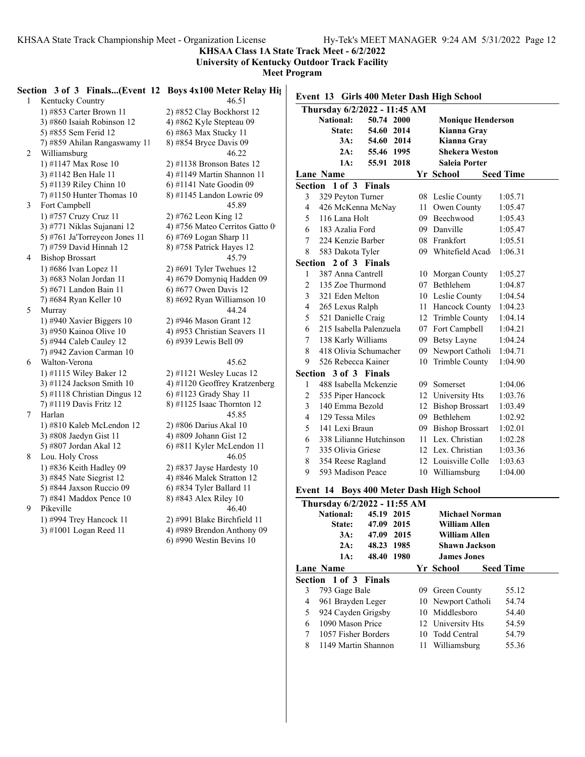**KHSAA Class 1A State Track Meet - 6/2/2022**
**University of Kentucky Outdoor Track Facility**
**Meet Program**

### Section 3 of 3 Finals...(Event 12 Boys 4x100 Meter Relay High School)

| Lane | Team | Seed Time |
|---|---|---|
| 1 | Kentucky Country | 46.51 |
| | 1) #853 Carter Brown 11 | 2) #852 Clay Bockhorst 12 |
| | 3) #860 Isaiah Robinson 12 | 4) #862 Kyle Stepteau 09 |
| | 5) #855 Sem Ferid 12 | 6) #863 Max Stucky 11 |
| | 7) #859 Ahilan Rangaswamy 11 | 8) #854 Bryce Davis 09 |
| 2 | Williamsburg | 46.22 |
| | 1) #1147 Max Rose 10 | 2) #1138 Bronson Bates 12 |
| | 3) #1142 Ben Hale 11 | 4) #1149 Martin Shannon 11 |
| | 5) #1139 Riley Chinn 10 | 6) #1141 Nate Goodin 09 |
| | 7) #1150 Hunter Thomas 10 | 8) #1145 Landon Lowrie 09 |
| 3 | Fort Campbell | 45.89 |
| | 1) #757 Cruzy Cruz 11 | 2) #762 Leon King 12 |
| | 3) #771 Niklas Sujanani 12 | 4) #756 Mateo Cerritos Gatto 09 |
| | 5) #761 Ja'Torreyeon Jones 11 | 6) #769 Logan Sharp 11 |
| | 7) #759 David Hinnah 12 | 8) #758 Patrick Hayes 12 |
| 4 | Bishop Brossart | 45.79 |
| | 1) #686 Ivan Lopez 11 | 2) #691 Tyler Twehues 12 |
| | 3) #683 Nolan Jordan 11 | 4) #679 Domyniq Hadden 09 |
| | 5) #671 Landon Bain 11 | 6) #677 Owen Davis 12 |
| | 7) #684 Ryan Keller 10 | 8) #692 Ryan Williamson 10 |
| 5 | Murray | 44.24 |
| | 1) #940 Xavier Biggers 10 | 2) #946 Mason Grant 12 |
| | 3) #950 Kainoa Olive 10 | 4) #953 Christian Seavers 11 |
| | 5) #944 Caleb Cauley 12 | 6) #939 Lewis Bell 09 |
| | 7) #942 Zavion Carman 10 | |
| 6 | Walton-Verona | 45.62 |
| | 1) #1115 Wiley Baker 12 | 2) #1121 Wesley Lucas 12 |
| | 3) #1124 Jackson Smith 10 | 4) #1120 Geoffrey Kratzenberg |
| | 5) #1118 Christian Dingus 12 | 6) #1123 Grady Shay 11 |
| | 7) #1119 Davis Fritz 12 | 8) #1125 Isaac Thornton 12 |
| 7 | Harlan | 45.85 |
| | 1) #810 Kaleb McLendon 12 | 2) #806 Darius Akal 10 |
| | 3) #808 Jaedyn Gist 11 | 4) #809 Johann Gist 12 |
| | 5) #807 Jordan Akal 12 | 6) #811 Kyler McLendon 11 |
| 8 | Lou. Holy Cross | 46.05 |
| | 1) #836 Keith Hadley 09 | 2) #837 Jayse Hardesty 10 |
| | 3) #845 Nate Siegrist 12 | 4) #846 Malek Stratton 12 |
| | 5) #844 Jaxson Ruccio 09 | 6) #834 Tyler Ballard 11 |
| | 7) #841 Maddox Pence 10 | 8) #843 Alex Riley 10 |
| 9 | Pikeville | 46.40 |
| | 1) #994 Trey Hancock 11 | 2) #991 Blake Birchfield 11 |
| | 3) #1001 Logan Reed 11 | 4) #989 Brendon Anthony 09 |
| | | 6) #990 Westin Bevins 10 |

### Event 13 Girls 400 Meter Dash High School

**Thursday 6/2/2022 - 11:45 AM**

| Record | Time | Year | Name |
|---|---|---|---|
| National: | 50.74 | 2000 | Monique Henderson |
| State: | 54.60 | 2014 | Kianna Gray |
| 3A: | 54.60 | 2014 | Kianna Gray |
| 2A: | 55.46 | 1995 | Shekera Weston |
| 1A: | 55.91 | 2018 | Saleia Porter |

| Lane | Name | Yr | School | Seed Time |
|---|---|---|---|---|
| **Section 1 of 3 Finals** | | | | |
| 3 | 329 Peyton Turner | 08 | Leslie County | 1:05.71 |
| 4 | 426 McKenna McNay | 11 | Owen County | 1:05.47 |
| 5 | 116 Lana Holt | 09 | Beechwood | 1:05.43 |
| 6 | 183 Azalia Ford | 09 | Danville | 1:05.47 |
| 7 | 224 Kenzie Barber | 08 | Frankfort | 1:05.51 |
| 8 | 583 Dakota Tyler | 09 | Whitefield Acad | 1:06.31 |
| **Section 2 of 3 Finals** | | | | |
| 1 | 387 Anna Cantrell | 10 | Morgan County | 1:05.27 |
| 2 | 135 Zoe Thurmond | 07 | Bethlehem | 1:04.87 |
| 3 | 321 Eden Melton | 10 | Leslie County | 1:04.54 |
| 4 | 265 Lexus Ralph | 11 | Hancock County | 1:04.23 |
| 5 | 521 Danielle Craig | 12 | Trimble County | 1:04.14 |
| 6 | 215 Isabella Palenzuela | 07 | Fort Campbell | 1:04.21 |
| 7 | 138 Karly Williams | 09 | Betsy Layne | 1:04.24 |
| 8 | 418 Olivia Schumacher | 09 | Newport Catholi | 1:04.71 |
| 9 | 526 Rebecca Kainer | 10 | Trimble County | 1:04.90 |
| **Section 3 of 3 Finals** | | | | |
| 1 | 488 Isabella Mckenzie | 09 | Somerset | 1:04.06 |
| 2 | 535 Piper Hancock | 12 | University Hts | 1:03.76 |
| 3 | 140 Emma Bezold | 12 | Bishop Brossart | 1:03.49 |
| 4 | 129 Tessa Miles | 09 | Bethlehem | 1:02.92 |
| 5 | 141 Lexi Braun | 09 | Bishop Brossart | 1:02.01 |
| 6 | 338 Lilianne Hutchinson | 11 | Lex. Christian | 1:02.28 |
| 7 | 335 Olivia Griese | 12 | Lex. Christian | 1:03.36 |
| 8 | 354 Reese Ragland | 12 | Louisville Colle | 1:03.63 |
| 9 | 593 Madison Peace | 10 | Williamsburg | 1:04.00 |

### Event 14 Boys 400 Meter Dash High School

**Thursday 6/2/2022 - 11:55 AM**

| Record | Time | Year | Name |
|---|---|---|---|
| National: | 45.19 | 2015 | Michael Norman |
| State: | 47.09 | 2015 | William Allen |
| 3A: | 47.09 | 2015 | William Allen |
| 2A: | 48.23 | 1985 | Shawn Jackson |
| 1A: | 48.40 | 1980 | James Jones |

| Lane | Name | Yr | School | Seed Time |
|---|---|---|---|---|
| **Section 1 of 3 Finals** | | | | |
| 3 | 793 Gage Bale | 09 | Green County | 55.12 |
| 4 | 961 Brayden Leger | 10 | Newport Catholi | 54.74 |
| 5 | 924 Cayden Grigsby | 10 | Middlesboro | 54.40 |
| 6 | 1090 Mason Price | 12 | University Hts | 54.59 |
| 7 | 1057 Fisher Borders | 10 | Todd Central | 54.79 |
| 8 | 1149 Martin Shannon | 11 | Williamsburg | 55.36 |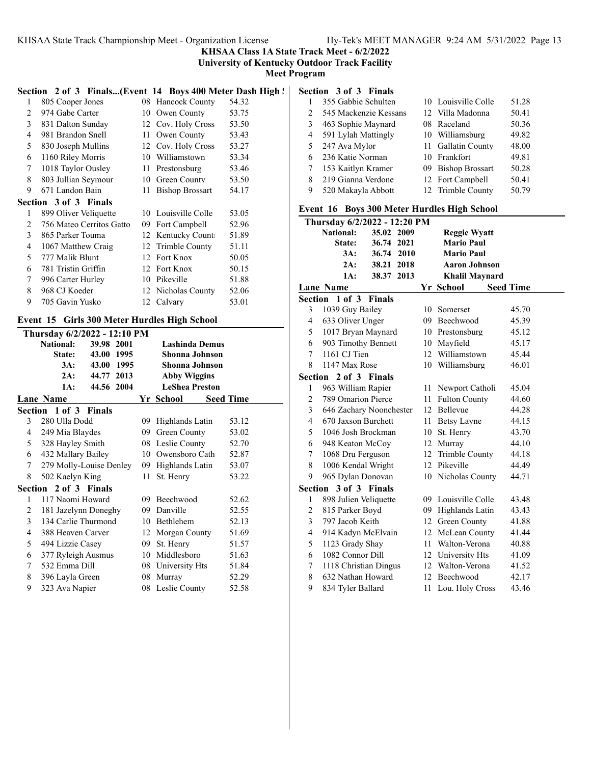KHSAA Class 1A State Track Meet - 6/2/2022

University of Kentucky Outdoor Track Facility

Meet Program

### Section 2 of 3 Finals...(Event 14 Boys 400 Meter Dash High School)

| Lane | Name | Yr | School | Seed Time |
|---|---|---|---|---|
| 1 | 805 Cooper Jones | 08 | Hancock County | 54.32 |
| 2 | 974 Gabe Carter | 10 | Owen County | 53.75 |
| 3 | 831 Dalton Sunday | 12 | Cov. Holy Cross | 53.50 |
| 4 | 981 Brandon Snell | 11 | Owen County | 53.43 |
| 5 | 830 Joseph Mullins | 12 | Cov. Holy Cross | 53.27 |
| 6 | 1160 Riley Morris | 10 | Williamstown | 53.34 |
| 7 | 1018 Taylor Ousley | 11 | Prestonsburg | 53.46 |
| 8 | 803 Jullian Seymour | 10 | Green County | 53.50 |
| 9 | 671 Landon Bain | 11 | Bishop Brossart | 54.17 |

### Section 3 of 3 Finals

| Lane | Name | Yr | School | Seed Time |
|---|---|---|---|---|
| 1 | 899 Oliver Veliquette | 10 | Louisville Colle | 53.05 |
| 2 | 756 Mateo Cerritos Gatto | 09 | Fort Campbell | 52.96 |
| 3 | 865 Parker Touma | 12 | Kentucky Count | 51.89 |
| 4 | 1067 Matthew Craig | 12 | Trimble County | 51.11 |
| 5 | 777 Malik Blunt | 12 | Fort Knox | 50.05 |
| 6 | 781 Tristin Griffin | 12 | Fort Knox | 50.15 |
| 7 | 996 Carter Hurley | 10 | Pikeville | 51.88 |
| 8 | 968 CJ Koeder | 12 | Nicholas County | 52.06 |
| 9 | 705 Gavin Yusko | 12 | Calvary | 53.01 |

## Event 15 Girls 300 Meter Hurdles High School

Thursday 6/2/2022 - 12:10 PM

| | | | |
|---|---|---|---|
| National: | 39.98 | 2001 | Lashinda Demus |
| State: | 43.00 | 1995 | Shonna Johnson |
| 3A: | 43.00 | 1995 | Shonna Johnson |
| 2A: | 44.77 | 2013 | Abby Wiggins |
| 1A: | 44.56 | 2004 | LeShea Preston |

### Section 1 of 3 Finals

| Lane | Name | Yr | School | Seed Time |
|---|---|---|---|---|
| 3 | 280 Ulla Dodd | 09 | Highlands Latin | 53.12 |
| 4 | 249 Mia Blaydes | 09 | Green County | 53.02 |
| 5 | 328 Hayley Smith | 08 | Leslie County | 52.70 |
| 6 | 432 Mallary Bailey | 10 | Owensboro Cath | 52.87 |
| 7 | 279 Molly-Louise Denley | 09 | Highlands Latin | 53.07 |
| 8 | 502 Kaelyn King | 11 | St. Henry | 53.22 |

### Section 2 of 3 Finals

| Lane | Name | Yr | School | Seed Time |
|---|---|---|---|---|
| 1 | 117 Naomi Howard | 09 | Beechwood | 52.62 |
| 2 | 181 Jazelynn Doneghy | 09 | Danville | 52.55 |
| 3 | 134 Carlie Thurmond | 10 | Bethlehem | 52.13 |
| 4 | 388 Heaven Carver | 12 | Morgan County | 51.69 |
| 5 | 494 Lizzie Casey | 09 | St. Henry | 51.57 |
| 6 | 377 Ryleigh Ausmus | 10 | Middlesboro | 51.63 |
| 7 | 532 Emma Dill | 08 | University Hts | 51.84 |
| 8 | 396 Layla Green | 08 | Murray | 52.29 |
| 9 | 323 Ava Napier | 08 | Leslie County | 52.58 |

### Section 3 of 3 Finals

| Lane | Name | Yr | School | Seed Time |
|---|---|---|---|---|
| 1 | 355 Gabbie Schulten | 10 | Louisville Colle | 51.28 |
| 2 | 545 Mackenzie Kessans | 12 | Villa Madonna | 50.41 |
| 3 | 463 Sophie Maynard | 08 | Raceland | 50.36 |
| 4 | 591 Lylah Mattingly | 10 | Williamsburg | 49.82 |
| 5 | 247 Ava Mylor | 11 | Gallatin County | 48.00 |
| 6 | 236 Katie Norman | 10 | Frankfort | 49.81 |
| 7 | 153 Kaitlyn Kramer | 09 | Bishop Brossart | 50.28 |
| 8 | 219 Gianna Verdone | 12 | Fort Campbell | 50.41 |
| 9 | 520 Makayla Abbott | 12 | Trimble County | 50.79 |

## Event 16 Boys 300 Meter Hurdles High School

Thursday 6/2/2022 - 12:20 PM

| | | | |
|---|---|---|---|
| National: | 35.02 | 2009 | Reggie Wyatt |
| State: | 36.74 | 2021 | Mario Paul |
| 3A: | 36.74 | 2010 | Mario Paul |
| 2A: | 38.21 | 2018 | Aaron Johnson |
| 1A: | 38.37 | 2013 | Khalil Maynard |

### Section 1 of 3 Finals

| Lane | Name | Yr | School | Seed Time |
|---|---|---|---|---|
| 3 | 1039 Guy Bailey | 10 | Somerset | 45.70 |
| 4 | 633 Oliver Unger | 09 | Beechwood | 45.39 |
| 5 | 1017 Bryan Maynard | 10 | Prestonsburg | 45.12 |
| 6 | 903 Timothy Bennett | 10 | Mayfield | 45.17 |
| 7 | 1161 CJ Tien | 12 | Williamstown | 45.44 |
| 8 | 1147 Max Rose | 10 | Williamsburg | 46.01 |

### Section 2 of 3 Finals

| Lane | Name | Yr | School | Seed Time |
|---|---|---|---|---|
| 1 | 963 William Rapier | 11 | Newport Catholi | 45.04 |
| 2 | 789 Omarion Pierce | 11 | Fulton County | 44.60 |
| 3 | 646 Zachary Noonchester | 12 | Bellevue | 44.28 |
| 4 | 670 Jaxson Burchett | 11 | Betsy Layne | 44.15 |
| 5 | 1046 Josh Brockman | 10 | St. Henry | 43.70 |
| 6 | 948 Keaton McCoy | 12 | Murray | 44.10 |
| 7 | 1068 Dru Ferguson | 12 | Trimble County | 44.18 |
| 8 | 1006 Kendal Wright | 12 | Pikeville | 44.49 |
| 9 | 965 Dylan Donovan | 10 | Nicholas County | 44.71 |

### Section 3 of 3 Finals

| Lane | Name | Yr | School | Seed Time |
|---|---|---|---|---|
| 1 | 898 Julien Veliquette | 09 | Louisville Colle | 43.48 |
| 2 | 815 Parker Boyd | 09 | Highlands Latin | 43.43 |
| 3 | 797 Jacob Keith | 12 | Green County | 41.88 |
| 4 | 914 Kadyn McElvain | 12 | McLean County | 41.44 |
| 5 | 1123 Grady Shay | 11 | Walton-Verona | 40.88 |
| 6 | 1082 Connor Dill | 12 | University Hts | 41.09 |
| 7 | 1118 Christian Dingus | 12 | Walton-Verona | 41.52 |
| 8 | 632 Nathan Howard | 12 | Beechwood | 42.17 |
| 9 | 834 Tyler Ballard | 11 | Lou. Holy Cross | 43.46 |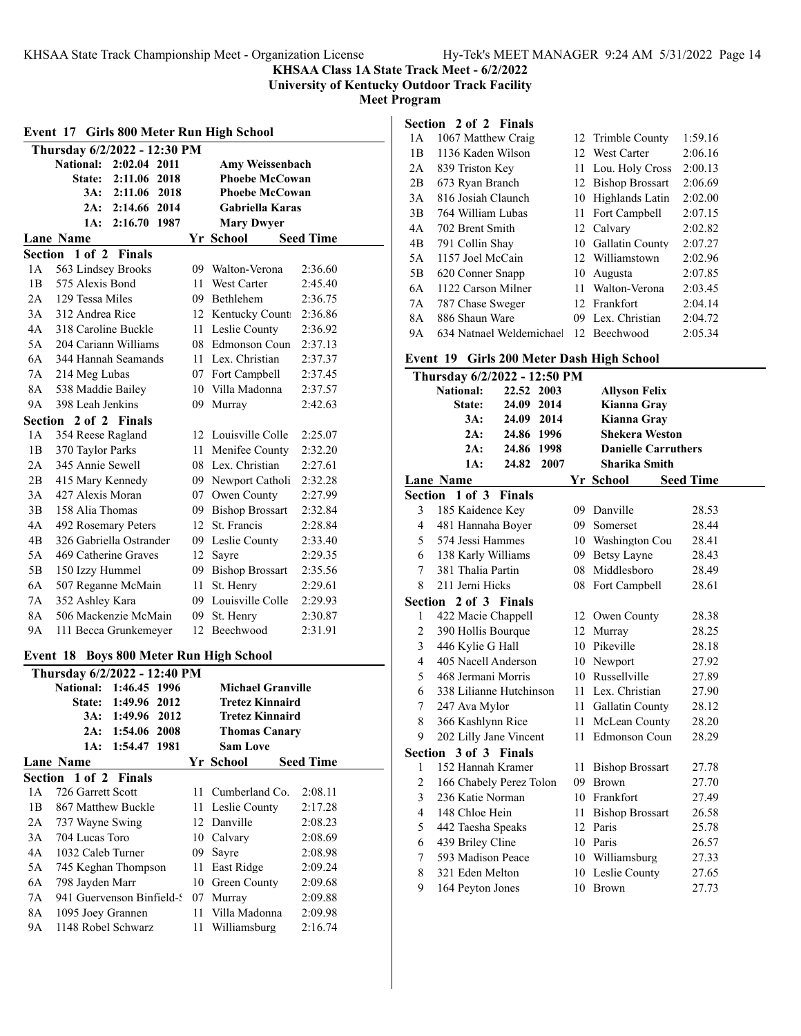## KHSAA Class 1A State Track Meet - 6/2/2022

**University of Kentucky Outdoor Track Facility**

**Meet Program**

### Event 17 Girls 800 Meter Run High School

**Thursday 6/2/2022 - 12:30 PM**

| Record | Time | Year | Name |
|---|---|---|---|
| National: | 2:02.04 | 2011 | Amy Weissenbach |
| State: | 2:11.06 | 2018 | Phoebe McCowan |
| 3A: | 2:11.06 | 2018 | Phoebe McCowan |
| 2A: | 2:14.66 | 2014 | Gabriella Karas |
| 1A: | 2:16.70 | 1987 | Mary Dwyer |

| Lane | Name | Yr | School | Seed Time |
|---|---|---|---|---|
| **Section 1 of 2 Finals** | | | | |
| 1A | 563 Lindsey Brooks | 09 | Walton-Verona | 2:36.60 |
| 1B | 575 Alexis Bond | 11 | West Carter | 2:45.40 |
| 2A | 129 Tessa Miles | 09 | Bethlehem | 2:36.75 |
| 3A | 312 Andrea Rice | 12 | Kentucky Count | 2:36.86 |
| 4A | 318 Caroline Buckle | 11 | Leslie County | 2:36.92 |
| 5A | 204 Cariann Williams | 08 | Edmonson Coun | 2:37.13 |
| 6A | 344 Hannah Seamands | 11 | Lex. Christian | 2:37.37 |
| 7A | 214 Meg Lubas | 07 | Fort Campbell | 2:37.45 |
| 8A | 538 Maddie Bailey | 10 | Villa Madonna | 2:37.57 |
| 9A | 398 Leah Jenkins | 09 | Murray | 2:42.63 |
| **Section 2 of 2 Finals** | | | | |
| 1A | 354 Reese Ragland | 12 | Louisville Colle | 2:25.07 |
| 1B | 370 Taylor Parks | 11 | Menifee County | 2:32.20 |
| 2A | 345 Annie Sewell | 08 | Lex. Christian | 2:27.61 |
| 2B | 415 Mary Kennedy | 09 | Newport Catholi | 2:32.28 |
| 3A | 427 Alexis Moran | 07 | Owen County | 2:27.99 |
| 3B | 158 Alia Thomas | 09 | Bishop Brossart | 2:32.84 |
| 4A | 492 Rosemary Peters | 12 | St. Francis | 2:28.84 |
| 4B | 326 Gabriella Ostrander | 09 | Leslie County | 2:33.40 |
| 5A | 469 Catherine Graves | 12 | Sayre | 2:29.35 |
| 5B | 150 Izzy Hummel | 09 | Bishop Brossart | 2:35.56 |
| 6A | 507 Reganne McMain | 11 | St. Henry | 2:29.61 |
| 7A | 352 Ashley Kara | 09 | Louisville Colle | 2:29.93 |
| 8A | 506 Mackenzie McMain | 09 | St. Henry | 2:30.87 |
| 9A | 111 Becca Grunkemeyer | 12 | Beechwood | 2:31.91 |

### Event 18 Boys 800 Meter Run High School

**Thursday 6/2/2022 - 12:40 PM**

| Record | Time | Year | Name |
|---|---|---|---|
| National: | 1:46.45 | 1996 | Michael Granville |
| State: | 1:49.96 | 2012 | Tretez Kinnaird |
| 3A: | 1:49.96 | 2012 | Tretez Kinnaird |
| 2A: | 1:54.06 | 2008 | Thomas Canary |
| 1A: | 1:54.47 | 1981 | Sam Love |

| Lane | Name | Yr | School | Seed Time |
|---|---|---|---|---|
| **Section 1 of 2 Finals** | | | | |
| 1A | 726 Garrett Scott | 11 | Cumberland Co. | 2:08.11 |
| 1B | 867 Matthew Buckle | 11 | Leslie County | 2:17.28 |
| 2A | 737 Wayne Swing | 12 | Danville | 2:08.23 |
| 3A | 704 Lucas Toro | 10 | Calvary | 2:08.69 |
| 4A | 1032 Caleb Turner | 09 | Sayre | 2:08.98 |
| 5A | 745 Keghan Thompson | 11 | East Ridge | 2:09.24 |
| 6A | 798 Jayden Marr | 10 | Green County | 2:09.68 |
| 7A | 941 Guervenson Binfield-S | 07 | Murray | 2:09.88 |
| 8A | 1095 Joey Grannen | 11 | Villa Madonna | 2:09.98 |
| 9A | 1148 Robel Schwarz | 11 | Williamsburg | 2:16.74 |
| **Section 2 of 2 Finals** | | | | |
| 1A | 1067 Matthew Craig | 12 | Trimble County | 1:59.16 |
| 1B | 1136 Kaden Wilson | 12 | West Carter | 2:06.16 |
| 2A | 839 Triston Key | 11 | Lou. Holy Cross | 2:00.13 |
| 2B | 673 Ryan Branch | 12 | Bishop Brossart | 2:06.69 |
| 3A | 816 Josiah Claunch | 10 | Highlands Latin | 2:02.00 |
| 3B | 764 William Lubas | 11 | Fort Campbell | 2:07.15 |
| 4A | 702 Brent Smith | 12 | Calvary | 2:02.82 |
| 4B | 791 Collin Shay | 10 | Gallatin County | 2:07.27 |
| 5A | 1157 Joel McCain | 12 | Williamstown | 2:02.96 |
| 5B | 620 Conner Snapp | 10 | Augusta | 2:07.85 |
| 6A | 1122 Carson Milner | 11 | Walton-Verona | 2:03.45 |
| 7A | 787 Chase Sweger | 12 | Frankfort | 2:04.14 |
| 8A | 886 Shaun Ware | 09 | Lex. Christian | 2:04.72 |
| 9A | 634 Natnael Weldemichael | 12 | Beechwood | 2:05.34 |

### Event 19 Girls 200 Meter Dash High School

**Thursday 6/2/2022 - 12:50 PM**

| Record | Time | Year | Name |
|---|---|---|---|
| National: | 22.52 | 2003 | Allyson Felix |
| State: | 24.09 | 2014 | Kianna Gray |
| 3A: | 24.09 | 2014 | Kianna Gray |
| 2A: | 24.86 | 1996 | Shekera Weston |
| 2A: | 24.86 | 1998 | Danielle Carruthers |
| 1A: | 24.82 | 2007 | Sharika Smith |

| Lane | Name | Yr | School | Seed Time |
|---|---|---|---|---|
| **Section 1 of 3 Finals** | | | | |
| 3 | 185 Kaidence Key | 09 | Danville | 28.53 |
| 4 | 481 Hannaha Boyer | 09 | Somerset | 28.44 |
| 5 | 574 Jessi Hammes | 10 | Washington Cou | 28.41 |
| 6 | 138 Karly Williams | 09 | Betsy Layne | 28.43 |
| 7 | 381 Thalia Partin | 08 | Middlesboro | 28.49 |
| 8 | 211 Jerni Hicks | 08 | Fort Campbell | 28.61 |
| **Section 2 of 3 Finals** | | | | |
| 1 | 422 Macie Chappell | 12 | Owen County | 28.38 |
| 2 | 390 Hollis Bourque | 12 | Murray | 28.25 |
| 3 | 446 Kylie G Hall | 10 | Pikeville | 28.18 |
| 4 | 405 Nacell Anderson | 10 | Newport | 27.92 |
| 5 | 468 Jermani Morris | 10 | Russellville | 27.89 |
| 6 | 338 Lilianne Hutchinson | 11 | Lex. Christian | 27.90 |
| 7 | 247 Ava Mylor | 11 | Gallatin County | 28.12 |
| 8 | 366 Kashlynn Rice | 11 | McLean County | 28.20 |
| 9 | 202 Lilly Jane Vincent | 11 | Edmonson Coun | 28.29 |
| **Section 3 of 3 Finals** | | | | |
| 1 | 152 Hannah Kramer | 11 | Bishop Brossart | 27.78 |
| 2 | 166 Chabely Perez Tolon | 09 | Brown | 27.70 |
| 3 | 236 Katie Norman | 10 | Frankfort | 27.49 |
| 4 | 148 Chloe Hein | 11 | Bishop Brossart | 26.58 |
| 5 | 442 Taesha Speaks | 12 | Paris | 25.78 |
| 6 | 439 Briley Cline | 10 | Paris | 26.57 |
| 7 | 593 Madison Peace | 10 | Williamsburg | 27.33 |
| 8 | 321 Eden Melton | 10 | Leslie County | 27.65 |
| 9 | 164 Peyton Jones | 10 | Brown | 27.73 |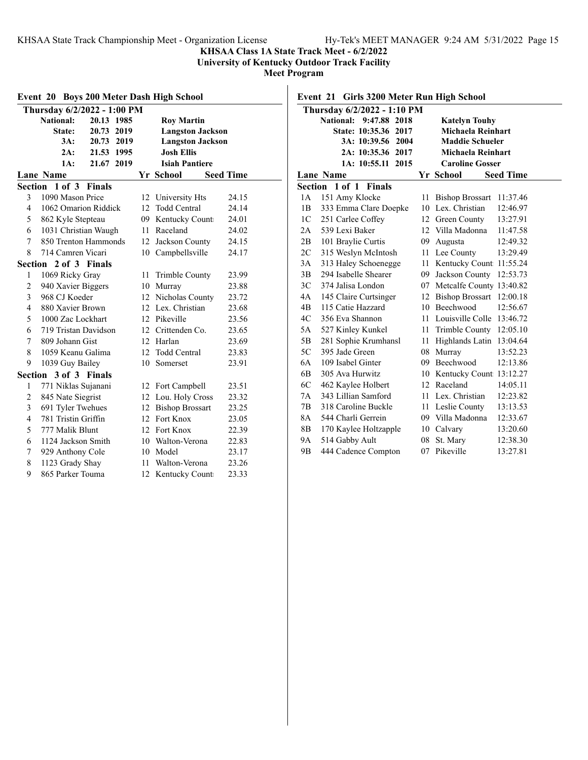**KHSAA Class 1A State Track Meet - 6/2/2022**

**University of Kentucky Outdoor Track Facility**

**Meet Program**

## Event 20 Boys 200 Meter Dash High School

**Thursday 6/2/2022 - 1:00 PM**

| Record | Time | Year | Name |
|---|---|---|---|
| National: | 20.13 | 1985 | Roy Martin |
| State: | 20.73 | 2019 | Langston Jackson |
| 3A: | 20.73 | 2019 | Langston Jackson |
| 2A: | 21.53 | 1995 | Josh Ellis |
| 1A: | 21.67 | 2019 | Isiah Pantiere |

| Lane | Name | Yr | School | Seed Time |
|---|---|---|---|---|
| **Section 1 of 3 Finals** | | | | |
| 3 | 1090 Mason Price | 12 | University Hts | 24.15 |
| 4 | 1062 Omarion Riddick | 12 | Todd Central | 24.14 |
| 5 | 862 Kyle Stepteau | 09 | Kentucky Count | 24.01 |
| 6 | 1031 Christian Waugh | 11 | Raceland | 24.02 |
| 7 | 850 Trenton Hammonds | 12 | Jackson County | 24.15 |
| 8 | 714 Camren Vicari | 10 | Campbellsville | 24.17 |
| **Section 2 of 3 Finals** | | | | |
| 1 | 1069 Ricky Gray | 11 | Trimble County | 23.99 |
| 2 | 940 Xavier Biggers | 10 | Murray | 23.88 |
| 3 | 968 CJ Koeder | 12 | Nicholas County | 23.72 |
| 4 | 880 Xavier Brown | 12 | Lex. Christian | 23.68 |
| 5 | 1000 Zac Lockhart | 12 | Pikeville | 23.56 |
| 6 | 719 Tristan Davidson | 12 | Crittenden Co. | 23.65 |
| 7 | 809 Johann Gist | 12 | Harlan | 23.69 |
| 8 | 1059 Keanu Galima | 12 | Todd Central | 23.83 |
| 9 | 1039 Guy Bailey | 10 | Somerset | 23.91 |
| **Section 3 of 3 Finals** | | | | |
| 1 | 771 Niklas Sujanani | 12 | Fort Campbell | 23.51 |
| 2 | 845 Nate Siegrist | 12 | Lou. Holy Cross | 23.32 |
| 3 | 691 Tyler Twehues | 12 | Bishop Brossart | 23.25 |
| 4 | 781 Tristin Griffin | 12 | Fort Knox | 23.05 |
| 5 | 777 Malik Blunt | 12 | Fort Knox | 22.39 |
| 6 | 1124 Jackson Smith | 10 | Walton-Verona | 22.83 |
| 7 | 929 Anthony Cole | 10 | Model | 23.17 |
| 8 | 1123 Grady Shay | 11 | Walton-Verona | 23.26 |
| 9 | 865 Parker Touma | 12 | Kentucky Count | 23.33 |

## Event 21 Girls 3200 Meter Run High School

**Thursday 6/2/2022 - 1:10 PM**

| Record | Time | Year | Name |
|---|---|---|---|
| National: | 9:47.88 | 2018 | Katelyn Touhy |
| State: | 10:35.36 | 2017 | Michaela Reinhart |
| 3A: | 10:39.56 | 2004 | Maddie Schueler |
| 2A: | 10:35.36 | 2017 | Michaela Reinhart |
| 1A: | 10:55.11 | 2015 | Caroline Gosser |

| Lane | Name | Yr | School | Seed Time |
|---|---|---|---|---|
| **Section 1 of 1 Finals** | | | | |
| 1A | 151 Amy Klocke | 11 | Bishop Brossart | 11:37.46 |
| 1B | 333 Emma Clare Doepke | 10 | Lex. Christian | 12:46.97 |
| 1C | 251 Carlee Coffey | 12 | Green County | 13:27.91 |
| 2A | 539 Lexi Baker | 12 | Villa Madonna | 11:47.58 |
| 2B | 101 Braylie Curtis | 09 | Augusta | 12:49.32 |
| 2C | 315 Weslyn McIntosh | 11 | Lee County | 13:29.49 |
| 3A | 313 Haley Schoenegge | 11 | Kentucky Count | 11:55.24 |
| 3B | 294 Isabelle Shearer | 09 | Jackson County | 12:53.73 |
| 3C | 374 Jalisa London | 07 | Metcalfe County | 13:40.82 |
| 4A | 145 Claire Curtsinger | 12 | Bishop Brossart | 12:00.18 |
| 4B | 115 Catie Hazzard | 10 | Beechwood | 12:56.67 |
| 4C | 356 Eva Shannon | 11 | Louisville Colle | 13:46.72 |
| 5A | 527 Kinley Kunkel | 11 | Trimble County | 12:05.10 |
| 5B | 281 Sophie Krumhansl | 11 | Highlands Latin | 13:04.64 |
| 5C | 395 Jade Green | 08 | Murray | 13:52.23 |
| 6A | 109 Isabel Ginter | 09 | Beechwood | 12:13.86 |
| 6B | 305 Ava Hurwitz | 10 | Kentucky Count | 13:12.27 |
| 6C | 462 Kaylee Holbert | 12 | Raceland | 14:05.11 |
| 7A | 343 Lillian Samford | 11 | Lex. Christian | 12:23.82 |
| 7B | 318 Caroline Buckle | 11 | Leslie County | 13:13.53 |
| 8A | 544 Charli Gerrein | 09 | Villa Madonna | 12:33.67 |
| 8B | 170 Kaylee Holtzapple | 10 | Calvary | 13:20.60 |
| 9A | 514 Gabby Ault | 08 | St. Mary | 12:38.30 |
| 9B | 444 Cadence Compton | 07 | Pikeville | 13:27.81 |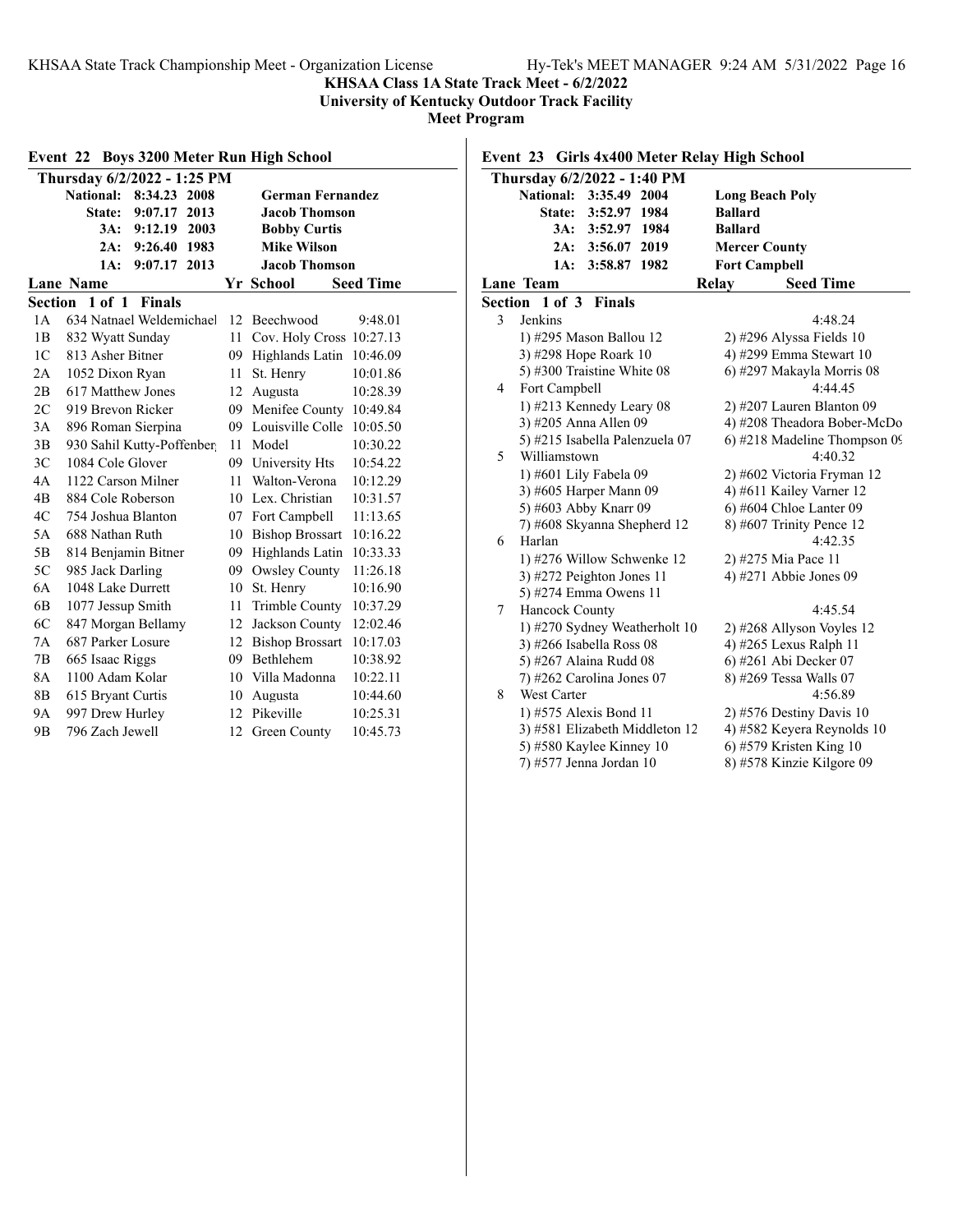**KHSAA Class 1A State Track Meet - 6/2/2022**
**University of Kentucky Outdoor Track Facility**
**Meet Program**

## Event 22 Boys 3200 Meter Run High School

**Thursday 6/2/2022 - 1:25 PM**

| | | | |
|---|---|---|---|
| National: | 8:34.23 | 2008 | German Fernandez |
| State: | 9:07.17 | 2013 | Jacob Thomson |
| 3A: | 9:12.19 | 2003 | Bobby Curtis |
| 2A: | 9:26.40 | 1983 | Mike Wilson |
| 1A: | 9:07.17 | 2013 | Jacob Thomson |

**Section 1 of 1 Finals**

| Lane | Name | Yr | School | Seed Time |
|---|---|---|---|---|
| 1A | 634 Natnael Weldemichael | 12 | Beechwood | 9:48.01 |
| 1B | 832 Wyatt Sunday | 11 | Cov. Holy Cross | 10:27.13 |
| 1C | 813 Asher Bitner | 09 | Highlands Latin | 10:46.09 |
| 2A | 1052 Dixon Ryan | 11 | St. Henry | 10:01.86 |
| 2B | 617 Matthew Jones | 12 | Augusta | 10:28.39 |
| 2C | 919 Brevon Ricker | 09 | Menifee County | 10:49.84 |
| 3A | 896 Roman Sierpina | 09 | Louisville Colle | 10:05.50 |
| 3B | 930 Sahil Kutty-Poffenber | 11 | Model | 10:30.22 |
| 3C | 1084 Cole Glover | 09 | University Hts | 10:54.22 |
| 4A | 1122 Carson Milner | 11 | Walton-Verona | 10:12.29 |
| 4B | 884 Cole Roberson | 10 | Lex. Christian | 10:31.57 |
| 4C | 754 Joshua Blanton | 07 | Fort Campbell | 11:13.65 |
| 5A | 688 Nathan Ruth | 10 | Bishop Brossart | 10:16.22 |
| 5B | 814 Benjamin Bitner | 09 | Highlands Latin | 10:33.33 |
| 5C | 985 Jack Darling | 09 | Owsley County | 11:26.18 |
| 6A | 1048 Lake Durrett | 10 | St. Henry | 10:16.90 |
| 6B | 1077 Jessup Smith | 11 | Trimble County | 10:37.29 |
| 6C | 847 Morgan Bellamy | 12 | Jackson County | 12:02.46 |
| 7A | 687 Parker Losure | 12 | Bishop Brossart | 10:17.03 |
| 7B | 665 Isaac Riggs | 09 | Bethlehem | 10:38.92 |
| 8A | 1100 Adam Kolar | 10 | Villa Madonna | 10:22.11 |
| 8B | 615 Bryant Curtis | 10 | Augusta | 10:44.60 |
| 9A | 997 Drew Hurley | 12 | Pikeville | 10:25.31 |
| 9B | 796 Zach Jewell | 12 | Green County | 10:45.73 |

## Event 23 Girls 4x400 Meter Relay High School

**Thursday 6/2/2022 - 1:40 PM**

| | | | |
|---|---|---|---|
| National: | 3:35.49 | 2004 | Long Beach Poly |
| State: | 3:52.97 | 1984 | Ballard |
| 3A: | 3:52.97 | 1984 | Ballard |
| 2A: | 3:56.07 | 2019 | Mercer County |
| 1A: | 3:58.87 | 1982 | Fort Campbell |

**Section 1 of 3 Finals**

| Lane | Team | Relay | Seed Time |
|---|---|---|---|
| 3 | Jenkins | | 4:48.24 |
| | 1) #295 Mason Ballou 12 | 2) #296 Alyssa Fields 10 | |
| | 3) #298 Hope Roark 10 | 4) #299 Emma Stewart 10 | |
| | 5) #300 Traistine White 08 | 6) #297 Makayla Morris 08 | |
| 4 | Fort Campbell | | 4:44.45 |
| | 1) #213 Kennedy Leary 08 | 2) #207 Lauren Blanton 09 | |
| | 3) #205 Anna Allen 09 | 4) #208 Theadora Bober-McDo | |
| | 5) #215 Isabella Palenzuela 07 | 6) #218 Madeline Thompson 09 | |
| 5 | Williamstown | | 4:40.32 |
| | 1) #601 Lily Fabela 09 | 2) #602 Victoria Fryman 12 | |
| | 3) #605 Harper Mann 09 | 4) #611 Kailey Varner 12 | |
| | 5) #603 Abby Knarr 09 | 6) #604 Chloe Lanter 09 | |
| | 7) #608 Skyanna Shepherd 12 | 8) #607 Trinity Pence 12 | |
| 6 | Harlan | | 4:42.35 |
| | 1) #276 Willow Schwenke 12 | 2) #275 Mia Pace 11 | |
| | 3) #272 Peighton Jones 11 | 4) #271 Abbie Jones 09 | |
| | 5) #274 Emma Owens 11 | | |
| 7 | Hancock County | | 4:45.54 |
| | 1) #270 Sydney Weatherholt 10 | 2) #268 Allyson Voyles 12 | |
| | 3) #266 Isabella Ross 08 | 4) #265 Lexus Ralph 11 | |
| | 5) #267 Alaina Rudd 08 | 6) #261 Abi Decker 07 | |
| | 7) #262 Carolina Jones 07 | 8) #269 Tessa Walls 07 | |
| 8 | West Carter | | 4:56.89 |
| | 1) #575 Alexis Bond 11 | 2) #576 Destiny Davis 10 | |
| | 3) #581 Elizabeth Middleton 12 | 4) #582 Keyera Reynolds 10 | |
| | 5) #580 Kaylee Kinney 10 | 6) #579 Kristen King 10 | |
| | 7) #577 Jenna Jordan 10 | 8) #578 Kinzie Kilgore 09 | |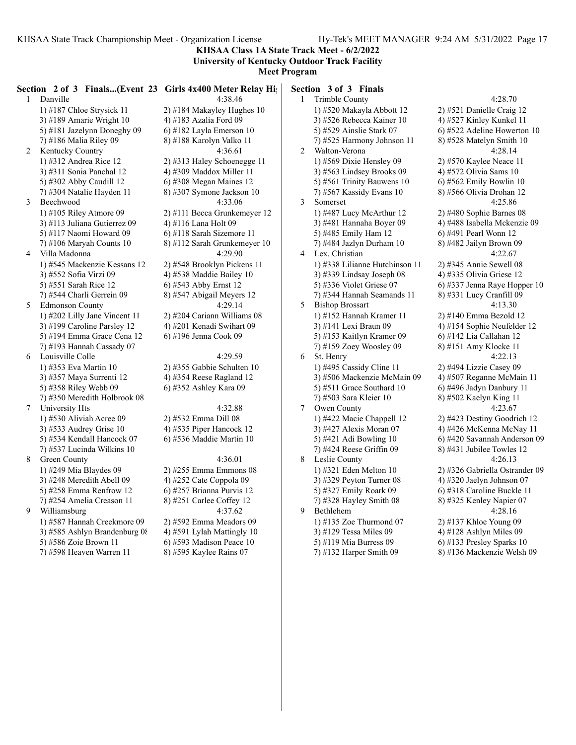**KHSAA Class 1A State Track Meet - 6/2/2022**
**University of Kentucky Outdoor Track Facility**
**Meet Program**

### Section 2 of 3 Finals...(Event 23 Girls 4x400 Meter Relay Hi

1 Danville 4:38.46
- 1) #187 Chloe Strysick 11
- 2) #184 Makayley Hughes 10
- 3) #189 Amarie Wright 10
- 4) #183 Azalia Ford 09
- 5) #181 Jazelynn Doneghy 09
- 6) #182 Layla Emerson 10
- 7) #186 Malia Riley 09
- 8) #188 Karolyn Valko 11

2 Kentucky Country 4:36.61
- 1) #312 Andrea Rice 12
- 2) #313 Haley Schoenegge 11
- 3) #311 Sonia Panchal 12
- 4) #309 Maddox Miller 11
- 5) #302 Abby Caudill 12
- 6) #308 Megan Maines 12
- 7) #304 Natalie Hayden 11
- 8) #307 Symone Jackson 10

3 Beechwood 4:33.06
- 1) #105 Riley Atmore 09
- 2) #111 Becca Grunkemeyer 12
- 3) #113 Juliana Gutierrez 09
- 4) #116 Lana Holt 09
- 5) #117 Naomi Howard 09
- 6) #118 Sarah Sizemore 11
- 7) #106 Maryah Counts 10
- 8) #112 Sarah Grunkemeyer 10

4 Villa Madonna 4:29.90
- 1) #545 Mackenzie Kessans 12
- 2) #548 Brooklyn Pickens 11
- 3) #552 Sofia Virzi 09
- 4) #538 Maddie Bailey 10
- 5) #551 Sarah Rice 12
- 6) #543 Abby Ernst 12
- 7) #544 Charli Gerrein 09
- 8) #547 Abigail Meyers 12

5 Edmonson County 4:29.14
- 1) #202 Lilly Jane Vincent 11
- 2) #204 Cariann Williams 08
- 3) #199 Caroline Parsley 12
- 4) #201 Kenadi Swihart 09
- 5) #194 Emma Grace Cena 12
- 6) #196 Jenna Cook 09
- 7) #193 Hannah Cassady 07

6 Louisville Colle 4:29.59
- 1) #353 Eva Martin 10
- 2) #355 Gabbie Schulten 10
- 3) #357 Maya Surrenti 12
- 4) #354 Reese Ragland 12
- 5) #358 Riley Webb 09
- 6) #352 Ashley Kara 09
- 7) #350 Meredith Holbrook 08

7 University Hts 4:32.88
- 1) #530 Aliviah Acree 09
- 2) #532 Emma Dill 08
- 3) #533 Audrey Grise 10
- 4) #535 Piper Hancock 12
- 5) #534 Kendall Hancock 07
- 6) #536 Maddie Martin 10
- 7) #537 Lucinda Wilkins 10

8 Green County 4:36.01
- 1) #249 Mia Blaydes 09
- 2) #255 Emma Emmons 08
- 3) #248 Meredith Abell 09
- 4) #252 Cate Coppola 09
- 5) #258 Emma Renfrow 12
- 6) #257 Brianna Purvis 12
- 7) #254 Amelia Creason 11
- 8) #251 Carlee Coffey 12

9 Williamsburg 4:37.62
- 1) #587 Hannah Creekmore 09
- 2) #592 Emma Meadors 09
- 3) #585 Ashlyn Brandenburg 08
- 4) #591 Lylah Mattingly 10
- 5) #586 Zoie Brown 11
- 6) #593 Madison Peace 10
- 7) #598 Heaven Warren 11
- 8) #595 Kaylee Rains 07

### Section 3 of 3 Finals

1 Trimble County 4:28.70
- 1) #520 Makayla Abbott 12
- 2) #521 Danielle Craig 12
- 3) #526 Rebecca Kainer 10
- 4) #527 Kinley Kunkel 11
- 5) #529 Ainslie Stark 07
- 6) #522 Adeline Howerton 10
- 7) #525 Harmony Johnson 11
- 8) #528 Matelyn Smith 10

2 Walton-Verona 4:28.14
- 1) #569 Dixie Hensley 09
- 2) #570 Kaylee Neace 11
- 3) #563 Lindsey Brooks 09
- 4) #572 Olivia Sams 10
- 5) #561 Trinity Bauwens 10
- 6) #562 Emily Bowlin 10
- 7) #567 Kassidy Evans 10
- 8) #566 Olivia Drohan 12

3 Somerset 4:25.86
- 1) #487 Lucy McArthur 12
- 2) #480 Sophie Barnes 08
- 3) #481 Hannaha Boyer 09
- 4) #488 Isabella Mckenzie 09
- 5) #485 Emily Ham 12
- 6) #491 Pearl Wonn 12
- 7) #484 Jazlyn Durham 10
- 8) #482 Jailyn Brown 09

4 Lex. Christian 4:22.67
- 1) #338 Lilianne Hutchinson 11
- 2) #345 Annie Sewell 08
- 3) #339 Lindsay Joseph 08
- 4) #335 Olivia Griese 12
- 5) #336 Violet Griese 07
- 6) #337 Jenna Raye Hopper 10
- 7) #344 Hannah Seamands 11
- 8) #331 Lucy Cranfill 09

5 Bishop Brossart 4:13.30
- 1) #152 Hannah Kramer 11
- 2) #140 Emma Bezold 12
- 3) #141 Lexi Braun 09
- 4) #154 Sophie Neufelder 12
- 5) #153 Kaitlyn Kramer 09
- 6) #142 Lia Callahan 12
- 7) #159 Zoey Woosley 09
- 8) #151 Amy Klocke 11

6 St. Henry 4:22.13
- 1) #495 Cassidy Cline 11
- 2) #494 Lizzie Casey 09
- 3) #506 Mackenzie McMain 09
- 4) #507 Reganne McMain 11
- 5) #511 Grace Southard 10
- 6) #496 Jadyn Danbury 11
- 7) #503 Sara Kleier 10
- 8) #502 Kaelyn King 11

7 Owen County 4:23.67
- 1) #422 Macie Chappell 12
- 2) #423 Destiny Goodrich 12
- 3) #427 Alexis Moran 07
- 4) #426 McKenna McNay 11
- 5) #421 Adi Bowling 10
- 6) #420 Savannah Anderson 09
- 7) #424 Reese Griffin 09
- 8) #431 Jubilee Towles 12

8 Leslie County 4:26.13
- 1) #321 Eden Melton 10
- 2) #326 Gabriella Ostrander 09
- 3) #329 Peyton Turner 08
- 4) #320 Jaelyn Johnson 07
- 5) #327 Emily Roark 09
- 6) #318 Caroline Buckle 11
- 7) #328 Hayley Smith 08
- 8) #325 Kenley Napier 07

9 Bethlehem 4:28.16
- 1) #135 Zoe Thurmond 07
- 2) #137 Khloe Young 09
- 3) #129 Tessa Miles 09
- 4) #128 Ashlyn Miles 09
- 5) #119 Mia Burress 09
- 6) #133 Presley Sparks 10
- 7) #132 Harper Smith 09
- 8) #136 Mackenzie Welsh 09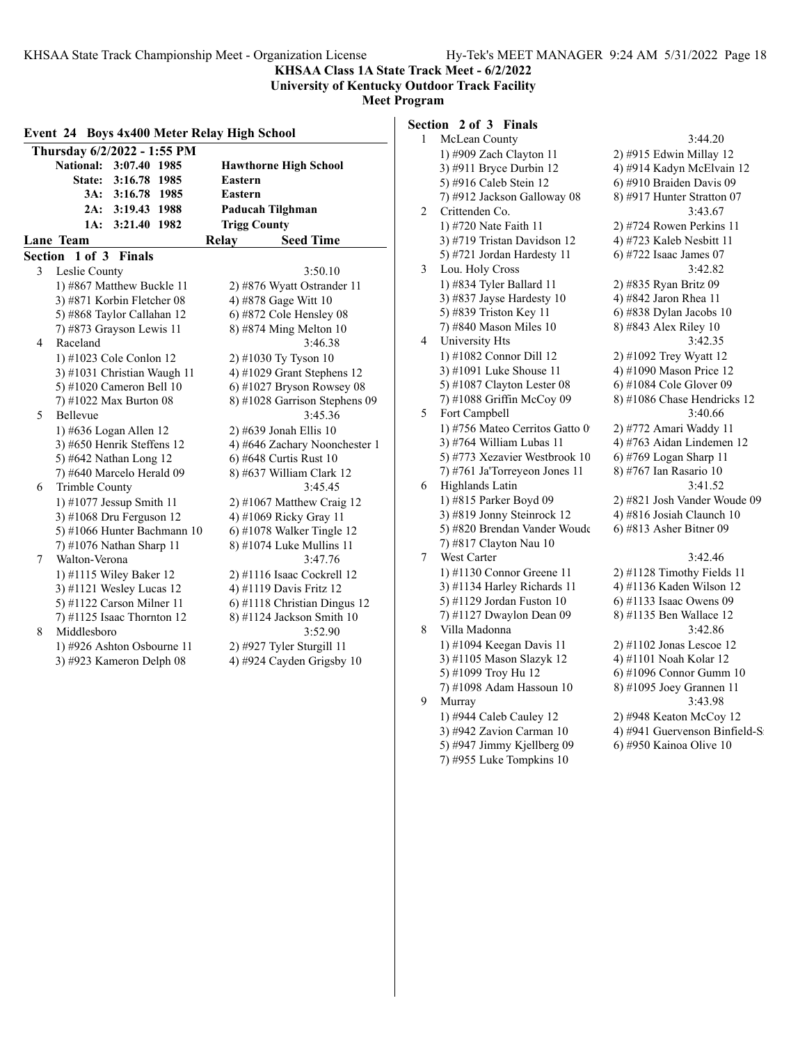**KHSAA Class 1A State Track Meet - 6/2/2022**
**University of Kentucky Outdoor Track Facility**
**Meet Program**

## Event 24 Boys 4x400 Meter Relay High School

**Thursday 6/2/2022 - 1:55 PM**

| | | | |
|---|---|---|---|
| National: | 3:07.40 | 1985 | Hawthorne High School |
| State: | 3:16.78 | 1985 | Eastern |
| 3A: | 3:16.78 | 1985 | Eastern |
| 2A: | 3:19.43 | 1988 | Paducah Tilghman |
| 1A: | 3:21.40 | 1982 | Trigg County |

**Lane Team — Relay — Seed Time**

### Section 1 of 3 Finals

3 Leslie County — 3:50.10
1) #867 Matthew Buckle 11 2) #876 Wyatt Ostrander 11
3) #871 Korbin Fletcher 08 4) #878 Gage Witt 10
5) #868 Taylor Callahan 12 6) #872 Cole Hensley 08
7) #873 Grayson Lewis 11 8) #874 Ming Melton 10

4 Raceland — 3:46.38
1) #1023 Cole Conlon 12 2) #1030 Ty Tyson 10
3) #1031 Christian Waugh 11 4) #1029 Grant Stephens 12
5) #1020 Cameron Bell 10 6) #1027 Bryson Rowsey 08
7) #1022 Max Burton 08 8) #1028 Garrison Stephens 09

5 Bellevue — 3:45.36
1) #636 Logan Allen 12 2) #639 Jonah Ellis 10
3) #650 Henrik Steffens 12 4) #646 Zachary Noonchester 1
5) #642 Nathan Long 12 6) #648 Curtis Rust 10
7) #640 Marcelo Herald 09 8) #637 William Clark 12

6 Trimble County — 3:45.45
1) #1077 Jessup Smith 11 2) #1067 Matthew Craig 12
3) #1068 Dru Ferguson 12 4) #1069 Ricky Gray 11
5) #1066 Hunter Bachmann 10 6) #1078 Walker Tingle 12
7) #1076 Nathan Sharp 11 8) #1074 Luke Mullins 11

7 Walton-Verona — 3:47.76
1) #1115 Wiley Baker 12 2) #1116 Isaac Cockrell 12
3) #1121 Wesley Lucas 12 4) #1119 Davis Fritz 12
5) #1122 Carson Milner 11 6) #1118 Christian Dingus 12
7) #1125 Isaac Thornton 12 8) #1124 Jackson Smith 10

8 Middlesboro — 3:52.90
1) #926 Ashton Osbourne 11 2) #927 Tyler Sturgill 11
3) #923 Kameron Delph 08 4) #924 Cayden Grigsby 10

### Section 2 of 3 Finals

1 McLean County — 3:44.20
1) #909 Zach Clayton 11 2) #915 Edwin Millay 12
3) #911 Bryce Durbin 12 4) #914 Kadyn McElvain 12
5) #916 Caleb Stein 12 6) #910 Braiden Davis 09
7) #912 Jackson Galloway 08 8) #917 Hunter Stratton 07

2 Crittenden Co. — 3:43.67
1) #720 Nate Faith 11 2) #724 Rowen Perkins 11
3) #719 Tristan Davidson 12 4) #723 Kaleb Nesbitt 11
5) #721 Jordan Hardesty 11 6) #722 Isaac James 07

3 Lou. Holy Cross — 3:42.82
1) #834 Tyler Ballard 11 2) #835 Ryan Britz 09
3) #837 Jayse Hardesty 10 4) #842 Jaron Rhea 11
5) #839 Triston Key 11 6) #838 Dylan Jacobs 10
7) #840 Mason Miles 10 8) #843 Alex Riley 10

4 University Hts — 3:42.35
1) #1082 Connor Dill 12 2) #1092 Trey Wyatt 12
3) #1091 Luke Shouse 11 4) #1090 Mason Price 12
5) #1087 Clayton Lester 08 6) #1084 Cole Glover 09
7) #1088 Griffin McCoy 09 8) #1086 Chase Hendricks 12

5 Fort Campbell — 3:40.66
1) #756 Mateo Cerritos Gatto 0 2) #772 Amari Waddy 11
3) #764 William Lubas 11 4) #763 Aidan Lindemen 12
5) #773 Xezavier Westbrook 10 6) #769 Logan Sharp 11
7) #761 Ja'Torreyeon Jones 11 8) #767 Ian Rasario 10

6 Highlands Latin — 3:41.52
1) #815 Parker Boyd 09 2) #821 Josh Vander Woude 09
3) #819 Jonny Steinrock 12 4) #816 Josiah Claunch 10
5) #820 Brendan Vander Woude 6) #813 Asher Bitner 09
7) #817 Clayton Nau 10

7 West Carter — 3:42.46
1) #1130 Connor Greene 11 2) #1128 Timothy Fields 11
3) #1134 Harley Richards 11 4) #1136 Kaden Wilson 12
5) #1129 Jordan Fuston 10 6) #1133 Isaac Owens 09
7) #1127 Dwaylon Dean 09 8) #1135 Ben Wallace 12

8 Villa Madonna — 3:42.86
1) #1094 Keegan Davis 11 2) #1102 Jonas Lescoe 12
3) #1105 Mason Slazyk 12 4) #1101 Noah Kolar 12
5) #1099 Troy Hu 12 6) #1096 Connor Gumm 10
7) #1098 Adam Hassoun 10 8) #1095 Joey Grannen 11

9 Murray — 3:43.98
1) #944 Caleb Cauley 12 2) #948 Keaton McCoy 12
3) #942 Zavion Carman 10 4) #941 Guervenson Binfield-S
5) #947 Jimmy Kjellberg 09 6) #950 Kainoa Olive 10
7) #955 Luke Tompkins 10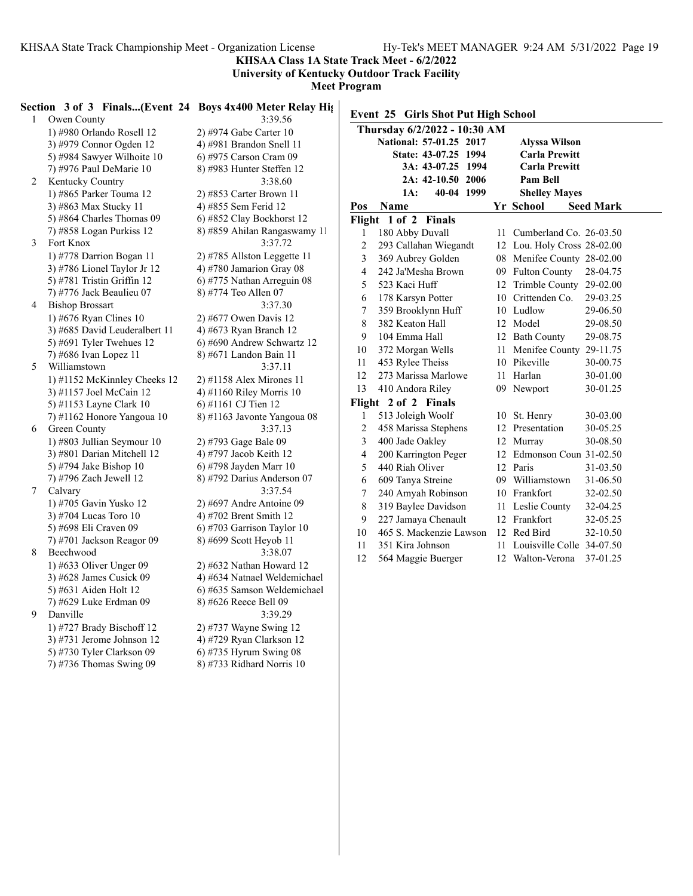**KHSAA Class 1A State Track Meet - 6/2/2022**
**University of Kentucky Outdoor Track Facility**
**Meet Program**

### Section 3 of 3 Finals...(Event 24 Boys 4x400 Meter Relay High School)

1. Owen County — 3:39.56
   - 1) #980 Orlando Rosell 12
   - 2) #974 Gabe Carter 10
   - 3) #979 Connor Ogden 12
   - 4) #981 Brandon Snell 11
   - 5) #984 Sawyer Wilhoite 10
   - 6) #975 Carson Cram 09
   - 7) #976 Paul DeMarie 10
   - 8) #983 Hunter Steffen 12
2. Kentucky Country — 3:38.60
   - 1) #865 Parker Touma 12
   - 2) #853 Carter Brown 11
   - 3) #863 Max Stucky 11
   - 4) #855 Sem Ferid 12
   - 5) #864 Charles Thomas 09
   - 6) #852 Clay Bockhorst 12
   - 7) #858 Logan Purkiss 12
   - 8) #859 Ahilan Rangaswamy 11
3. Fort Knox — 3:37.72
   - 1) #778 Darrion Bogan 11
   - 2) #785 Allston Leggette 11
   - 3) #786 Lionel Taylor Jr 12
   - 4) #780 Jamarion Gray 08
   - 5) #781 Tristin Griffin 12
   - 6) #775 Nathan Arreguin 08
   - 7) #776 Jack Beaulieu 07
   - 8) #774 Teo Allen 07
4. Bishop Brossart — 3:37.30
   - 1) #676 Ryan Clines 10
   - 2) #677 Owen Davis 12
   - 3) #685 David Leuderalbert 11
   - 4) #673 Ryan Branch 12
   - 5) #691 Tyler Twehues 12
   - 6) #690 Andrew Schwartz 12
   - 7) #686 Ivan Lopez 11
   - 8) #671 Landon Bain 11
5. Williamstown — 3:37.11
   - 1) #1152 McKinnley Cheeks 12
   - 2) #1158 Alex Mirones 11
   - 3) #1157 Joel McCain 12
   - 4) #1160 Riley Morris 10
   - 5) #1153 Layne Clark 10
   - 6) #1161 CJ Tien 12
   - 7) #1162 Honore Yangoua 10
   - 8) #1163 Javonte Yangoua 08
6. Green County — 3:37.13
   - 1) #803 Jullian Seymour 10
   - 2) #793 Gage Bale 09
   - 3) #801 Darian Mitchell 12
   - 4) #797 Jacob Keith 12
   - 5) #794 Jake Bishop 10
   - 6) #798 Jayden Marr 10
   - 7) #796 Zach Jewell 12
   - 8) #792 Darius Anderson 07
7. Calvary — 3:37.54
   - 1) #705 Gavin Yusko 12
   - 2) #697 Andre Antoine 09
   - 3) #704 Lucas Toro 10
   - 4) #702 Brent Smith 12
   - 5) #698 Eli Craven 09
   - 6) #703 Garrison Taylor 10
   - 7) #701 Jackson Reagor 09
   - 8) #699 Scott Heyob 11
8. Beechwood — 3:38.07
   - 1) #633 Oliver Unger 09
   - 2) #632 Nathan Howard 12
   - 3) #628 James Cusick 09
   - 4) #634 Natnael Weldemichael
   - 5) #631 Aiden Holt 12
   - 6) #635 Samson Weldemichael
   - 7) #629 Luke Erdman 09
   - 8) #626 Reece Bell 09
9. Danville — 3:39.29
   - 1) #727 Brady Bischoff 12
   - 2) #737 Wayne Swing 12
   - 3) #731 Jerome Johnson 12
   - 4) #729 Ryan Clarkson 12
   - 5) #730 Tyler Clarkson 09
   - 6) #735 Hyrum Swing 08
   - 7) #736 Thomas Swing 09
   - 8) #733 Ridhard Norris 10

### Event 25 Girls Shot Put High School

**Thursday 6/2/2022 - 10:30 AM**

| Record | Mark | Year | Holder |
|---|---|---|---|
| National: | 57-01.25 | 2017 | Alyssa Wilson |
| State: | 43-07.25 | 1994 | Carla Prewitt |
| 3A: | 43-07.25 | 1994 | Carla Prewitt |
| 2A: | 42-10.50 | 2006 | Pam Bell |
| 1A: | 40-04 | 1999 | Shelley Mayes |

**Flight 1 of 2 Finals**

| Pos | Name | Yr | School | Seed Mark |
|---|---|---|---|---|
| 1 | 180 Abby Duvall | 11 | Cumberland Co. | 26-03.50 |
| 2 | 293 Callahan Wiegandt | 12 | Lou. Holy Cross | 28-02.00 |
| 3 | 369 Aubrey Golden | 08 | Menifee County | 28-02.00 |
| 4 | 242 Ja'Mesha Brown | 09 | Fulton County | 28-04.75 |
| 5 | 523 Kaci Huff | 12 | Trimble County | 29-02.00 |
| 6 | 178 Karsyn Potter | 10 | Crittenden Co. | 29-03.25 |
| 7 | 359 Brooklynn Huff | 10 | Ludlow | 29-06.50 |
| 8 | 382 Keaton Hall | 12 | Model | 29-08.50 |
| 9 | 104 Emma Hall | 12 | Bath County | 29-08.75 |
| 10 | 372 Morgan Wells | 11 | Menifee County | 29-11.75 |
| 11 | 453 Rylee Theiss | 10 | Pikeville | 30-00.75 |
| 12 | 273 Marissa Marlowe | 11 | Harlan | 30-01.00 |
| 13 | 410 Andora Riley | 09 | Newport | 30-01.25 |

**Flight 2 of 2 Finals**

| Pos | Name | Yr | School | Seed Mark |
|---|---|---|---|---|
| 1 | 513 Joleigh Woolf | 10 | St. Henry | 30-03.00 |
| 2 | 458 Marissa Stephens | 12 | Presentation | 30-05.25 |
| 3 | 400 Jade Oakley | 12 | Murray | 30-08.50 |
| 4 | 200 Karrington Peger | 12 | Edmonson Coun | 31-02.50 |
| 5 | 440 Riah Oliver | 12 | Paris | 31-03.50 |
| 6 | 609 Tanya Streine | 09 | Williamstown | 31-06.50 |
| 7 | 240 Amyah Robinson | 10 | Frankfort | 32-02.50 |
| 8 | 319 Baylee Davidson | 11 | Leslie County | 32-04.25 |
| 9 | 227 Jamaya Chenault | 12 | Frankfort | 32-05.25 |
| 10 | 465 S. Mackenzie Lawson | 12 | Red Bird | 32-10.50 |
| 11 | 351 Kira Johnson | 11 | Louisville Colle | 34-07.50 |
| 12 | 564 Maggie Buerger | 12 | Walton-Verona | 37-01.25 |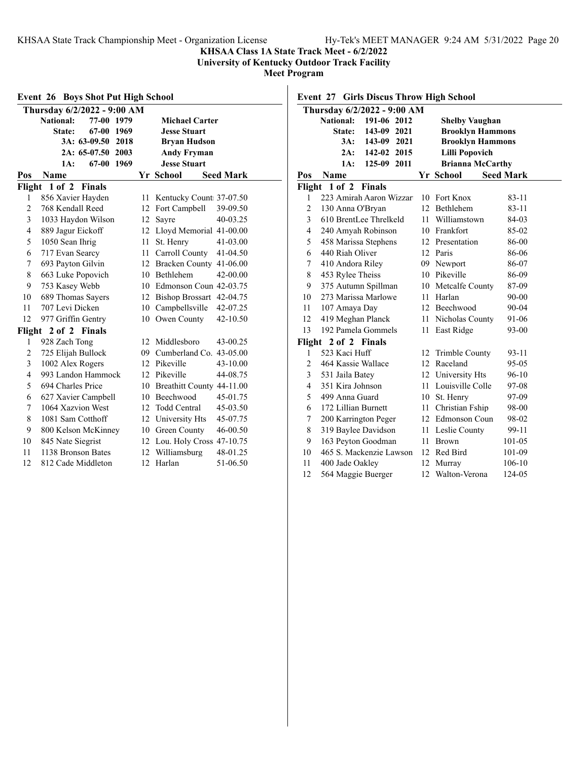**KHSAA Class 1A State Track Meet - 6/2/2022**
**University of Kentucky Outdoor Track Facility**
**Meet Program**

## Event 26 Boys Shot Put High School

**Thursday 6/2/2022 - 9:00 AM**

| | Mark | Year | Holder |
|---|---|---|---|
| National: | 77-00 | 1979 | Michael Carter |
| State: | 67-00 | 1969 | Jesse Stuart |
| 3A: | 63-09.50 | 2018 | Bryan Hudson |
| 2A: | 65-07.50 | 2003 | Andy Fryman |
| 1A: | 67-00 | 1969 | Jesse Stuart |

| Pos | Name | Yr | School | Seed Mark |
|---|---|---|---|---|
| **Flight 1 of 2 Finals** | | | | |
| 1 | 856 Xavier Hayden | 11 | Kentucky Count | 37-07.50 |
| 2 | 768 Kendall Reed | 12 | Fort Campbell | 39-09.50 |
| 3 | 1033 Haydon Wilson | 12 | Sayre | 40-03.25 |
| 4 | 889 Jagur Eickoff | 12 | Lloyd Memorial | 41-00.00 |
| 5 | 1050 Sean Ihrig | 11 | St. Henry | 41-03.00 |
| 6 | 717 Evan Searcy | 11 | Carroll County | 41-04.50 |
| 7 | 693 Payton Gilvin | 12 | Bracken County | 41-06.00 |
| 8 | 663 Luke Popovich | 10 | Bethlehem | 42-00.00 |
| 9 | 753 Kasey Webb | 10 | Edmonson Coun | 42-03.75 |
| 10 | 689 Thomas Sayers | 12 | Bishop Brossart | 42-04.75 |
| 11 | 707 Levi Dicken | 10 | Campbellsville | 42-07.25 |
| 12 | 977 Griffin Gentry | 10 | Owen County | 42-10.50 |
| **Flight 2 of 2 Finals** | | | | |
| 1 | 928 Zach Tong | 12 | Middlesboro | 43-00.25 |
| 2 | 725 Elijah Bullock | 09 | Cumberland Co. | 43-05.00 |
| 3 | 1002 Alex Rogers | 12 | Pikeville | 43-10.00 |
| 4 | 993 Landon Hammock | 12 | Pikeville | 44-08.75 |
| 5 | 694 Charles Price | 10 | Breathitt County | 44-11.00 |
| 6 | 627 Xavier Campbell | 10 | Beechwood | 45-01.75 |
| 7 | 1064 Xazvion West | 12 | Todd Central | 45-03.50 |
| 8 | 1081 Sam Cotthoff | 12 | University Hts | 45-07.75 |
| 9 | 800 Kelson McKinney | 10 | Green County | 46-00.50 |
| 10 | 845 Nate Siegrist | 12 | Lou. Holy Cross | 47-10.75 |
| 11 | 1138 Bronson Bates | 12 | Williamsburg | 48-01.25 |
| 12 | 812 Cade Middleton | 12 | Harlan | 51-06.50 |

## Event 27 Girls Discus Throw High School

**Thursday 6/2/2022 - 9:00 AM**

| | Mark | Year | Holder |
|---|---|---|---|
| National: | 191-06 | 2012 | Shelby Vaughan |
| State: | 143-09 | 2021 | Brooklyn Hammons |
| 3A: | 143-09 | 2021 | Brooklyn Hammons |
| 2A: | 142-02 | 2015 | Lilli Popovich |
| 1A: | 125-09 | 2011 | Brianna McCarthy |

| Pos | Name | Yr | School | Seed Mark |
|---|---|---|---|---|
| **Flight 1 of 2 Finals** | | | | |
| 1 | 223 Amirah Aaron Wizzar | 10 | Fort Knox | 83-11 |
| 2 | 130 Anna O'Bryan | 12 | Bethlehem | 83-11 |
| 3 | 610 BrentLee Threlkeld | 11 | Williamstown | 84-03 |
| 4 | 240 Amyah Robinson | 10 | Frankfort | 85-02 |
| 5 | 458 Marissa Stephens | 12 | Presentation | 86-00 |
| 6 | 440 Riah Oliver | 12 | Paris | 86-06 |
| 7 | 410 Andora Riley | 09 | Newport | 86-07 |
| 8 | 453 Rylee Theiss | 10 | Pikeville | 86-09 |
| 9 | 375 Autumn Spillman | 10 | Metcalfe County | 87-09 |
| 10 | 273 Marissa Marlowe | 11 | Harlan | 90-00 |
| 11 | 107 Amaya Day | 12 | Beechwood | 90-04 |
| 12 | 419 Meghan Planck | 11 | Nicholas County | 91-06 |
| 13 | 192 Pamela Gommels | 11 | East Ridge | 93-00 |
| **Flight 2 of 2 Finals** | | | | |
| 1 | 523 Kaci Huff | 12 | Trimble County | 93-11 |
| 2 | 464 Kassie Wallace | 12 | Raceland | 95-05 |
| 3 | 531 Jaila Batey | 12 | University Hts | 96-10 |
| 4 | 351 Kira Johnson | 11 | Louisville Colle | 97-08 |
| 5 | 499 Anna Guard | 10 | St. Henry | 97-09 |
| 6 | 172 Lillian Burnett | 11 | Christian Fship | 98-00 |
| 7 | 200 Karrington Peger | 12 | Edmonson Coun | 98-02 |
| 8 | 319 Baylee Davidson | 11 | Leslie County | 99-11 |
| 9 | 163 Peyton Goodman | 11 | Brown | 101-05 |
| 10 | 465 S. Mackenzie Lawson | 12 | Red Bird | 101-09 |
| 11 | 400 Jade Oakley | 12 | Murray | 106-10 |
| 12 | 564 Maggie Buerger | 12 | Walton-Verona | 124-05 |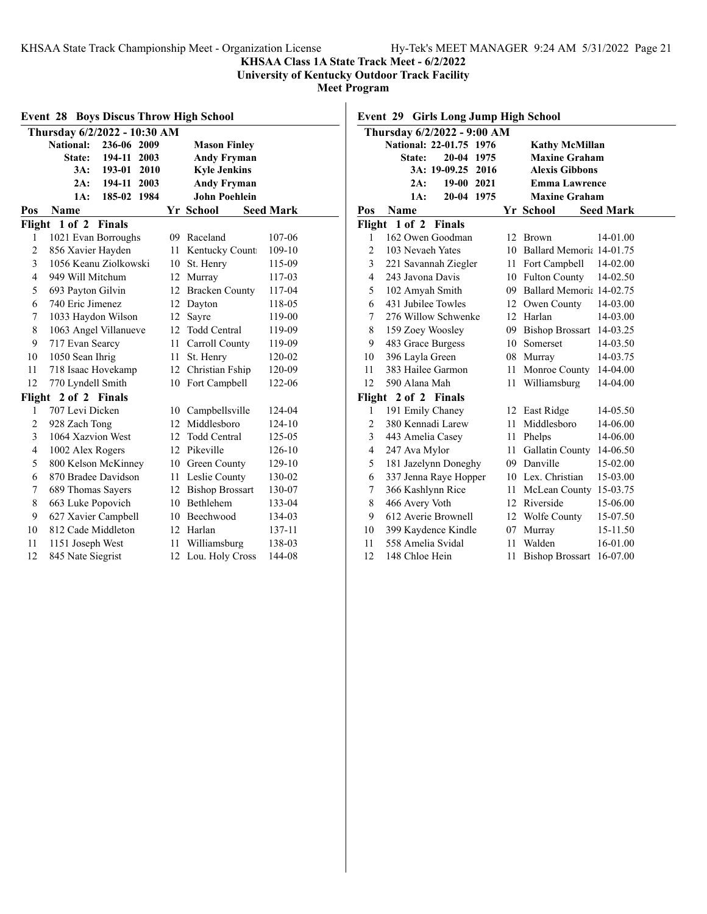**KHSAA Class 1A State Track Meet - 6/2/2022**
**University of Kentucky Outdoor Track Facility**
**Meet Program**

## Event 28 Boys Discus Throw High School

**Thursday 6/2/2022 - 10:30 AM**

| | Mark | Year | Name |
|---|---|---|---|
| National: | 236-06 | 2009 | Mason Finley |
| State: | 194-11 | 2003 | Andy Fryman |
| 3A: | 193-01 | 2010 | Kyle Jenkins |
| 2A: | 194-11 | 2003 | Andy Fryman |
| 1A: | 185-02 | 1984 | John Poehlein |

| Pos | Name | Yr | School | Seed Mark |
|---|---|---|---|---|
| **Flight 1 of 2 Finals** | | | | |
| 1 | 1021 Evan Borroughs | 09 | Raceland | 107-06 |
| 2 | 856 Xavier Hayden | 11 | Kentucky Count | 109-10 |
| 3 | 1056 Keanu Ziolkowski | 10 | St. Henry | 115-09 |
| 4 | 949 Will Mitchum | 12 | Murray | 117-03 |
| 5 | 693 Payton Gilvin | 12 | Bracken County | 117-04 |
| 6 | 740 Eric Jimenez | 12 | Dayton | 118-05 |
| 7 | 1033 Haydon Wilson | 12 | Sayre | 119-00 |
| 8 | 1063 Angel Villanueve | 12 | Todd Central | 119-09 |
| 9 | 717 Evan Searcy | 11 | Carroll County | 119-09 |
| 10 | 1050 Sean Ihrig | 11 | St. Henry | 120-02 |
| 11 | 718 Isaac Hovekamp | 12 | Christian Fship | 120-09 |
| 12 | 770 Lyndell Smith | 10 | Fort Campbell | 122-06 |
| **Flight 2 of 2 Finals** | | | | |
| 1 | 707 Levi Dicken | 10 | Campbellsville | 124-04 |
| 2 | 928 Zach Tong | 12 | Middlesboro | 124-10 |
| 3 | 1064 Xazvion West | 12 | Todd Central | 125-05 |
| 4 | 1002 Alex Rogers | 12 | Pikeville | 126-10 |
| 5 | 800 Kelson McKinney | 10 | Green County | 129-10 |
| 6 | 870 Bradee Davidson | 11 | Leslie County | 130-02 |
| 7 | 689 Thomas Sayers | 12 | Bishop Brossart | 130-07 |
| 8 | 663 Luke Popovich | 10 | Bethlehem | 133-04 |
| 9 | 627 Xavier Campbell | 10 | Beechwood | 134-03 |
| 10 | 812 Cade Middleton | 12 | Harlan | 137-11 |
| 11 | 1151 Joseph West | 11 | Williamsburg | 138-03 |
| 12 | 845 Nate Siegrist | 12 | Lou. Holy Cross | 144-08 |

## Event 29 Girls Long Jump High School

**Thursday 6/2/2022 - 9:00 AM**

| | Mark | Year | Name |
|---|---|---|---|
| National: | 22-01.75 | 1976 | Kathy McMillan |
| State: | 20-04 | 1975 | Maxine Graham |
| 3A: | 19-09.25 | 2016 | Alexis Gibbons |
| 2A: | 19-00 | 2021 | Emma Lawrence |
| 1A: | 20-04 | 1975 | Maxine Graham |

| Pos | Name | Yr | School | Seed Mark |
|---|---|---|---|---|
| **Flight 1 of 2 Finals** | | | | |
| 1 | 162 Owen Goodman | 12 | Brown | 14-01.00 |
| 2 | 103 Nevaeh Yates | 10 | Ballard Memoria | 14-01.75 |
| 3 | 221 Savannah Ziegler | 11 | Fort Campbell | 14-02.00 |
| 4 | 243 Javona Davis | 10 | Fulton County | 14-02.50 |
| 5 | 102 Amyah Smith | 09 | Ballard Memoria | 14-02.75 |
| 6 | 431 Jubilee Towles | 12 | Owen County | 14-03.00 |
| 7 | 276 Willow Schwenke | 12 | Harlan | 14-03.00 |
| 8 | 159 Zoey Woosley | 09 | Bishop Brossart | 14-03.25 |
| 9 | 483 Grace Burgess | 10 | Somerset | 14-03.50 |
| 10 | 396 Layla Green | 08 | Murray | 14-03.75 |
| 11 | 383 Hailee Garmon | 11 | Monroe County | 14-04.00 |
| 12 | 590 Alana Mah | 11 | Williamsburg | 14-04.00 |
| **Flight 2 of 2 Finals** | | | | |
| 1 | 191 Emily Chaney | 12 | East Ridge | 14-05.50 |
| 2 | 380 Kennadi Larew | 11 | Middlesboro | 14-06.00 |
| 3 | 443 Amelia Casey | 11 | Phelps | 14-06.00 |
| 4 | 247 Ava Mylor | 11 | Gallatin County | 14-06.50 |
| 5 | 181 Jazelynn Doneghy | 09 | Danville | 15-02.00 |
| 6 | 337 Jenna Raye Hopper | 10 | Lex. Christian | 15-03.00 |
| 7 | 366 Kashlynn Rice | 11 | McLean County | 15-03.75 |
| 8 | 466 Avery Voth | 12 | Riverside | 15-06.00 |
| 9 | 612 Averie Brownell | 12 | Wolfe County | 15-07.50 |
| 10 | 399 Kaydence Kindle | 07 | Murray | 15-11.50 |
| 11 | 558 Amelia Svidal | 11 | Walden | 16-01.00 |
| 12 | 148 Chloe Hein | 11 | Bishop Brossart | 16-07.00 |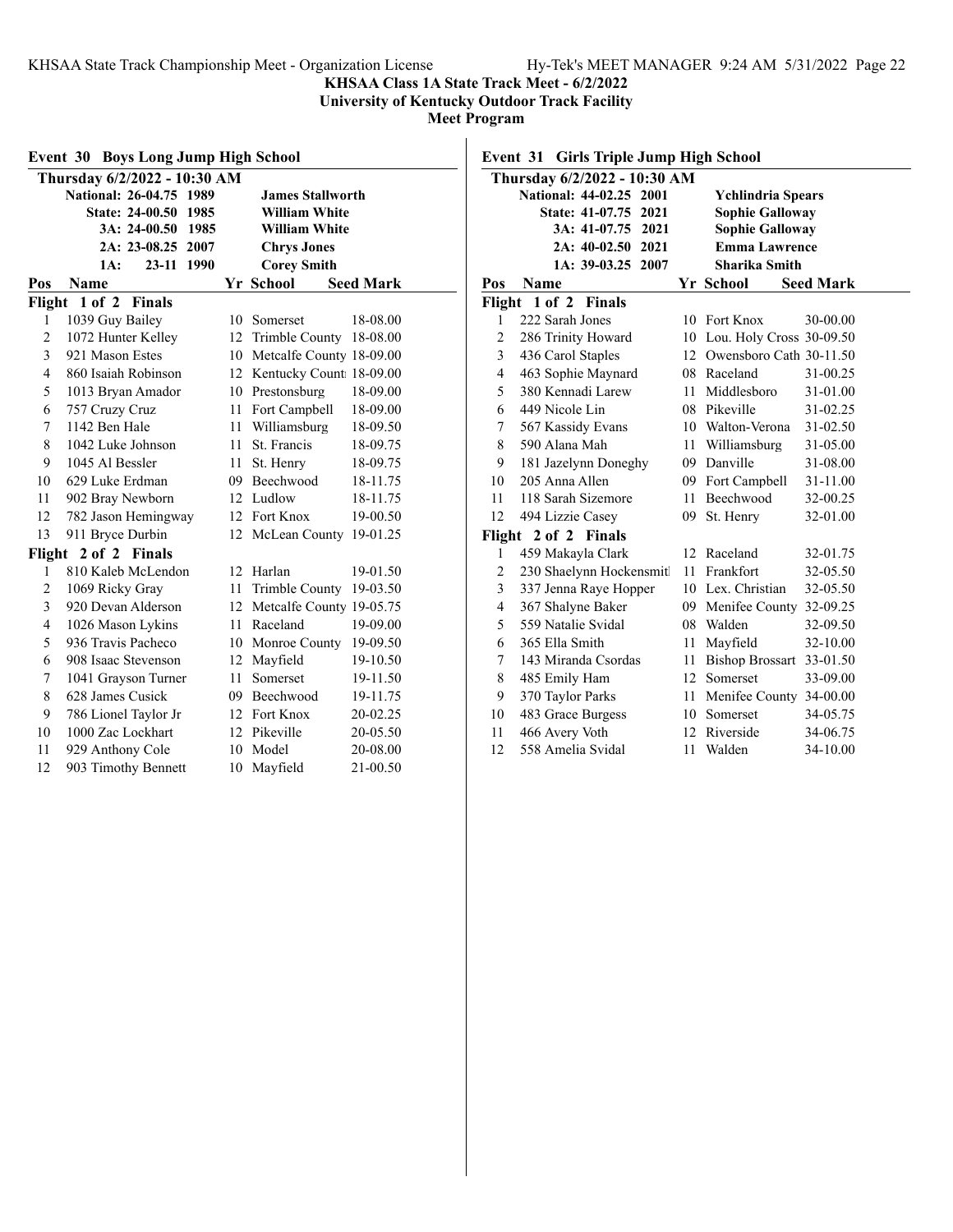**KHSAA Class 1A State Track Meet - 6/2/2022**
**University of Kentucky Outdoor Track Facility**
**Meet Program**

## Event 30 Boys Long Jump High School

**Thursday 6/2/2022 - 10:30 AM**

| Record | Mark | Year | Holder |
|---|---|---|---|
| National: | 26-04.75 | 1989 | James Stallworth |
| State: | 24-00.50 | 1985 | William White |
| 3A: | 24-00.50 | 1985 | William White |
| 2A: | 23-08.25 | 2007 | Chrys Jones |
| 1A: | 23-11 | 1990 | Corey Smith |

| Pos | Name | Yr | School | Seed Mark |
|---|---|---|---|---|
| **Flight 1 of 2 Finals** | | | | |
| 1 | 1039 Guy Bailey | 10 | Somerset | 18-08.00 |
| 2 | 1072 Hunter Kelley | 12 | Trimble County | 18-08.00 |
| 3 | 921 Mason Estes | 10 | Metcalfe County | 18-09.00 |
| 4 | 860 Isaiah Robinson | 12 | Kentucky Count | 18-09.00 |
| 5 | 1013 Bryan Amador | 10 | Prestonsburg | 18-09.00 |
| 6 | 757 Cruzy Cruz | 11 | Fort Campbell | 18-09.00 |
| 7 | 1142 Ben Hale | 11 | Williamsburg | 18-09.50 |
| 8 | 1042 Luke Johnson | 11 | St. Francis | 18-09.75 |
| 9 | 1045 Al Bessler | 11 | St. Henry | 18-09.75 |
| 10 | 629 Luke Erdman | 09 | Beechwood | 18-11.75 |
| 11 | 902 Bray Newborn | 12 | Ludlow | 18-11.75 |
| 12 | 782 Jason Hemingway | 12 | Fort Knox | 19-00.50 |
| 13 | 911 Bryce Durbin | 12 | McLean County | 19-01.25 |
| **Flight 2 of 2 Finals** | | | | |
| 1 | 810 Kaleb McLendon | 12 | Harlan | 19-01.50 |
| 2 | 1069 Ricky Gray | 11 | Trimble County | 19-03.50 |
| 3 | 920 Devan Alderson | 12 | Metcalfe County | 19-05.75 |
| 4 | 1026 Mason Lykins | 11 | Raceland | 19-09.00 |
| 5 | 936 Travis Pacheco | 10 | Monroe County | 19-09.50 |
| 6 | 908 Isaac Stevenson | 12 | Mayfield | 19-10.50 |
| 7 | 1041 Grayson Turner | 11 | Somerset | 19-11.50 |
| 8 | 628 James Cusick | 09 | Beechwood | 19-11.75 |
| 9 | 786 Lionel Taylor Jr | 12 | Fort Knox | 20-02.25 |
| 10 | 1000 Zac Lockhart | 12 | Pikeville | 20-05.50 |
| 11 | 929 Anthony Cole | 10 | Model | 20-08.00 |
| 12 | 903 Timothy Bennett | 10 | Mayfield | 21-00.50 |

## Event 31 Girls Triple Jump High School

**Thursday 6/2/2022 - 10:30 AM**

| Record | Mark | Year | Holder |
|---|---|---|---|
| National: | 44-02.25 | 2001 | Ychlindria Spears |
| State: | 41-07.75 | 2021 | Sophie Galloway |
| 3A: | 41-07.75 | 2021 | Sophie Galloway |
| 2A: | 40-02.50 | 2021 | Emma Lawrence |
| 1A: | 39-03.25 | 2007 | Sharika Smith |

| Pos | Name | Yr | School | Seed Mark |
|---|---|---|---|---|
| **Flight 1 of 2 Finals** | | | | |
| 1 | 222 Sarah Jones | 10 | Fort Knox | 30-00.00 |
| 2 | 286 Trinity Howard | 10 | Lou. Holy Cross | 30-09.50 |
| 3 | 436 Carol Staples | 12 | Owensboro Cath | 30-11.50 |
| 4 | 463 Sophie Maynard | 08 | Raceland | 31-00.25 |
| 5 | 380 Kennadi Larew | 11 | Middlesboro | 31-01.00 |
| 6 | 449 Nicole Lin | 08 | Pikeville | 31-02.25 |
| 7 | 567 Kassidy Evans | 10 | Walton-Verona | 31-02.50 |
| 8 | 590 Alana Mah | 11 | Williamsburg | 31-05.00 |
| 9 | 181 Jazelynn Doneghy | 09 | Danville | 31-08.00 |
| 10 | 205 Anna Allen | 09 | Fort Campbell | 31-11.00 |
| 11 | 118 Sarah Sizemore | 11 | Beechwood | 32-00.25 |
| 12 | 494 Lizzie Casey | 09 | St. Henry | 32-01.00 |
| **Flight 2 of 2 Finals** | | | | |
| 1 | 459 Makayla Clark | 12 | Raceland | 32-01.75 |
| 2 | 230 Shaelynn Hockensmitl | 11 | Frankfort | 32-05.50 |
| 3 | 337 Jenna Raye Hopper | 10 | Lex. Christian | 32-05.50 |
| 4 | 367 Shalyne Baker | 09 | Menifee County | 32-09.25 |
| 5 | 559 Natalie Svidal | 08 | Walden | 32-09.50 |
| 6 | 365 Ella Smith | 11 | Mayfield | 32-10.00 |
| 7 | 143 Miranda Csordas | 11 | Bishop Brossart | 33-01.50 |
| 8 | 485 Emily Ham | 12 | Somerset | 33-09.00 |
| 9 | 370 Taylor Parks | 11 | Menifee County | 34-00.00 |
| 10 | 483 Grace Burgess | 10 | Somerset | 34-05.75 |
| 11 | 466 Avery Voth | 12 | Riverside | 34-06.75 |
| 12 | 558 Amelia Svidal | 11 | Walden | 34-10.00 |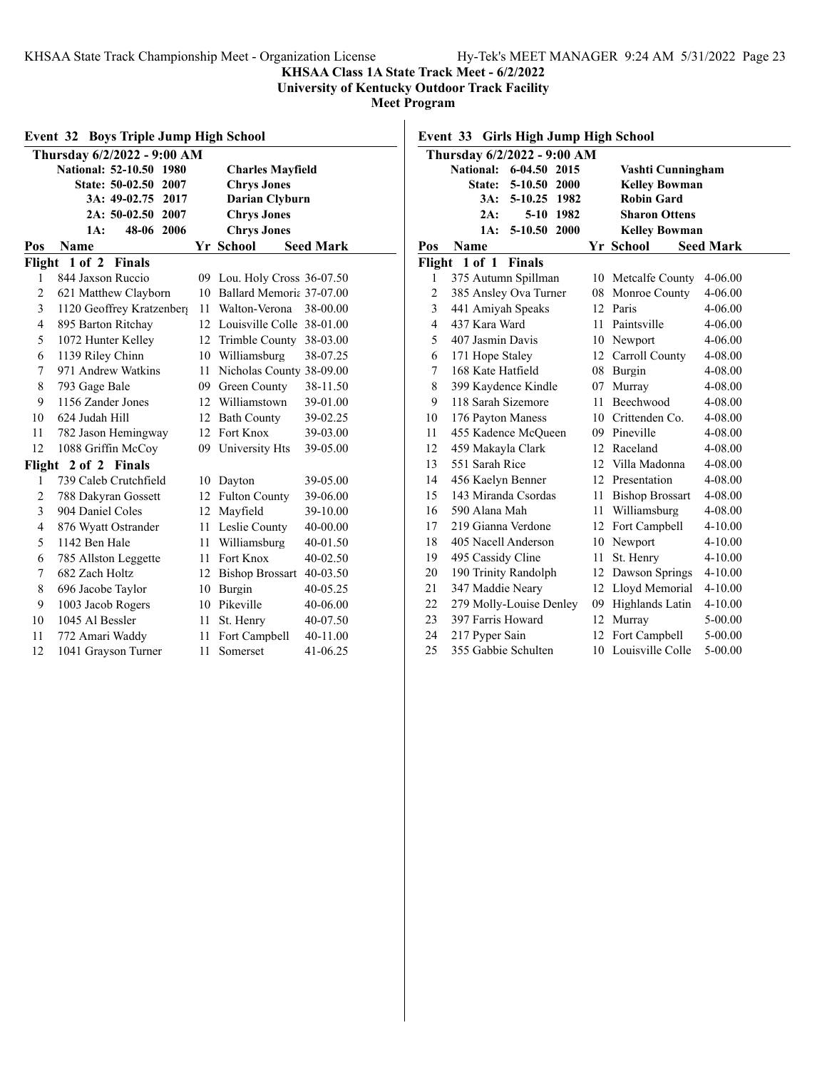# KHSAA Class 1A State Track Meet - 6/2/2022

**University of Kentucky Outdoor Track Facility**

**Meet Program**

## Event 32 Boys Triple Jump High School

**Thursday 6/2/2022 - 9:00 AM**

| Record | Mark | Year | Holder |
|---|---|---|---|
| National: | 52-10.50 | 1980 | Charles Mayfield |
| State: | 50-02.50 | 2007 | Chrys Jones |
| 3A: | 49-02.75 | 2017 | Darian Clyburn |
| 2A: | 50-02.50 | 2007 | Chrys Jones |
| 1A: | 48-06 | 2006 | Chrys Jones |

| Pos | Name | Yr | School | Seed Mark |
|---|---|---|---|---|
| **Flight 1 of 2 Finals** | | | | |
| 1 | 844 Jaxson Ruccio | 09 | Lou. Holy Cross | 36-07.50 |
| 2 | 621 Matthew Clayborn | 10 | Ballard Memoria | 37-07.00 |
| 3 | 1120 Geoffrey Kratzenberg | 11 | Walton-Verona | 38-00.00 |
| 4 | 895 Barton Ritchay | 12 | Louisville Colle | 38-01.00 |
| 5 | 1072 Hunter Kelley | 12 | Trimble County | 38-03.00 |
| 6 | 1139 Riley Chinn | 10 | Williamsburg | 38-07.25 |
| 7 | 971 Andrew Watkins | 11 | Nicholas County | 38-09.00 |
| 8 | 793 Gage Bale | 09 | Green County | 38-11.50 |
| 9 | 1156 Zander Jones | 12 | Williamstown | 39-01.00 |
| 10 | 624 Judah Hill | 12 | Bath County | 39-02.25 |
| 11 | 782 Jason Hemingway | 12 | Fort Knox | 39-03.00 |
| 12 | 1088 Griffin McCoy | 09 | University Hts | 39-05.00 |
| **Flight 2 of 2 Finals** | | | | |
| 1 | 739 Caleb Crutchfield | 10 | Dayton | 39-05.00 |
| 2 | 788 Dakyran Gossett | 12 | Fulton County | 39-06.00 |
| 3 | 904 Daniel Coles | 12 | Mayfield | 39-10.00 |
| 4 | 876 Wyatt Ostrander | 11 | Leslie County | 40-00.00 |
| 5 | 1142 Ben Hale | 11 | Williamsburg | 40-01.50 |
| 6 | 785 Allston Leggette | 11 | Fort Knox | 40-02.50 |
| 7 | 682 Zach Holtz | 12 | Bishop Brossart | 40-03.50 |
| 8 | 696 Jacobe Taylor | 10 | Burgin | 40-05.25 |
| 9 | 1003 Jacob Rogers | 10 | Pikeville | 40-06.00 |
| 10 | 1045 Al Bessler | 11 | St. Henry | 40-07.50 |
| 11 | 772 Amari Waddy | 11 | Fort Campbell | 40-11.00 |
| 12 | 1041 Grayson Turner | 11 | Somerset | 41-06.25 |

## Event 33 Girls High Jump High School

**Thursday 6/2/2022 - 9:00 AM**

| Record | Mark | Year | Holder |
|---|---|---|---|
| National: | 6-04.50 | 2015 | Vashti Cunningham |
| State: | 5-10.50 | 2000 | Kelley Bowman |
| 3A: | 5-10.25 | 1982 | Robin Gard |
| 2A: | 5-10 | 1982 | Sharon Ottens |
| 1A: | 5-10.50 | 2000 | Kelley Bowman |

| Pos | Name | Yr | School | Seed Mark |
|---|---|---|---|---|
| **Flight 1 of 1 Finals** | | | | |
| 1 | 375 Autumn Spillman | 10 | Metcalfe County | 4-06.00 |
| 2 | 385 Ansley Ova Turner | 08 | Monroe County | 4-06.00 |
| 3 | 441 Amiyah Speaks | 12 | Paris | 4-06.00 |
| 4 | 437 Kara Ward | 11 | Paintsville | 4-06.00 |
| 5 | 407 Jasmin Davis | 10 | Newport | 4-06.00 |
| 6 | 171 Hope Staley | 12 | Carroll County | 4-08.00 |
| 7 | 168 Kate Hatfield | 08 | Burgin | 4-08.00 |
| 8 | 399 Kaydence Kindle | 07 | Murray | 4-08.00 |
| 9 | 118 Sarah Sizemore | 11 | Beechwood | 4-08.00 |
| 10 | 176 Payton Maness | 10 | Crittenden Co. | 4-08.00 |
| 11 | 455 Kadence McQueen | 09 | Pineville | 4-08.00 |
| 12 | 459 Makayla Clark | 12 | Raceland | 4-08.00 |
| 13 | 551 Sarah Rice | 12 | Villa Madonna | 4-08.00 |
| 14 | 456 Kaelyn Benner | 12 | Presentation | 4-08.00 |
| 15 | 143 Miranda Csordas | 11 | Bishop Brossart | 4-08.00 |
| 16 | 590 Alana Mah | 11 | Williamsburg | 4-08.00 |
| 17 | 219 Gianna Verdone | 12 | Fort Campbell | 4-10.00 |
| 18 | 405 Nacell Anderson | 10 | Newport | 4-10.00 |
| 19 | 495 Cassidy Cline | 11 | St. Henry | 4-10.00 |
| 20 | 190 Trinity Randolph | 12 | Dawson Springs | 4-10.00 |
| 21 | 347 Maddie Neary | 12 | Lloyd Memorial | 4-10.00 |
| 22 | 279 Molly-Louise Denley | 09 | Highlands Latin | 4-10.00 |
| 23 | 397 Farris Howard | 12 | Murray | 5-00.00 |
| 24 | 217 Pyper Sain | 12 | Fort Campbell | 5-00.00 |
| 25 | 355 Gabbie Schulten | 10 | Louisville Colle | 5-00.00 |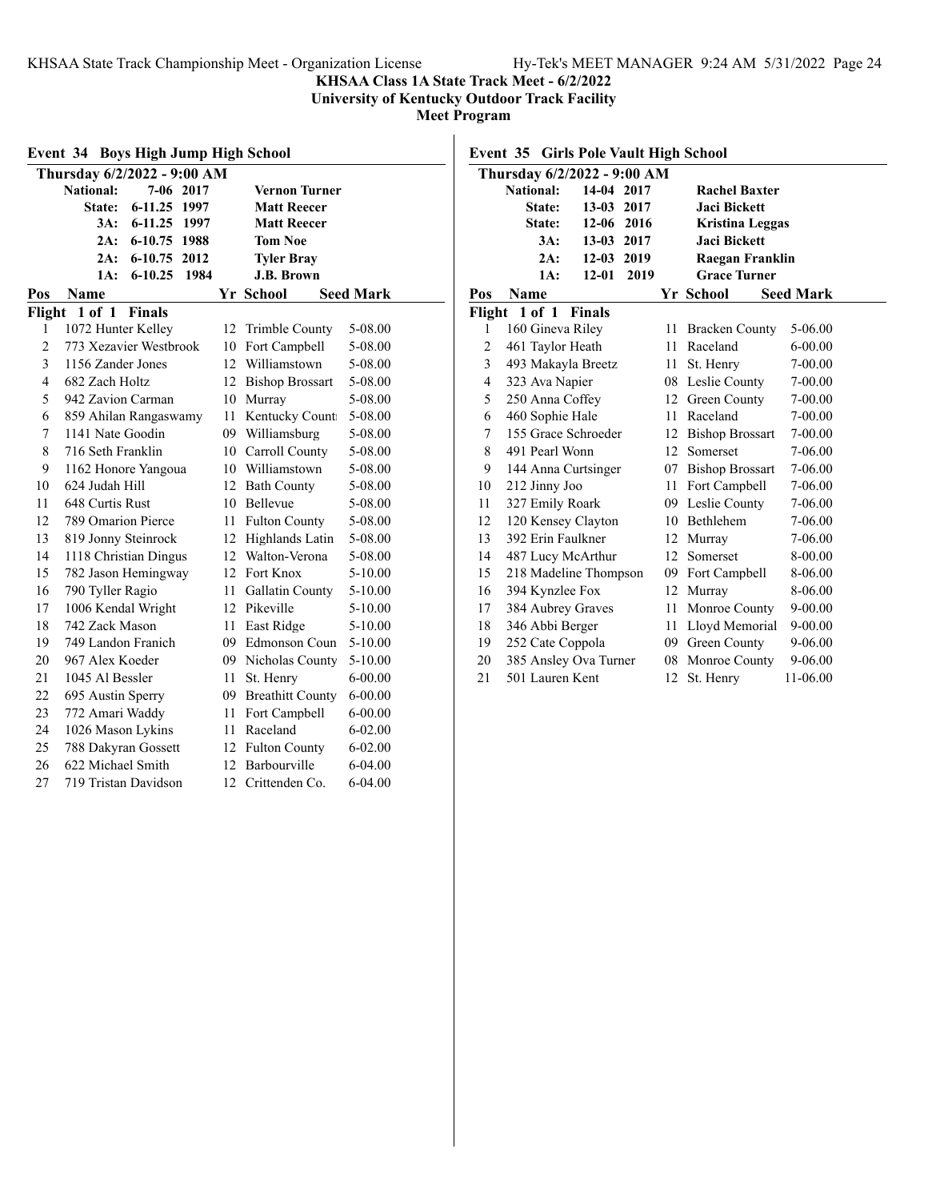KHSAA State Track Championship Meet - Organization License

**KHSAA Class 1A State Track Meet - 6/2/2022**

**University of Kentucky Outdoor Track Facility**

**Meet Program**

## Event 34 Boys High Jump High School

**Thursday 6/2/2022 - 9:00 AM**

| Record | Mark | Year | Holder |
|---|---|---|---|
| National: | 7-06 | 2017 | Vernon Turner |
| State: | 6-11.25 | 1997 | Matt Reecer |
| 3A: | 6-11.25 | 1997 | Matt Reecer |
| 2A: | 6-10.75 | 1988 | Tom Noe |
| 2A: | 6-10.75 | 2012 | Tyler Bray |
| 1A: | 6-10.25 | 1984 | J.B. Brown |

**Flight 1 of 1 Finals**

| Pos | Name | Yr | School | Seed Mark |
|---|---|---|---|---|
| 1 | 1072 Hunter Kelley | 12 | Trimble County | 5-08.00 |
| 2 | 773 Xezavier Westbrook | 10 | Fort Campbell | 5-08.00 |
| 3 | 1156 Zander Jones | 12 | Williamstown | 5-08.00 |
| 4 | 682 Zach Holtz | 12 | Bishop Brossart | 5-08.00 |
| 5 | 942 Zavion Carman | 10 | Murray | 5-08.00 |
| 6 | 859 Ahilan Rangaswamy | 11 | Kentucky Count | 5-08.00 |
| 7 | 1141 Nate Goodin | 09 | Williamsburg | 5-08.00 |
| 8 | 716 Seth Franklin | 10 | Carroll County | 5-08.00 |
| 9 | 1162 Honore Yangoua | 10 | Williamstown | 5-08.00 |
| 10 | 624 Judah Hill | 12 | Bath County | 5-08.00 |
| 11 | 648 Curtis Rust | 10 | Bellevue | 5-08.00 |
| 12 | 789 Omarion Pierce | 11 | Fulton County | 5-08.00 |
| 13 | 819 Jonny Steinrock | 12 | Highlands Latin | 5-08.00 |
| 14 | 1118 Christian Dingus | 12 | Walton-Verona | 5-08.00 |
| 15 | 782 Jason Hemingway | 12 | Fort Knox | 5-10.00 |
| 16 | 790 Tyller Ragio | 11 | Gallatin County | 5-10.00 |
| 17 | 1006 Kendal Wright | 12 | Pikeville | 5-10.00 |
| 18 | 742 Zack Mason | 11 | East Ridge | 5-10.00 |
| 19 | 749 Landon Franich | 09 | Edmonson Coun | 5-10.00 |
| 20 | 967 Alex Koeder | 09 | Nicholas County | 5-10.00 |
| 21 | 1045 Al Bessler | 11 | St. Henry | 6-00.00 |
| 22 | 695 Austin Sperry | 09 | Breathitt County | 6-00.00 |
| 23 | 772 Amari Waddy | 11 | Fort Campbell | 6-00.00 |
| 24 | 1026 Mason Lykins | 11 | Raceland | 6-02.00 |
| 25 | 788 Dakyran Gossett | 12 | Fulton County | 6-02.00 |
| 26 | 622 Michael Smith | 12 | Barbourville | 6-04.00 |
| 27 | 719 Tristan Davidson | 12 | Crittenden Co. | 6-04.00 |

## Event 35 Girls Pole Vault High School

**Thursday 6/2/2022 - 9:00 AM**

| Record | Mark | Year | Holder |
|---|---|---|---|
| National: | 14-04 | 2017 | Rachel Baxter |
| State: | 13-03 | 2017 | Jaci Bickett |
| State: | 12-06 | 2016 | Kristina Leggas |
| 3A: | 13-03 | 2017 | Jaci Bickett |
| 2A: | 12-03 | 2019 | Raegan Franklin |
| 1A: | 12-01 | 2019 | Grace Turner |

**Flight 1 of 1 Finals**

| Pos | Name | Yr | School | Seed Mark |
|---|---|---|---|---|
| 1 | 160 Gineva Riley | 11 | Bracken County | 5-06.00 |
| 2 | 461 Taylor Heath | 11 | Raceland | 6-00.00 |
| 3 | 493 Makayla Breetz | 11 | St. Henry | 7-00.00 |
| 4 | 323 Ava Napier | 08 | Leslie County | 7-00.00 |
| 5 | 250 Anna Coffey | 12 | Green County | 7-00.00 |
| 6 | 460 Sophie Hale | 11 | Raceland | 7-00.00 |
| 7 | 155 Grace Schroeder | 12 | Bishop Brossart | 7-00.00 |
| 8 | 491 Pearl Wonn | 12 | Somerset | 7-06.00 |
| 9 | 144 Anna Curtsinger | 07 | Bishop Brossart | 7-06.00 |
| 10 | 212 Jinny Joo | 11 | Fort Campbell | 7-06.00 |
| 11 | 327 Emily Roark | 09 | Leslie County | 7-06.00 |
| 12 | 120 Kensey Clayton | 10 | Bethlehem | 7-06.00 |
| 13 | 392 Erin Faulkner | 12 | Murray | 7-06.00 |
| 14 | 487 Lucy McArthur | 12 | Somerset | 8-00.00 |
| 15 | 218 Madeline Thompson | 09 | Fort Campbell | 8-06.00 |
| 16 | 394 Kynzlee Fox | 12 | Murray | 8-06.00 |
| 17 | 384 Aubrey Graves | 11 | Monroe County | 9-00.00 |
| 18 | 346 Abbi Berger | 11 | Lloyd Memorial | 9-00.00 |
| 19 | 252 Cate Coppola | 09 | Green County | 9-06.00 |
| 20 | 385 Ansley Ova Turner | 08 | Monroe County | 9-06.00 |
| 21 | 501 Lauren Kent | 12 | St. Henry | 11-06.00 |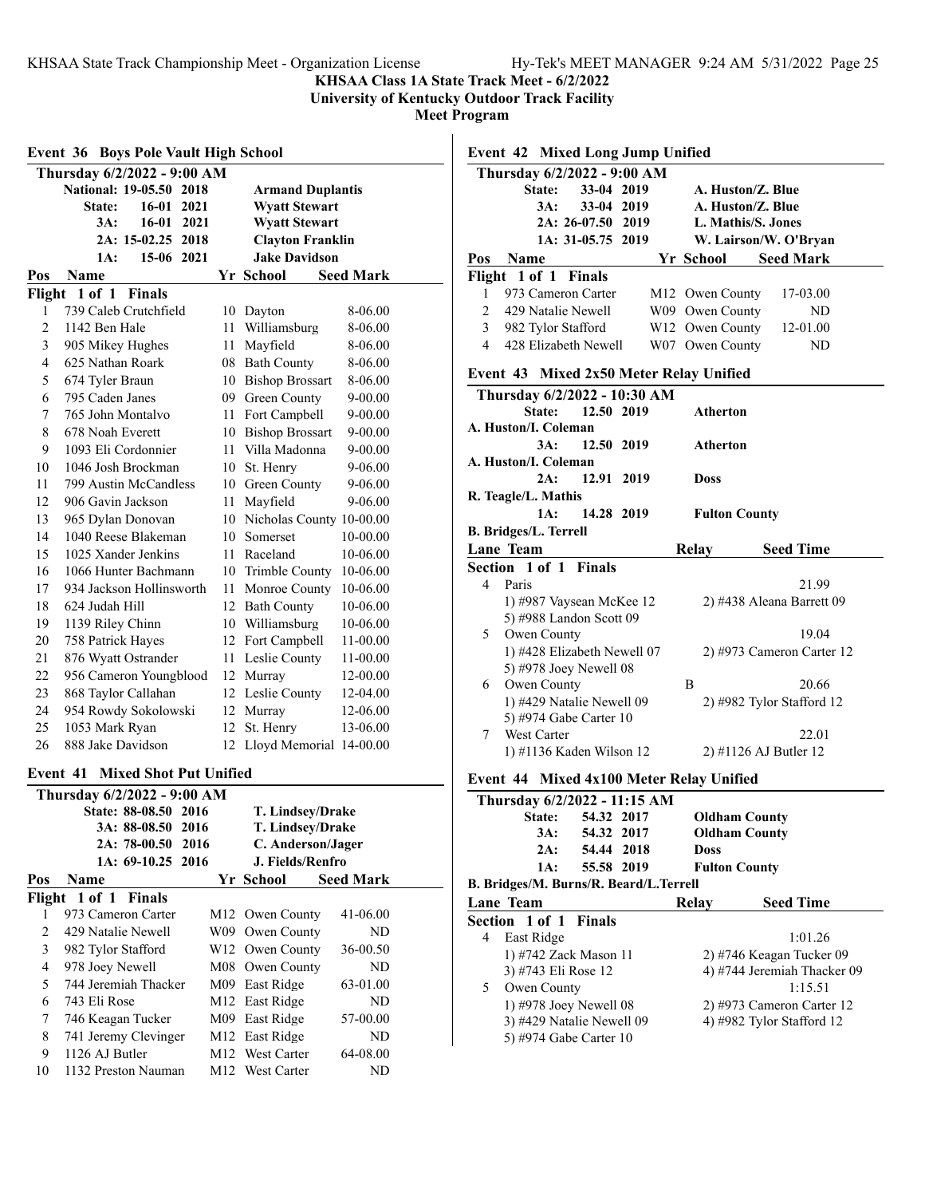**KHSAA Class 1A State Track Meet - 6/2/2022**
**University of Kentucky Outdoor Track Facility**
**Meet Program**

## Event 36 Boys Pole Vault High School

**Thursday 6/2/2022 - 9:00 AM**

| | | | |
|---|---|---|---|
| National: | 19-05.50 | 2018 | Armand Duplantis |
| State: | 16-01 | 2021 | Wyatt Stewart |
| 3A: | 16-01 | 2021 | Wyatt Stewart |
| 2A: | 15-02.25 | 2018 | Clayton Franklin |
| 1A: | 15-06 | 2021 | Jake Davidson |

**Flight 1 of 1 Finals**

| Pos | Name | Yr | School | Seed Mark |
|---|---|---|---|---|
| 1 | 739 Caleb Crutchfield | 10 | Dayton | 8-06.00 |
| 2 | 1142 Ben Hale | 11 | Williamsburg | 8-06.00 |
| 3 | 905 Mikey Hughes | 11 | Mayfield | 8-06.00 |
| 4 | 625 Nathan Roark | 08 | Bath County | 8-06.00 |
| 5 | 674 Tyler Braun | 10 | Bishop Brossart | 8-06.00 |
| 6 | 795 Caden Janes | 09 | Green County | 9-00.00 |
| 7 | 765 John Montalvo | 11 | Fort Campbell | 9-00.00 |
| 8 | 678 Noah Everett | 10 | Bishop Brossart | 9-00.00 |
| 9 | 1093 Eli Cordonnier | 11 | Villa Madonna | 9-00.00 |
| 10 | 1046 Josh Brockman | 10 | St. Henry | 9-06.00 |
| 11 | 799 Austin McCandless | 10 | Green County | 9-06.00 |
| 12 | 906 Gavin Jackson | 11 | Mayfield | 9-06.00 |
| 13 | 965 Dylan Donovan | 10 | Nicholas County | 10-00.00 |
| 14 | 1040 Reese Blakeman | 10 | Somerset | 10-00.00 |
| 15 | 1025 Xander Jenkins | 11 | Raceland | 10-06.00 |
| 16 | 1066 Hunter Bachmann | 10 | Trimble County | 10-06.00 |
| 17 | 934 Jackson Hollinsworth | 11 | Monroe County | 10-06.00 |
| 18 | 624 Judah Hill | 12 | Bath County | 10-06.00 |
| 19 | 1139 Riley Chinn | 10 | Williamsburg | 10-06.00 |
| 20 | 758 Patrick Hayes | 12 | Fort Campbell | 11-00.00 |
| 21 | 876 Wyatt Ostrander | 11 | Leslie County | 11-00.00 |
| 22 | 956 Cameron Youngblood | 12 | Murray | 12-00.00 |
| 23 | 868 Taylor Callahan | 12 | Leslie County | 12-04.00 |
| 24 | 954 Rowdy Sokolowski | 12 | Murray | 12-06.00 |
| 25 | 1053 Mark Ryan | 12 | St. Henry | 13-06.00 |
| 26 | 888 Jake Davidson | 12 | Lloyd Memorial | 14-00.00 |

## Event 41 Mixed Shot Put Unified

**Thursday 6/2/2022 - 9:00 AM**

| | | | |
|---|---|---|---|
| State: | 88-08.50 | 2016 | T. Lindsey/Drake |
| 3A: | 88-08.50 | 2016 | T. Lindsey/Drake |
| 2A: | 78-00.50 | 2016 | C. Anderson/Jager |
| 1A: | 69-10.25 | 2016 | J. Fields/Renfro |

**Flight 1 of 1 Finals**

| Pos | Name | Yr | School | Seed Mark |
|---|---|---|---|---|
| 1 | 973 Cameron Carter | M12 | Owen County | 41-06.00 |
| 2 | 429 Natalie Newell | W09 | Owen County | ND |
| 3 | 982 Tylor Stafford | W12 | Owen County | 36-00.50 |
| 4 | 978 Joey Newell | M08 | Owen County | ND |
| 5 | 744 Jeremiah Thacker | M09 | East Ridge | 63-01.00 |
| 6 | 743 Eli Rose | M12 | East Ridge | ND |
| 7 | 746 Keagan Tucker | M09 | East Ridge | 57-00.00 |
| 8 | 741 Jeremy Clevinger | M12 | East Ridge | ND |
| 9 | 1126 AJ Butler | M12 | West Carter | 64-08.00 |
| 10 | 1132 Preston Nauman | M12 | West Carter | ND |

## Event 42 Mixed Long Jump Unified

**Thursday 6/2/2022 - 9:00 AM**

| | | | |
|---|---|---|---|
| State: | 33-04 | 2019 | A. Huston/Z. Blue |
| 3A: | 33-04 | 2019 | A. Huston/Z. Blue |
| 2A: | 26-07.50 | 2019 | L. Mathis/S. Jones |
| 1A: | 31-05.75 | 2019 | W. Lairson/W. O'Bryan |

**Flight 1 of 1 Finals**

| Pos | Name | Yr | School | Seed Mark |
|---|---|---|---|---|
| 1 | 973 Cameron Carter | M12 | Owen County | 17-03.00 |
| 2 | 429 Natalie Newell | W09 | Owen County | ND |
| 3 | 982 Tylor Stafford | W12 | Owen County | 12-01.00 |
| 4 | 428 Elizabeth Newell | W07 | Owen County | ND |

## Event 43 Mixed 2x50 Meter Relay Unified

**Thursday 6/2/2022 - 10:30 AM**

State: 12.50 2019 Atherton
A. Huston/I. Coleman
3A: 12.50 2019 Atherton
A. Huston/I. Coleman
2A: 12.91 2019 Doss
R. Teagle/L. Mathis
1A: 14.28 2019 Fulton County
B. Bridges/L. Terrell

**Section 1 of 1 Finals**

| Lane | Team | Relay | Seed Time |
|---|---|---|---|
| 4 | Paris | | 21.99 |
| | 1) #987 Vaysean McKee 12; 2) #438 Aleana Barrett 09; 5) #988 Landon Scott 09 | | |
| 5 | Owen County | | 19.04 |
| | 1) #428 Elizabeth Newell 07; 2) #973 Cameron Carter 12; 5) #978 Joey Newell 08 | | |
| 6 | Owen County | B | 20.66 |
| | 1) #429 Natalie Newell 09; 2) #982 Tylor Stafford 12; 5) #974 Gabe Carter 10 | | |
| 7 | West Carter | | 22.01 |
| | 1) #1136 Kaden Wilson 12; 2) #1126 AJ Butler 12 | | |

## Event 44 Mixed 4x100 Meter Relay Unified

**Thursday 6/2/2022 - 11:15 AM**

State: 54.32 2017 Oldham County
3A: 54.32 2017 Oldham County
2A: 54.44 2018 Doss
1A: 55.58 2019 Fulton County
B. Bridges/M. Burns/R. Beard/L.Terrell

**Section 1 of 1 Finals**

| Lane | Team | Relay | Seed Time |
|---|---|---|---|
| 4 | East Ridge | | 1:01.26 |
| | 1) #742 Zack Mason 11; 2) #746 Keagan Tucker 09; 3) #743 Eli Rose 12; 4) #744 Jeremiah Thacker 09 | | |
| 5 | Owen County | | 1:15.51 |
| | 1) #978 Joey Newell 08; 2) #973 Cameron Carter 12; 3) #429 Natalie Newell 09; 4) #982 Tylor Stafford 12; 5) #974 Gabe Carter 10 | | |